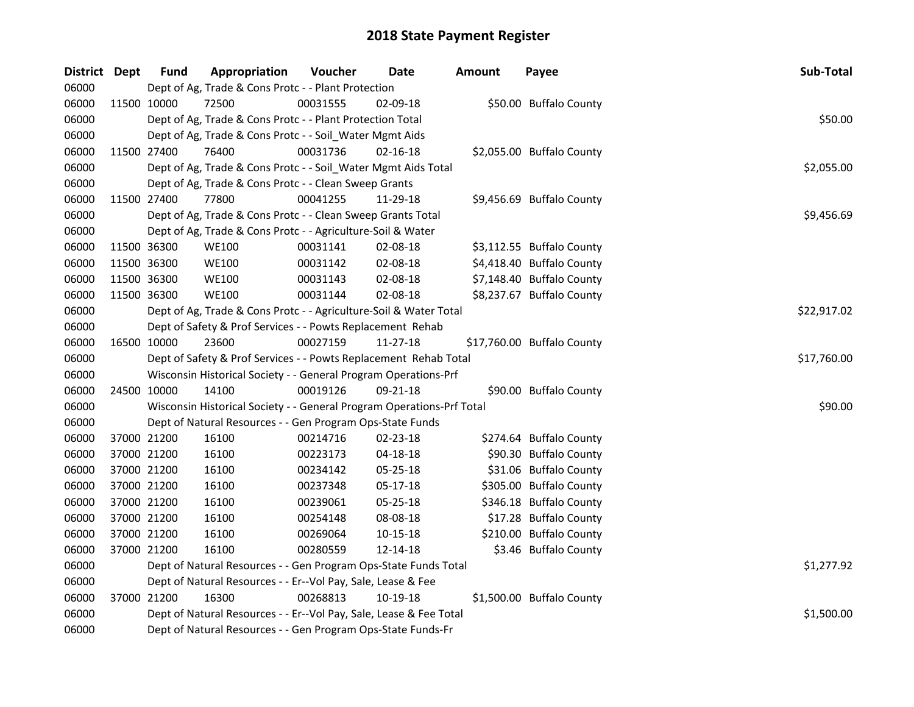# 2018 State Payment Register

| District | Dept | Fund | Appropriation | Voucher | Date | Amount | Payee | Sub-Total |
|---|---|---|---|---|---|---|---|---|
| 06000 | | Dept of Ag, Trade & Cons Protc - - Plant Protection | | | | | | |
| 06000 | 11500 | 10000 | 72500 | 00031555 | 02-09-18 | $50.00 | Buffalo County | |
| 06000 | | Dept of Ag, Trade & Cons Protc - - Plant Protection Total | | | | | | $50.00 |
| 06000 | | Dept of Ag, Trade & Cons Protc - - Soil_Water Mgmt Aids | | | | | | |
| 06000 | 11500 | 27400 | 76400 | 00031736 | 02-16-18 | $2,055.00 | Buffalo County | |
| 06000 | | Dept of Ag, Trade & Cons Protc - - Soil_Water Mgmt Aids Total | | | | | | $2,055.00 |
| 06000 | | Dept of Ag, Trade & Cons Protc - - Clean Sweep Grants | | | | | | |
| 06000 | 11500 | 27400 | 77800 | 00041255 | 11-29-18 | $9,456.69 | Buffalo County | |
| 06000 | | Dept of Ag, Trade & Cons Protc - - Clean Sweep Grants Total | | | | | | $9,456.69 |
| 06000 | | Dept of Ag, Trade & Cons Protc - - Agriculture-Soil & Water | | | | | | |
| 06000 | 11500 | 36300 | WE100 | 00031141 | 02-08-18 | $3,112.55 | Buffalo County | |
| 06000 | 11500 | 36300 | WE100 | 00031142 | 02-08-18 | $4,418.40 | Buffalo County | |
| 06000 | 11500 | 36300 | WE100 | 00031143 | 02-08-18 | $7,148.40 | Buffalo County | |
| 06000 | 11500 | 36300 | WE100 | 00031144 | 02-08-18 | $8,237.67 | Buffalo County | |
| 06000 | | Dept of Ag, Trade & Cons Protc - - Agriculture-Soil & Water Total | | | | | | $22,917.02 |
| 06000 | | Dept of Safety & Prof Services - - Powts Replacement Rehab | | | | | | |
| 06000 | 16500 | 10000 | 23600 | 00027159 | 11-27-18 | $17,760.00 | Buffalo County | |
| 06000 | | Dept of Safety & Prof Services - - Powts Replacement Rehab Total | | | | | | $17,760.00 |
| 06000 | | Wisconsin Historical Society - - General Program Operations-Prf | | | | | | |
| 06000 | 24500 | 10000 | 14100 | 00019126 | 09-21-18 | $90.00 | Buffalo County | |
| 06000 | | Wisconsin Historical Society - - General Program Operations-Prf Total | | | | | | $90.00 |
| 06000 | | Dept of Natural Resources - - Gen Program Ops-State Funds | | | | | | |
| 06000 | 37000 | 21200 | 16100 | 00214716 | 02-23-18 | $274.64 | Buffalo County | |
| 06000 | 37000 | 21200 | 16100 | 00223173 | 04-18-18 | $90.30 | Buffalo County | |
| 06000 | 37000 | 21200 | 16100 | 00234142 | 05-25-18 | $31.06 | Buffalo County | |
| 06000 | 37000 | 21200 | 16100 | 00237348 | 05-17-18 | $305.00 | Buffalo County | |
| 06000 | 37000 | 21200 | 16100 | 00239061 | 05-25-18 | $346.18 | Buffalo County | |
| 06000 | 37000 | 21200 | 16100 | 00254148 | 08-08-18 | $17.28 | Buffalo County | |
| 06000 | 37000 | 21200 | 16100 | 00269064 | 10-15-18 | $210.00 | Buffalo County | |
| 06000 | 37000 | 21200 | 16100 | 00280559 | 12-14-18 | $3.46 | Buffalo County | |
| 06000 | | Dept of Natural Resources - - Gen Program Ops-State Funds Total | | | | | | $1,277.92 |
| 06000 | | Dept of Natural Resources - - Er--Vol Pay, Sale, Lease & Fee | | | | | | |
| 06000 | 37000 | 21200 | 16300 | 00268813 | 10-19-18 | $1,500.00 | Buffalo County | |
| 06000 | | Dept of Natural Resources - - Er--Vol Pay, Sale, Lease & Fee Total | | | | | | $1,500.00 |
| 06000 | | Dept of Natural Resources - - Gen Program Ops-State Funds-Fr | | | | | | |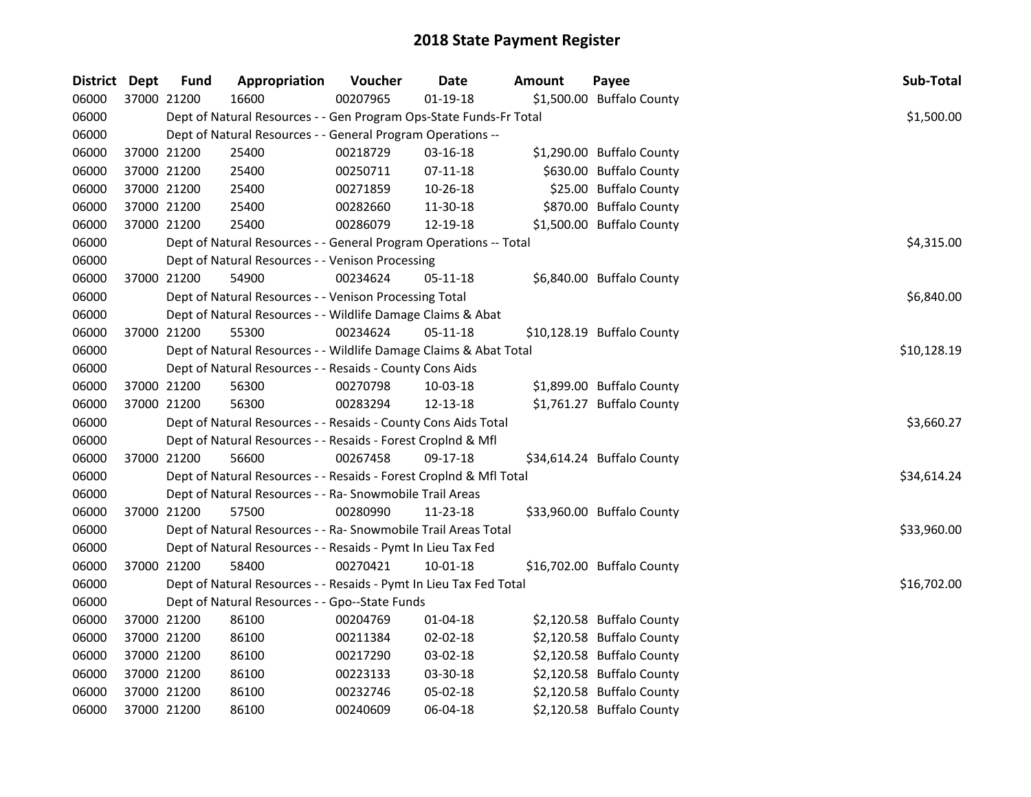# 2018 State Payment Register

| District | Dept | Fund | Appropriation | Voucher | Date | Amount | Payee | Sub-Total |
|---|---|---|---|---|---|---|---|---|
| 06000 | 37000 | 21200 | 16600 | 00207965 | 01-19-18 | $1,500.00 | Buffalo County | |
| 06000 | | | Dept of Natural Resources - - Gen Program Ops-State Funds-Fr Total | | | | | $1,500.00 |
| 06000 | | | Dept of Natural Resources - - General Program Operations -- | | | | | |
| 06000 | 37000 | 21200 | 25400 | 00218729 | 03-16-18 | $1,290.00 | Buffalo County | |
| 06000 | 37000 | 21200 | 25400 | 00250711 | 07-11-18 | $630.00 | Buffalo County | |
| 06000 | 37000 | 21200 | 25400 | 00271859 | 10-26-18 | $25.00 | Buffalo County | |
| 06000 | 37000 | 21200 | 25400 | 00282660 | 11-30-18 | $870.00 | Buffalo County | |
| 06000 | 37000 | 21200 | 25400 | 00286079 | 12-19-18 | $1,500.00 | Buffalo County | |
| 06000 | | | Dept of Natural Resources - - General Program Operations -- Total | | | | | $4,315.00 |
| 06000 | | | Dept of Natural Resources - - Venison Processing | | | | | |
| 06000 | 37000 | 21200 | 54900 | 00234624 | 05-11-18 | $6,840.00 | Buffalo County | |
| 06000 | | | Dept of Natural Resources - - Venison Processing Total | | | | | $6,840.00 |
| 06000 | | | Dept of Natural Resources - - Wildlife Damage Claims & Abat | | | | | |
| 06000 | 37000 | 21200 | 55300 | 00234624 | 05-11-18 | $10,128.19 | Buffalo County | |
| 06000 | | | Dept of Natural Resources - - Wildlife Damage Claims & Abat Total | | | | | $10,128.19 |
| 06000 | | | Dept of Natural Resources - - Resaids - County Cons Aids | | | | | |
| 06000 | 37000 | 21200 | 56300 | 00270798 | 10-03-18 | $1,899.00 | Buffalo County | |
| 06000 | 37000 | 21200 | 56300 | 00283294 | 12-13-18 | $1,761.27 | Buffalo County | |
| 06000 | | | Dept of Natural Resources - - Resaids - County Cons Aids Total | | | | | $3,660.27 |
| 06000 | | | Dept of Natural Resources - - Resaids - Forest Croplnd & Mfl | | | | | |
| 06000 | 37000 | 21200 | 56600 | 00267458 | 09-17-18 | $34,614.24 | Buffalo County | |
| 06000 | | | Dept of Natural Resources - - Resaids - Forest Croplnd & Mfl Total | | | | | $34,614.24 |
| 06000 | | | Dept of Natural Resources - - Ra- Snowmobile Trail Areas | | | | | |
| 06000 | 37000 | 21200 | 57500 | 00280990 | 11-23-18 | $33,960.00 | Buffalo County | |
| 06000 | | | Dept of Natural Resources - - Ra- Snowmobile Trail Areas Total | | | | | $33,960.00 |
| 06000 | | | Dept of Natural Resources - - Resaids - Pymt In Lieu Tax Fed | | | | | |
| 06000 | 37000 | 21200 | 58400 | 00270421 | 10-01-18 | $16,702.00 | Buffalo County | |
| 06000 | | | Dept of Natural Resources - - Resaids - Pymt In Lieu Tax Fed Total | | | | | $16,702.00 |
| 06000 | | | Dept of Natural Resources - - Gpo--State Funds | | | | | |
| 06000 | 37000 | 21200 | 86100 | 00204769 | 01-04-18 | $2,120.58 | Buffalo County | |
| 06000 | 37000 | 21200 | 86100 | 00211384 | 02-02-18 | $2,120.58 | Buffalo County | |
| 06000 | 37000 | 21200 | 86100 | 00217290 | 03-02-18 | $2,120.58 | Buffalo County | |
| 06000 | 37000 | 21200 | 86100 | 00223133 | 03-30-18 | $2,120.58 | Buffalo County | |
| 06000 | 37000 | 21200 | 86100 | 00232746 | 05-02-18 | $2,120.58 | Buffalo County | |
| 06000 | 37000 | 21200 | 86100 | 00240609 | 06-04-18 | $2,120.58 | Buffalo County | |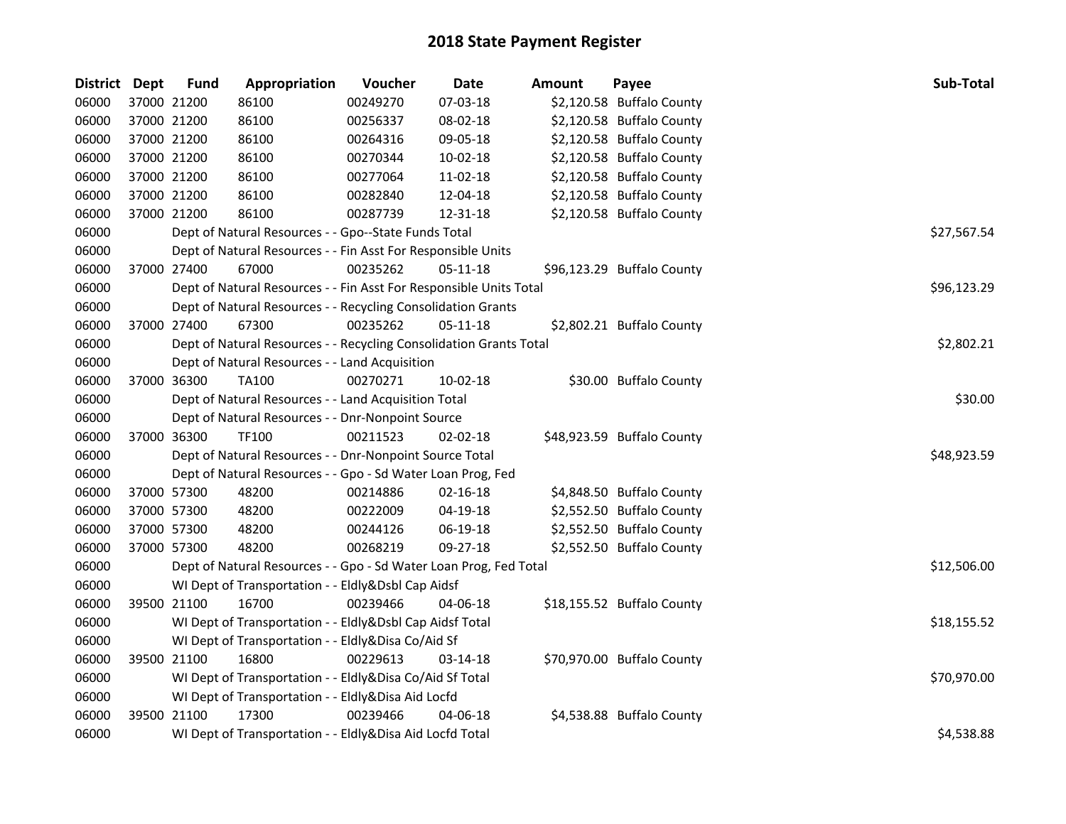# 2018 State Payment Register

| District | Dept | Fund | Appropriation | Voucher | Date | Amount | Payee | Sub-Total |
|---|---|---|---|---|---|---|---|---|
| 06000 | 37000 | 21200 | 86100 | 00249270 | 07-03-18 | $2,120.58 | Buffalo County | |
| 06000 | 37000 | 21200 | 86100 | 00256337 | 08-02-18 | $2,120.58 | Buffalo County | |
| 06000 | 37000 | 21200 | 86100 | 00264316 | 09-05-18 | $2,120.58 | Buffalo County | |
| 06000 | 37000 | 21200 | 86100 | 00270344 | 10-02-18 | $2,120.58 | Buffalo County | |
| 06000 | 37000 | 21200 | 86100 | 00277064 | 11-02-18 | $2,120.58 | Buffalo County | |
| 06000 | 37000 | 21200 | 86100 | 00282840 | 12-04-18 | $2,120.58 | Buffalo County | |
| 06000 | 37000 | 21200 | 86100 | 00287739 | 12-31-18 | $2,120.58 | Buffalo County | |
| 06000 | | Dept of Natural Resources - - Gpo--State Funds Total | | | | | | $27,567.54 |
| 06000 | | Dept of Natural Resources - - Fin Asst For Responsible Units | | | | | | |
| 06000 | 37000 | 27400 | 67000 | 00235262 | 05-11-18 | $96,123.29 | Buffalo County | |
| 06000 | | Dept of Natural Resources - - Fin Asst For Responsible Units Total | | | | | | $96,123.29 |
| 06000 | | Dept of Natural Resources - - Recycling Consolidation Grants | | | | | | |
| 06000 | 37000 | 27400 | 67300 | 00235262 | 05-11-18 | $2,802.21 | Buffalo County | |
| 06000 | | Dept of Natural Resources - - Recycling Consolidation Grants Total | | | | | | $2,802.21 |
| 06000 | | Dept of Natural Resources - - Land Acquisition | | | | | | |
| 06000 | 37000 | 36300 | TA100 | 00270271 | 10-02-18 | $30.00 | Buffalo County | |
| 06000 | | Dept of Natural Resources - - Land Acquisition Total | | | | | | $30.00 |
| 06000 | | Dept of Natural Resources - - Dnr-Nonpoint Source | | | | | | |
| 06000 | 37000 | 36300 | TF100 | 00211523 | 02-02-18 | $48,923.59 | Buffalo County | |
| 06000 | | Dept of Natural Resources - - Dnr-Nonpoint Source Total | | | | | | $48,923.59 |
| 06000 | | Dept of Natural Resources - - Gpo - Sd Water Loan Prog, Fed | | | | | | |
| 06000 | 37000 | 57300 | 48200 | 00214886 | 02-16-18 | $4,848.50 | Buffalo County | |
| 06000 | 37000 | 57300 | 48200 | 00222009 | 04-19-18 | $2,552.50 | Buffalo County | |
| 06000 | 37000 | 57300 | 48200 | 00244126 | 06-19-18 | $2,552.50 | Buffalo County | |
| 06000 | 37000 | 57300 | 48200 | 00268219 | 09-27-18 | $2,552.50 | Buffalo County | |
| 06000 | | Dept of Natural Resources - - Gpo - Sd Water Loan Prog, Fed Total | | | | | | $12,506.00 |
| 06000 | | WI Dept of Transportation - - Eldly&Dsbl Cap Aidsf | | | | | | |
| 06000 | 39500 | 21100 | 16700 | 00239466 | 04-06-18 | $18,155.52 | Buffalo County | |
| 06000 | | WI Dept of Transportation - - Eldly&Dsbl Cap Aidsf Total | | | | | | $18,155.52 |
| 06000 | | WI Dept of Transportation - - Eldly&Disa Co/Aid Sf | | | | | | |
| 06000 | 39500 | 21100 | 16800 | 00229613 | 03-14-18 | $70,970.00 | Buffalo County | |
| 06000 | | WI Dept of Transportation - - Eldly&Disa Co/Aid Sf Total | | | | | | $70,970.00 |
| 06000 | | WI Dept of Transportation - - Eldly&Disa Aid Locfd | | | | | | |
| 06000 | 39500 | 21100 | 17300 | 00239466 | 04-06-18 | $4,538.88 | Buffalo County | |
| 06000 | | WI Dept of Transportation - - Eldly&Disa Aid Locfd Total | | | | | | $4,538.88 |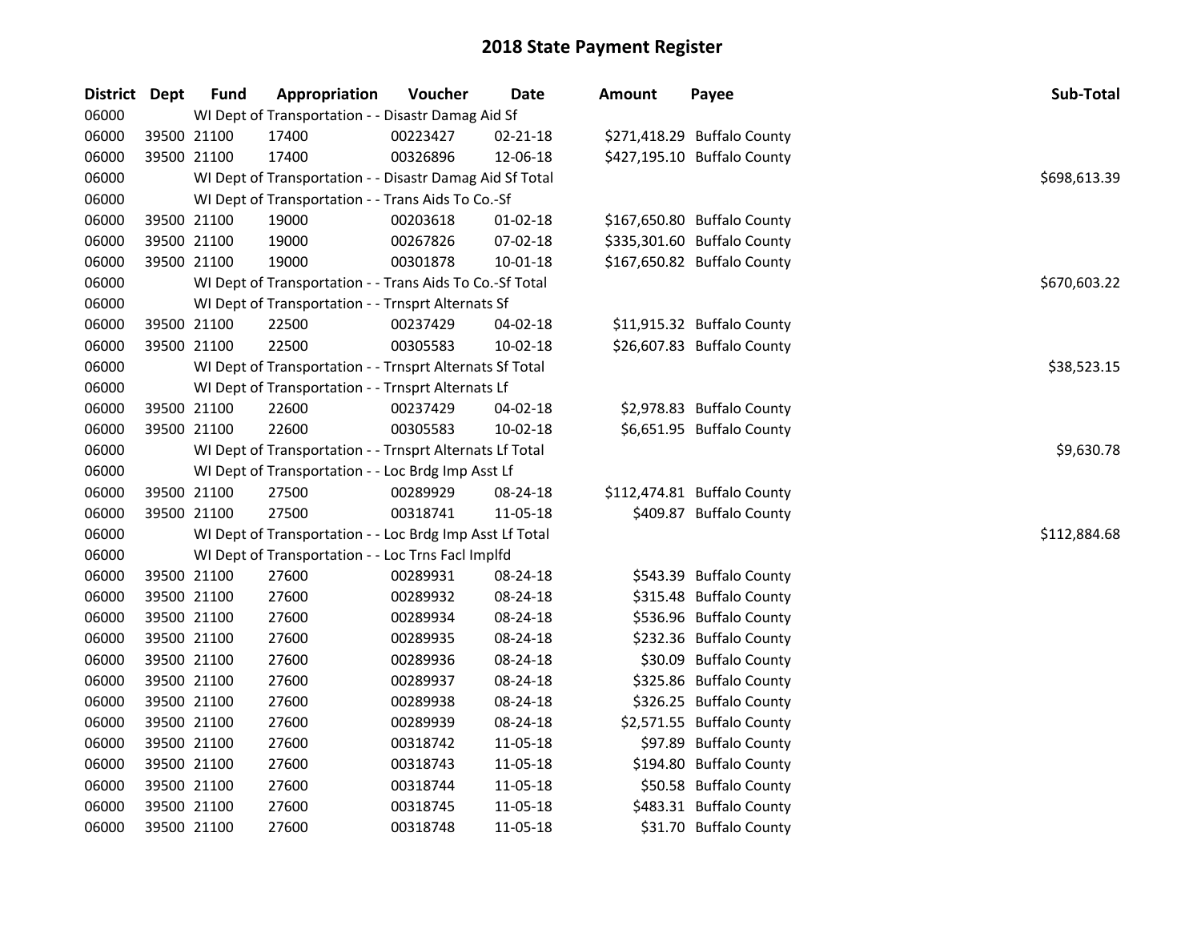# 2018 State Payment Register

| District | Dept | Fund | Appropriation | Voucher | Date | Amount | Payee | Sub-Total |
|---|---|---|---|---|---|---|---|---|
| 06000 | | | WI Dept of Transportation - - Disastr Damag Aid Sf | | | | | |
| 06000 | 39500 | 21100 | 17400 | 00223427 | 02-21-18 | $271,418.29 | Buffalo County | |
| 06000 | 39500 | 21100 | 17400 | 00326896 | 12-06-18 | $427,195.10 | Buffalo County | |
| 06000 | | | WI Dept of Transportation - - Disastr Damag Aid Sf Total | | | | | $698,613.39 |
| 06000 | | | WI Dept of Transportation - - Trans Aids To Co.-Sf | | | | | |
| 06000 | 39500 | 21100 | 19000 | 00203618 | 01-02-18 | $167,650.80 | Buffalo County | |
| 06000 | 39500 | 21100 | 19000 | 00267826 | 07-02-18 | $335,301.60 | Buffalo County | |
| 06000 | 39500 | 21100 | 19000 | 00301878 | 10-01-18 | $167,650.82 | Buffalo County | |
| 06000 | | | WI Dept of Transportation - - Trans Aids To Co.-Sf Total | | | | | $670,603.22 |
| 06000 | | | WI Dept of Transportation - - Trnsprt Alternats Sf | | | | | |
| 06000 | 39500 | 21100 | 22500 | 00237429 | 04-02-18 | $11,915.32 | Buffalo County | |
| 06000 | 39500 | 21100 | 22500 | 00305583 | 10-02-18 | $26,607.83 | Buffalo County | |
| 06000 | | | WI Dept of Transportation - - Trnsprt Alternats Sf Total | | | | | $38,523.15 |
| 06000 | | | WI Dept of Transportation - - Trnsprt Alternats Lf | | | | | |
| 06000 | 39500 | 21100 | 22600 | 00237429 | 04-02-18 | $2,978.83 | Buffalo County | |
| 06000 | 39500 | 21100 | 22600 | 00305583 | 10-02-18 | $6,651.95 | Buffalo County | |
| 06000 | | | WI Dept of Transportation - - Trnsprt Alternats Lf Total | | | | | $9,630.78 |
| 06000 | | | WI Dept of Transportation - - Loc Brdg Imp Asst Lf | | | | | |
| 06000 | 39500 | 21100 | 27500 | 00289929 | 08-24-18 | $112,474.81 | Buffalo County | |
| 06000 | 39500 | 21100 | 27500 | 00318741 | 11-05-18 | $409.87 | Buffalo County | |
| 06000 | | | WI Dept of Transportation - - Loc Brdg Imp Asst Lf Total | | | | | $112,884.68 |
| 06000 | | | WI Dept of Transportation - - Loc Trns Facl Implfd | | | | | |
| 06000 | 39500 | 21100 | 27600 | 00289931 | 08-24-18 | $543.39 | Buffalo County | |
| 06000 | 39500 | 21100 | 27600 | 00289932 | 08-24-18 | $315.48 | Buffalo County | |
| 06000 | 39500 | 21100 | 27600 | 00289934 | 08-24-18 | $536.96 | Buffalo County | |
| 06000 | 39500 | 21100 | 27600 | 00289935 | 08-24-18 | $232.36 | Buffalo County | |
| 06000 | 39500 | 21100 | 27600 | 00289936 | 08-24-18 | $30.09 | Buffalo County | |
| 06000 | 39500 | 21100 | 27600 | 00289937 | 08-24-18 | $325.86 | Buffalo County | |
| 06000 | 39500 | 21100 | 27600 | 00289938 | 08-24-18 | $326.25 | Buffalo County | |
| 06000 | 39500 | 21100 | 27600 | 00289939 | 08-24-18 | $2,571.55 | Buffalo County | |
| 06000 | 39500 | 21100 | 27600 | 00318742 | 11-05-18 | $97.89 | Buffalo County | |
| 06000 | 39500 | 21100 | 27600 | 00318743 | 11-05-18 | $194.80 | Buffalo County | |
| 06000 | 39500 | 21100 | 27600 | 00318744 | 11-05-18 | $50.58 | Buffalo County | |
| 06000 | 39500 | 21100 | 27600 | 00318745 | 11-05-18 | $483.31 | Buffalo County | |
| 06000 | 39500 | 21100 | 27600 | 00318748 | 11-05-18 | $31.70 | Buffalo County | |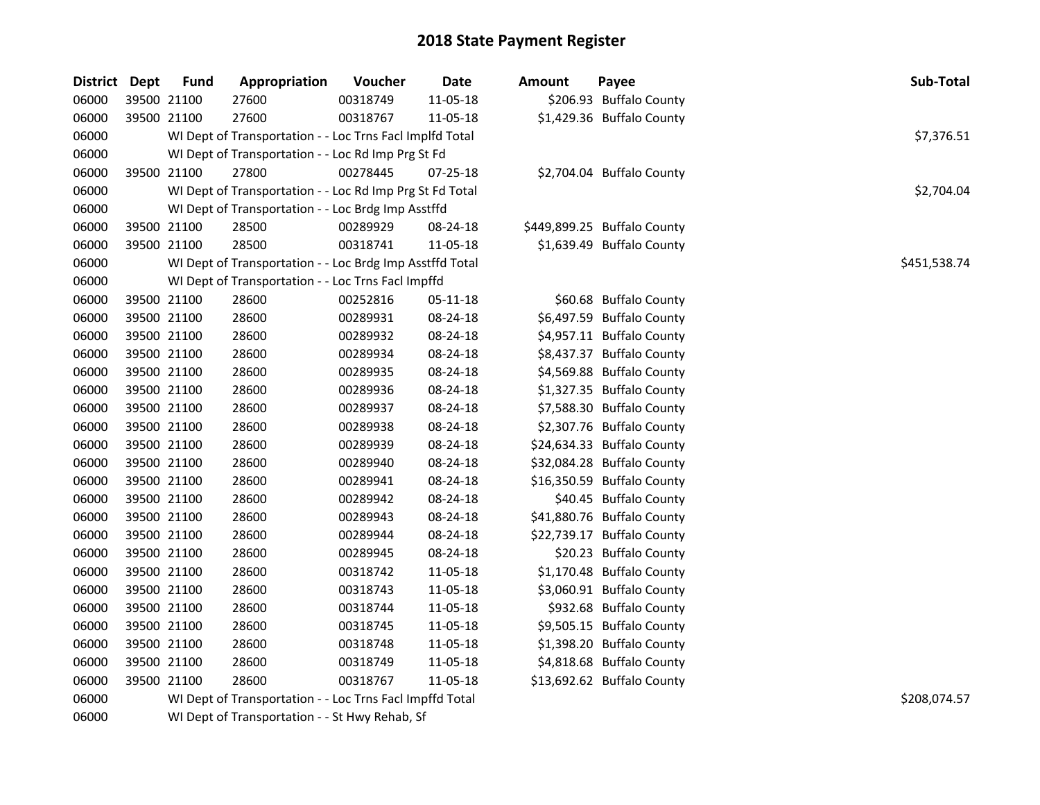## 2018 State Payment Register

| District | Dept | Fund | Appropriation | Voucher | Date | Amount | Payee | Sub-Total |
|---|---|---|---|---|---|---|---|---|
| 06000 | 39500 | 21100 | 27600 | 00318749 | 11-05-18 | $206.93 | Buffalo County | |
| 06000 | 39500 | 21100 | 27600 | 00318767 | 11-05-18 | $1,429.36 | Buffalo County | |
| 06000 | | | WI Dept of Transportation - - Loc Trns Facl Implfd Total | | | | | $7,376.51 |
| 06000 | | | WI Dept of Transportation - - Loc Rd Imp Prg St Fd | | | | | |
| 06000 | 39500 | 21100 | 27800 | 00278445 | 07-25-18 | $2,704.04 | Buffalo County | |
| 06000 | | | WI Dept of Transportation - - Loc Rd Imp Prg St Fd Total | | | | | $2,704.04 |
| 06000 | | | WI Dept of Transportation - - Loc Brdg Imp Asstffd | | | | | |
| 06000 | 39500 | 21100 | 28500 | 00289929 | 08-24-18 | $449,899.25 | Buffalo County | |
| 06000 | 39500 | 21100 | 28500 | 00318741 | 11-05-18 | $1,639.49 | Buffalo County | |
| 06000 | | | WI Dept of Transportation - - Loc Brdg Imp Asstffd Total | | | | | $451,538.74 |
| 06000 | | | WI Dept of Transportation - - Loc Trns Facl Impffd | | | | | |
| 06000 | 39500 | 21100 | 28600 | 00252816 | 05-11-18 | $60.68 | Buffalo County | |
| 06000 | 39500 | 21100 | 28600 | 00289931 | 08-24-18 | $6,497.59 | Buffalo County | |
| 06000 | 39500 | 21100 | 28600 | 00289932 | 08-24-18 | $4,957.11 | Buffalo County | |
| 06000 | 39500 | 21100 | 28600 | 00289934 | 08-24-18 | $8,437.37 | Buffalo County | |
| 06000 | 39500 | 21100 | 28600 | 00289935 | 08-24-18 | $4,569.88 | Buffalo County | |
| 06000 | 39500 | 21100 | 28600 | 00289936 | 08-24-18 | $1,327.35 | Buffalo County | |
| 06000 | 39500 | 21100 | 28600 | 00289937 | 08-24-18 | $7,588.30 | Buffalo County | |
| 06000 | 39500 | 21100 | 28600 | 00289938 | 08-24-18 | $2,307.76 | Buffalo County | |
| 06000 | 39500 | 21100 | 28600 | 00289939 | 08-24-18 | $24,634.33 | Buffalo County | |
| 06000 | 39500 | 21100 | 28600 | 00289940 | 08-24-18 | $32,084.28 | Buffalo County | |
| 06000 | 39500 | 21100 | 28600 | 00289941 | 08-24-18 | $16,350.59 | Buffalo County | |
| 06000 | 39500 | 21100 | 28600 | 00289942 | 08-24-18 | $40.45 | Buffalo County | |
| 06000 | 39500 | 21100 | 28600 | 00289943 | 08-24-18 | $41,880.76 | Buffalo County | |
| 06000 | 39500 | 21100 | 28600 | 00289944 | 08-24-18 | $22,739.17 | Buffalo County | |
| 06000 | 39500 | 21100 | 28600 | 00289945 | 08-24-18 | $20.23 | Buffalo County | |
| 06000 | 39500 | 21100 | 28600 | 00318742 | 11-05-18 | $1,170.48 | Buffalo County | |
| 06000 | 39500 | 21100 | 28600 | 00318743 | 11-05-18 | $3,060.91 | Buffalo County | |
| 06000 | 39500 | 21100 | 28600 | 00318744 | 11-05-18 | $932.68 | Buffalo County | |
| 06000 | 39500 | 21100 | 28600 | 00318745 | 11-05-18 | $9,505.15 | Buffalo County | |
| 06000 | 39500 | 21100 | 28600 | 00318748 | 11-05-18 | $1,398.20 | Buffalo County | |
| 06000 | 39500 | 21100 | 28600 | 00318749 | 11-05-18 | $4,818.68 | Buffalo County | |
| 06000 | 39500 | 21100 | 28600 | 00318767 | 11-05-18 | $13,692.62 | Buffalo County | |
| 06000 | | | WI Dept of Transportation - - Loc Trns Facl Impffd Total | | | | | $208,074.57 |
| 06000 | | | WI Dept of Transportation - - St Hwy Rehab, Sf | | | | | |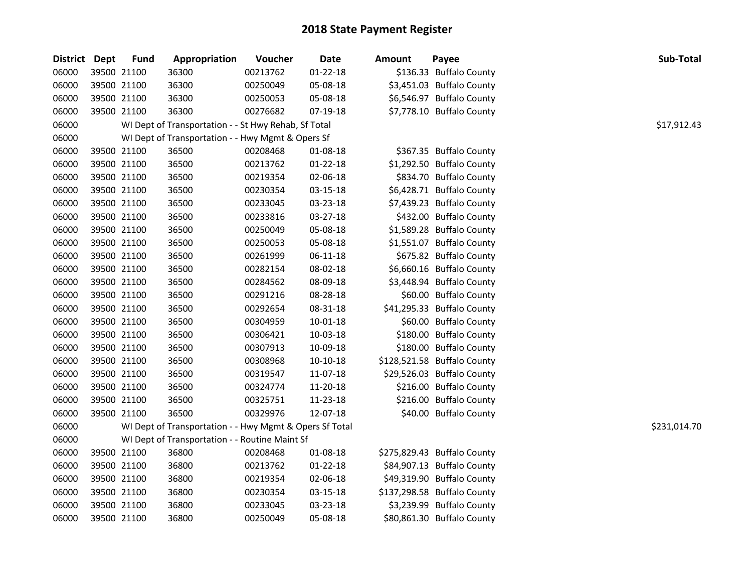# 2018 State Payment Register

| District | Dept | Fund | Appropriation | Voucher | Date | Amount | Payee | Sub-Total |
|---|---|---|---|---|---|---|---|---|
| 06000 | 39500 | 21100 | 36300 | 00213762 | 01-22-18 | $136.33 | Buffalo County | |
| 06000 | 39500 | 21100 | 36300 | 00250049 | 05-08-18 | $3,451.03 | Buffalo County | |
| 06000 | 39500 | 21100 | 36300 | 00250053 | 05-08-18 | $6,546.97 | Buffalo County | |
| 06000 | 39500 | 21100 | 36300 | 00276682 | 07-19-18 | $7,778.10 | Buffalo County | |
| 06000 | | WI Dept of Transportation - - St Hwy Rehab, Sf Total | | | | | | $17,912.43 |
| 06000 | | WI Dept of Transportation - - Hwy Mgmt & Opers Sf | | | | | | |
| 06000 | 39500 | 21100 | 36500 | 00208468 | 01-08-18 | $367.35 | Buffalo County | |
| 06000 | 39500 | 21100 | 36500 | 00213762 | 01-22-18 | $1,292.50 | Buffalo County | |
| 06000 | 39500 | 21100 | 36500 | 00219354 | 02-06-18 | $834.70 | Buffalo County | |
| 06000 | 39500 | 21100 | 36500 | 00230354 | 03-15-18 | $6,428.71 | Buffalo County | |
| 06000 | 39500 | 21100 | 36500 | 00233045 | 03-23-18 | $7,439.23 | Buffalo County | |
| 06000 | 39500 | 21100 | 36500 | 00233816 | 03-27-18 | $432.00 | Buffalo County | |
| 06000 | 39500 | 21100 | 36500 | 00250049 | 05-08-18 | $1,589.28 | Buffalo County | |
| 06000 | 39500 | 21100 | 36500 | 00250053 | 05-08-18 | $1,551.07 | Buffalo County | |
| 06000 | 39500 | 21100 | 36500 | 00261999 | 06-11-18 | $675.82 | Buffalo County | |
| 06000 | 39500 | 21100 | 36500 | 00282154 | 08-02-18 | $6,660.16 | Buffalo County | |
| 06000 | 39500 | 21100 | 36500 | 00284562 | 08-09-18 | $3,448.94 | Buffalo County | |
| 06000 | 39500 | 21100 | 36500 | 00291216 | 08-28-18 | $60.00 | Buffalo County | |
| 06000 | 39500 | 21100 | 36500 | 00292654 | 08-31-18 | $41,295.33 | Buffalo County | |
| 06000 | 39500 | 21100 | 36500 | 00304959 | 10-01-18 | $60.00 | Buffalo County | |
| 06000 | 39500 | 21100 | 36500 | 00306421 | 10-03-18 | $180.00 | Buffalo County | |
| 06000 | 39500 | 21100 | 36500 | 00307913 | 10-09-18 | $180.00 | Buffalo County | |
| 06000 | 39500 | 21100 | 36500 | 00308968 | 10-10-18 | $128,521.58 | Buffalo County | |
| 06000 | 39500 | 21100 | 36500 | 00319547 | 11-07-18 | $29,526.03 | Buffalo County | |
| 06000 | 39500 | 21100 | 36500 | 00324774 | 11-20-18 | $216.00 | Buffalo County | |
| 06000 | 39500 | 21100 | 36500 | 00325751 | 11-23-18 | $216.00 | Buffalo County | |
| 06000 | 39500 | 21100 | 36500 | 00329976 | 12-07-18 | $40.00 | Buffalo County | |
| 06000 | | WI Dept of Transportation - - Hwy Mgmt & Opers Sf Total | | | | | | $231,014.70 |
| 06000 | | WI Dept of Transportation - - Routine Maint Sf | | | | | | |
| 06000 | 39500 | 21100 | 36800 | 00208468 | 01-08-18 | $275,829.43 | Buffalo County | |
| 06000 | 39500 | 21100 | 36800 | 00213762 | 01-22-18 | $84,907.13 | Buffalo County | |
| 06000 | 39500 | 21100 | 36800 | 00219354 | 02-06-18 | $49,319.90 | Buffalo County | |
| 06000 | 39500 | 21100 | 36800 | 00230354 | 03-15-18 | $137,298.58 | Buffalo County | |
| 06000 | 39500 | 21100 | 36800 | 00233045 | 03-23-18 | $3,239.99 | Buffalo County | |
| 06000 | 39500 | 21100 | 36800 | 00250049 | 05-08-18 | $80,861.30 | Buffalo County | |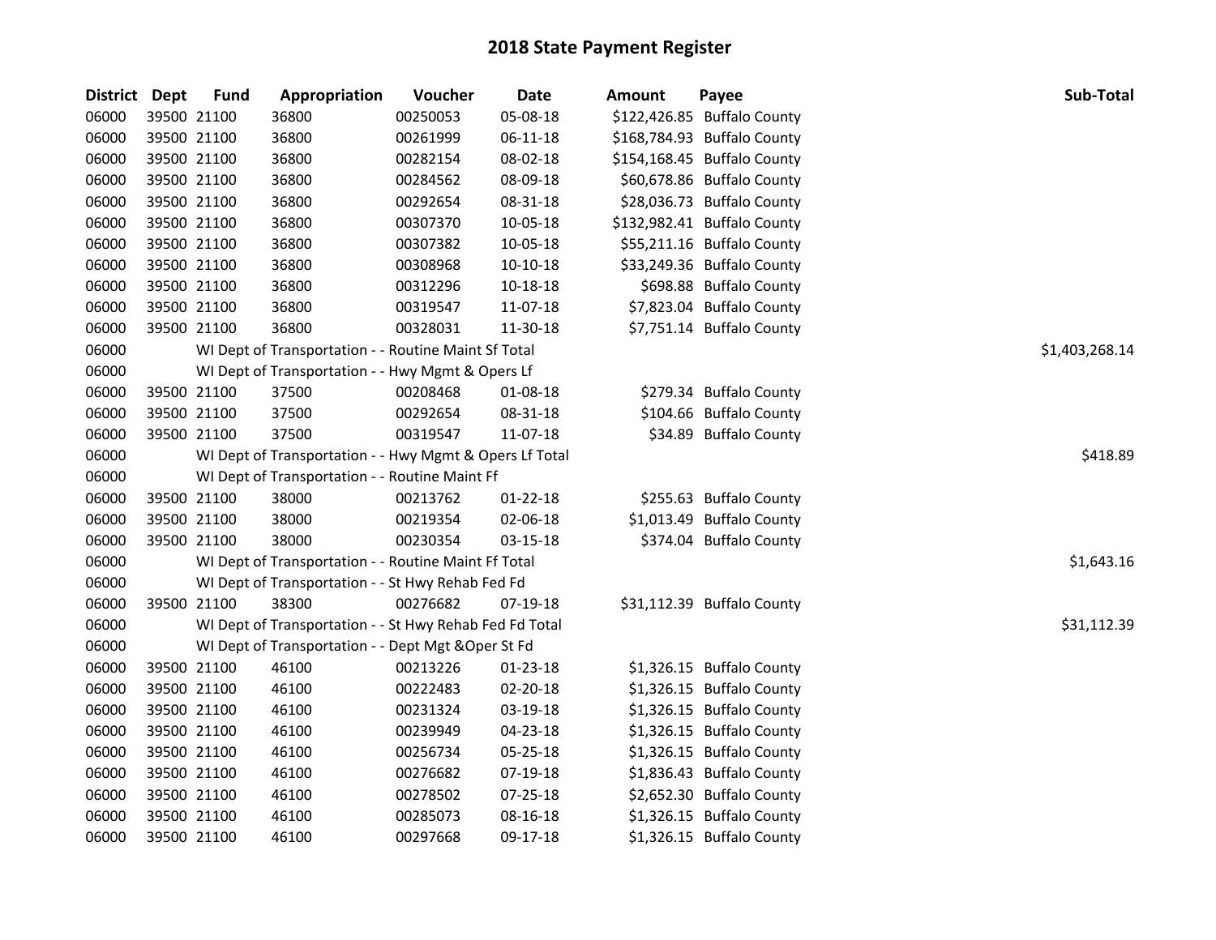# 2018 State Payment Register

| District | Dept | Fund | Appropriation | Voucher | Date | Amount | Payee | Sub-Total |
|---|---|---|---|---|---|---|---|---|
| 06000 | 39500 | 21100 | 36800 | 00250053 | 05-08-18 | $122,426.85 | Buffalo County | |
| 06000 | 39500 | 21100 | 36800 | 00261999 | 06-11-18 | $168,784.93 | Buffalo County | |
| 06000 | 39500 | 21100 | 36800 | 00282154 | 08-02-18 | $154,168.45 | Buffalo County | |
| 06000 | 39500 | 21100 | 36800 | 00284562 | 08-09-18 | $60,678.86 | Buffalo County | |
| 06000 | 39500 | 21100 | 36800 | 00292654 | 08-31-18 | $28,036.73 | Buffalo County | |
| 06000 | 39500 | 21100 | 36800 | 00307370 | 10-05-18 | $132,982.41 | Buffalo County | |
| 06000 | 39500 | 21100 | 36800 | 00307382 | 10-05-18 | $55,211.16 | Buffalo County | |
| 06000 | 39500 | 21100 | 36800 | 00308968 | 10-10-18 | $33,249.36 | Buffalo County | |
| 06000 | 39500 | 21100 | 36800 | 00312296 | 10-18-18 | $698.88 | Buffalo County | |
| 06000 | 39500 | 21100 | 36800 | 00319547 | 11-07-18 | $7,823.04 | Buffalo County | |
| 06000 | 39500 | 21100 | 36800 | 00328031 | 11-30-18 | $7,751.14 | Buffalo County | |
| 06000 | | WI Dept of Transportation - - Routine Maint Sf Total | | | | | | $1,403,268.14 |
| 06000 | | WI Dept of Transportation - - Hwy Mgmt & Opers Lf | | | | | | |
| 06000 | 39500 | 21100 | 37500 | 00208468 | 01-08-18 | $279.34 | Buffalo County | |
| 06000 | 39500 | 21100 | 37500 | 00292654 | 08-31-18 | $104.66 | Buffalo County | |
| 06000 | 39500 | 21100 | 37500 | 00319547 | 11-07-18 | $34.89 | Buffalo County | |
| 06000 | | WI Dept of Transportation - - Hwy Mgmt & Opers Lf Total | | | | | | $418.89 |
| 06000 | | WI Dept of Transportation - - Routine Maint Ff | | | | | | |
| 06000 | 39500 | 21100 | 38000 | 00213762 | 01-22-18 | $255.63 | Buffalo County | |
| 06000 | 39500 | 21100 | 38000 | 00219354 | 02-06-18 | $1,013.49 | Buffalo County | |
| 06000 | 39500 | 21100 | 38000 | 00230354 | 03-15-18 | $374.04 | Buffalo County | |
| 06000 | | WI Dept of Transportation - - Routine Maint Ff Total | | | | | | $1,643.16 |
| 06000 | | WI Dept of Transportation - - St Hwy Rehab Fed Fd | | | | | | |
| 06000 | 39500 | 21100 | 38300 | 00276682 | 07-19-18 | $31,112.39 | Buffalo County | |
| 06000 | | WI Dept of Transportation - - St Hwy Rehab Fed Fd Total | | | | | | $31,112.39 |
| 06000 | | WI Dept of Transportation - - Dept Mgt &Oper St Fd | | | | | | |
| 06000 | 39500 | 21100 | 46100 | 00213226 | 01-23-18 | $1,326.15 | Buffalo County | |
| 06000 | 39500 | 21100 | 46100 | 00222483 | 02-20-18 | $1,326.15 | Buffalo County | |
| 06000 | 39500 | 21100 | 46100 | 00231324 | 03-19-18 | $1,326.15 | Buffalo County | |
| 06000 | 39500 | 21100 | 46100 | 00239949 | 04-23-18 | $1,326.15 | Buffalo County | |
| 06000 | 39500 | 21100 | 46100 | 00256734 | 05-25-18 | $1,326.15 | Buffalo County | |
| 06000 | 39500 | 21100 | 46100 | 00276682 | 07-19-18 | $1,836.43 | Buffalo County | |
| 06000 | 39500 | 21100 | 46100 | 00278502 | 07-25-18 | $2,652.30 | Buffalo County | |
| 06000 | 39500 | 21100 | 46100 | 00285073 | 08-16-18 | $1,326.15 | Buffalo County | |
| 06000 | 39500 | 21100 | 46100 | 00297668 | 09-17-18 | $1,326.15 | Buffalo County | |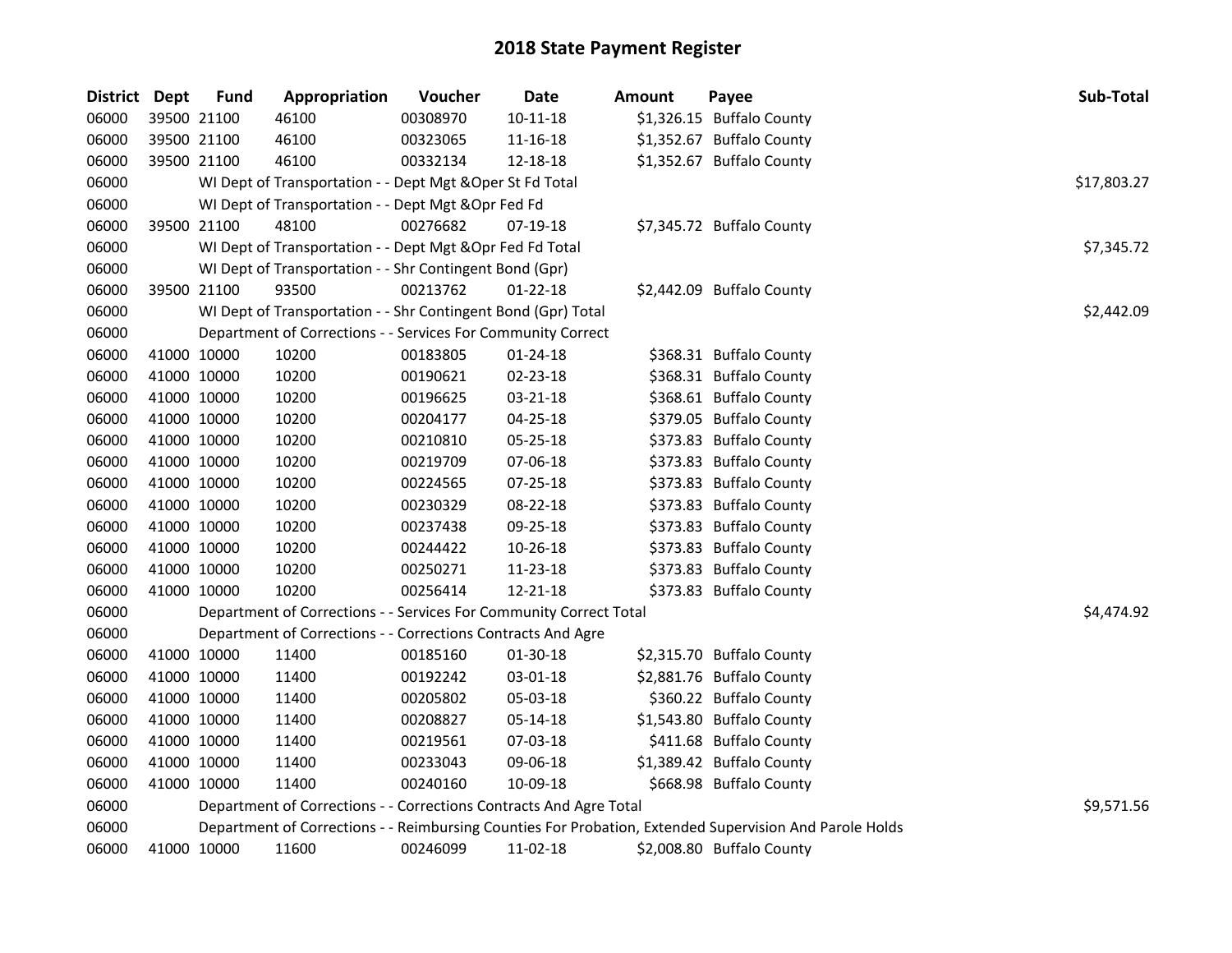## 2018 State Payment Register

| District | Dept | Fund | Appropriation | Voucher | Date | Amount | Payee | Sub-Total |
|---|---|---|---|---|---|---|---|---|
| 06000 | 39500 | 21100 | 46100 | 00308970 | 10-11-18 | $1,326.15 | Buffalo County | |
| 06000 | 39500 | 21100 | 46100 | 00323065 | 11-16-18 | $1,352.67 | Buffalo County | |
| 06000 | 39500 | 21100 | 46100 | 00332134 | 12-18-18 | $1,352.67 | Buffalo County | |
| 06000 | | WI Dept of Transportation - - Dept Mgt &Oper St Fd Total | | | | | | $17,803.27 |
| 06000 | | WI Dept of Transportation - - Dept Mgt &Opr Fed Fd | | | | | | |
| 06000 | 39500 | 21100 | 48100 | 00276682 | 07-19-18 | $7,345.72 | Buffalo County | |
| 06000 | | WI Dept of Transportation - - Dept Mgt &Opr Fed Fd Total | | | | | | $7,345.72 |
| 06000 | | WI Dept of Transportation - - Shr Contingent Bond (Gpr) | | | | | | |
| 06000 | 39500 | 21100 | 93500 | 00213762 | 01-22-18 | $2,442.09 | Buffalo County | |
| 06000 | | WI Dept of Transportation - - Shr Contingent Bond (Gpr) Total | | | | | | $2,442.09 |
| 06000 | | Department of Corrections - - Services For Community Correct | | | | | | |
| 06000 | 41000 | 10000 | 10200 | 00183805 | 01-24-18 | $368.31 | Buffalo County | |
| 06000 | 41000 | 10000 | 10200 | 00190621 | 02-23-18 | $368.31 | Buffalo County | |
| 06000 | 41000 | 10000 | 10200 | 00196625 | 03-21-18 | $368.61 | Buffalo County | |
| 06000 | 41000 | 10000 | 10200 | 00204177 | 04-25-18 | $379.05 | Buffalo County | |
| 06000 | 41000 | 10000 | 10200 | 00210810 | 05-25-18 | $373.83 | Buffalo County | |
| 06000 | 41000 | 10000 | 10200 | 00219709 | 07-06-18 | $373.83 | Buffalo County | |
| 06000 | 41000 | 10000 | 10200 | 00224565 | 07-25-18 | $373.83 | Buffalo County | |
| 06000 | 41000 | 10000 | 10200 | 00230329 | 08-22-18 | $373.83 | Buffalo County | |
| 06000 | 41000 | 10000 | 10200 | 00237438 | 09-25-18 | $373.83 | Buffalo County | |
| 06000 | 41000 | 10000 | 10200 | 00244422 | 10-26-18 | $373.83 | Buffalo County | |
| 06000 | 41000 | 10000 | 10200 | 00250271 | 11-23-18 | $373.83 | Buffalo County | |
| 06000 | 41000 | 10000 | 10200 | 00256414 | 12-21-18 | $373.83 | Buffalo County | |
| 06000 | | Department of Corrections - - Services For Community Correct Total | | | | | | $4,474.92 |
| 06000 | | Department of Corrections - - Corrections Contracts And Agre | | | | | | |
| 06000 | 41000 | 10000 | 11400 | 00185160 | 01-30-18 | $2,315.70 | Buffalo County | |
| 06000 | 41000 | 10000 | 11400 | 00192242 | 03-01-18 | $2,881.76 | Buffalo County | |
| 06000 | 41000 | 10000 | 11400 | 00205802 | 05-03-18 | $360.22 | Buffalo County | |
| 06000 | 41000 | 10000 | 11400 | 00208827 | 05-14-18 | $1,543.80 | Buffalo County | |
| 06000 | 41000 | 10000 | 11400 | 00219561 | 07-03-18 | $411.68 | Buffalo County | |
| 06000 | 41000 | 10000 | 11400 | 00233043 | 09-06-18 | $1,389.42 | Buffalo County | |
| 06000 | 41000 | 10000 | 11400 | 00240160 | 10-09-18 | $668.98 | Buffalo County | |
| 06000 | | Department of Corrections - - Corrections Contracts And Agre Total | | | | | | $9,571.56 |
| 06000 | | Department of Corrections - - Reimbursing Counties For Probation, Extended Supervision And Parole Holds | | | | | | |
| 06000 | 41000 | 10000 | 11600 | 00246099 | 11-02-18 | $2,008.80 | Buffalo County | |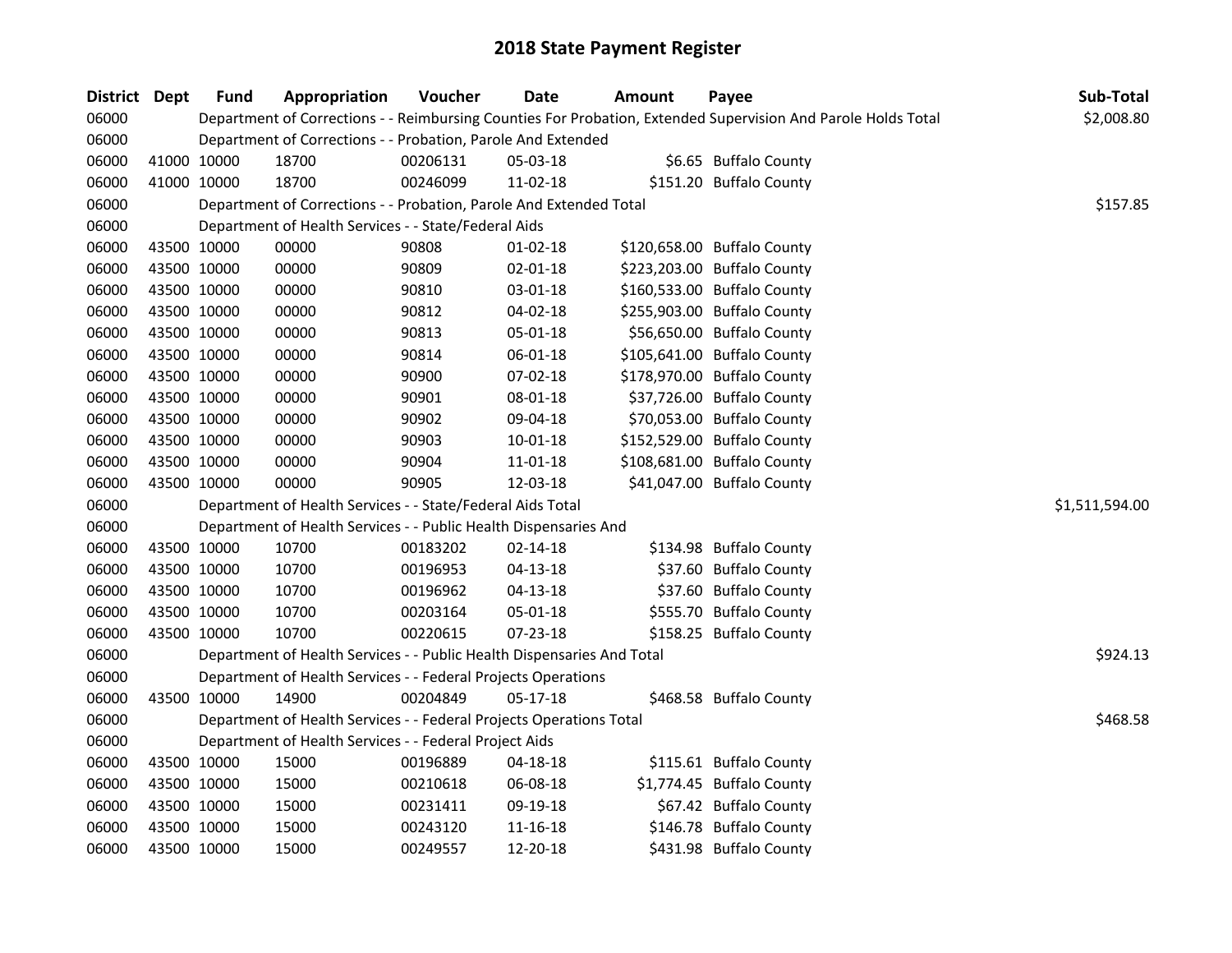# 2018 State Payment Register

| District | Dept | Fund | Appropriation | Voucher | Date | Amount | Payee | Sub-Total |
|---|---|---|---|---|---|---|---|---|
| 06000 | | Department of Corrections - - Reimbursing Counties For Probation, Extended Supervision And Parole Holds Total | | | | | | $2,008.80 |
| 06000 | | Department of Corrections - - Probation, Parole And Extended | | | | | | |
| 06000 | 41000 | 10000 | 18700 | 00206131 | 05-03-18 | $6.65 | Buffalo County | |
| 06000 | 41000 | 10000 | 18700 | 00246099 | 11-02-18 | $151.20 | Buffalo County | |
| 06000 | | Department of Corrections - - Probation, Parole And Extended Total | | | | | | $157.85 |
| 06000 | | Department of Health Services - - State/Federal Aids | | | | | | |
| 06000 | 43500 | 10000 | 00000 | 90808 | 01-02-18 | $120,658.00 | Buffalo County | |
| 06000 | 43500 | 10000 | 00000 | 90809 | 02-01-18 | $223,203.00 | Buffalo County | |
| 06000 | 43500 | 10000 | 00000 | 90810 | 03-01-18 | $160,533.00 | Buffalo County | |
| 06000 | 43500 | 10000 | 00000 | 90812 | 04-02-18 | $255,903.00 | Buffalo County | |
| 06000 | 43500 | 10000 | 00000 | 90813 | 05-01-18 | $56,650.00 | Buffalo County | |
| 06000 | 43500 | 10000 | 00000 | 90814 | 06-01-18 | $105,641.00 | Buffalo County | |
| 06000 | 43500 | 10000 | 00000 | 90900 | 07-02-18 | $178,970.00 | Buffalo County | |
| 06000 | 43500 | 10000 | 00000 | 90901 | 08-01-18 | $37,726.00 | Buffalo County | |
| 06000 | 43500 | 10000 | 00000 | 90902 | 09-04-18 | $70,053.00 | Buffalo County | |
| 06000 | 43500 | 10000 | 00000 | 90903 | 10-01-18 | $152,529.00 | Buffalo County | |
| 06000 | 43500 | 10000 | 00000 | 90904 | 11-01-18 | $108,681.00 | Buffalo County | |
| 06000 | 43500 | 10000 | 00000 | 90905 | 12-03-18 | $41,047.00 | Buffalo County | |
| 06000 | | Department of Health Services - - State/Federal Aids Total | | | | | | $1,511,594.00 |
| 06000 | | Department of Health Services - - Public Health Dispensaries And | | | | | | |
| 06000 | 43500 | 10000 | 10700 | 00183202 | 02-14-18 | $134.98 | Buffalo County | |
| 06000 | 43500 | 10000 | 10700 | 00196953 | 04-13-18 | $37.60 | Buffalo County | |
| 06000 | 43500 | 10000 | 10700 | 00196962 | 04-13-18 | $37.60 | Buffalo County | |
| 06000 | 43500 | 10000 | 10700 | 00203164 | 05-01-18 | $555.70 | Buffalo County | |
| 06000 | 43500 | 10000 | 10700 | 00220615 | 07-23-18 | $158.25 | Buffalo County | |
| 06000 | | Department of Health Services - - Public Health Dispensaries And Total | | | | | | $924.13 |
| 06000 | | Department of Health Services - - Federal Projects Operations | | | | | | |
| 06000 | 43500 | 10000 | 14900 | 00204849 | 05-17-18 | $468.58 | Buffalo County | |
| 06000 | | Department of Health Services - - Federal Projects Operations Total | | | | | | $468.58 |
| 06000 | | Department of Health Services - - Federal Project Aids | | | | | | |
| 06000 | 43500 | 10000 | 15000 | 00196889 | 04-18-18 | $115.61 | Buffalo County | |
| 06000 | 43500 | 10000 | 15000 | 00210618 | 06-08-18 | $1,774.45 | Buffalo County | |
| 06000 | 43500 | 10000 | 15000 | 00231411 | 09-19-18 | $67.42 | Buffalo County | |
| 06000 | 43500 | 10000 | 15000 | 00243120 | 11-16-18 | $146.78 | Buffalo County | |
| 06000 | 43500 | 10000 | 15000 | 00249557 | 12-20-18 | $431.98 | Buffalo County | |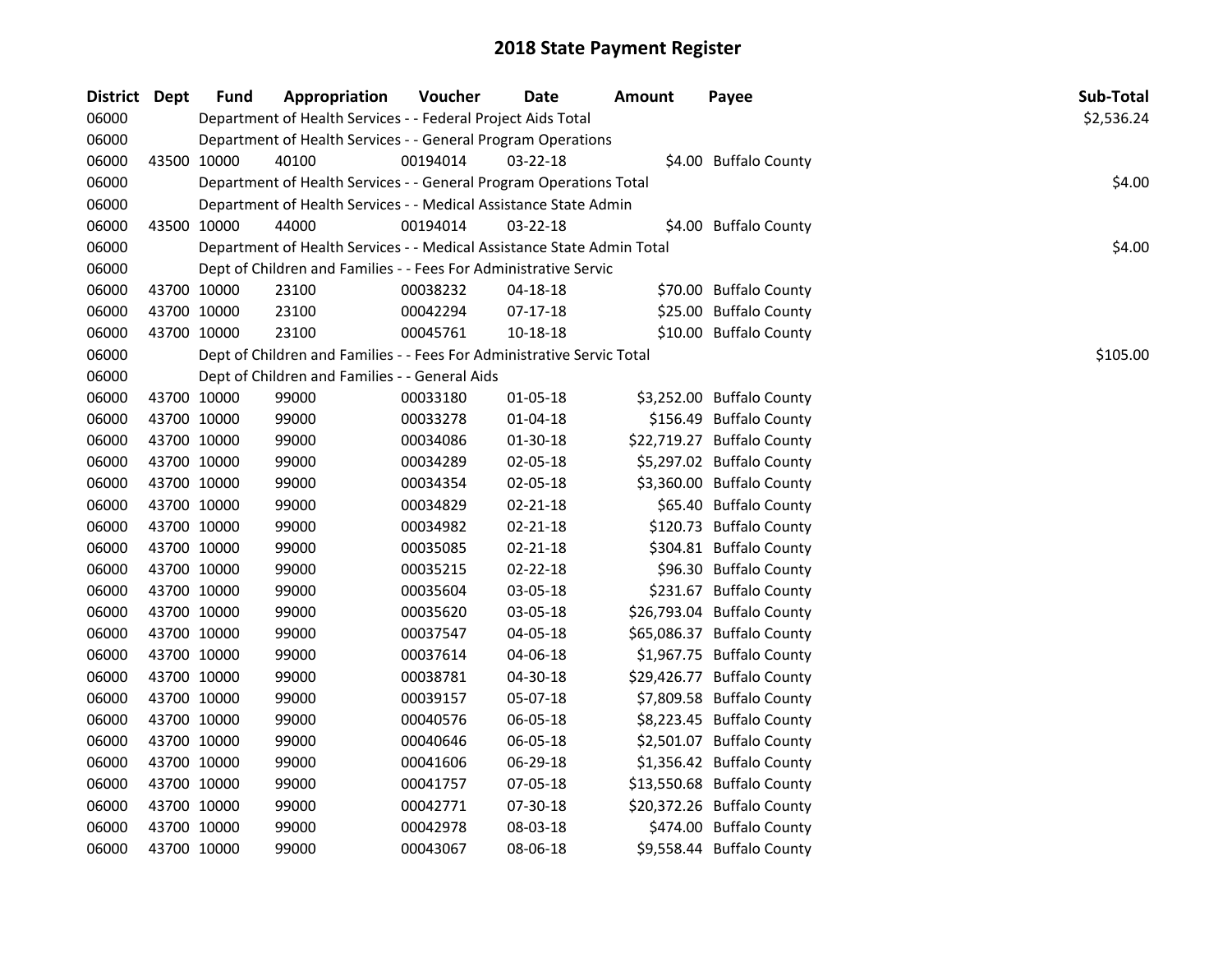# 2018 State Payment Register

| District | Dept | Fund | Appropriation | Voucher | Date | Amount | Payee | Sub-Total |
|---|---|---|---|---|---|---|---|---|
| 06000 | | Department of Health Services - - Federal Project Aids Total | | | | | | $2,536.24 |
| 06000 | | Department of Health Services - - General Program Operations | | | | | | |
| 06000 | 43500 | 10000 | 40100 | 00194014 | 03-22-18 | $4.00 | Buffalo County | |
| 06000 | | Department of Health Services - - General Program Operations Total | | | | | | $4.00 |
| 06000 | | Department of Health Services - - Medical Assistance State Admin | | | | | | |
| 06000 | 43500 | 10000 | 44000 | 00194014 | 03-22-18 | $4.00 | Buffalo County | |
| 06000 | | Department of Health Services - - Medical Assistance State Admin Total | | | | | | $4.00 |
| 06000 | | Dept of Children and Families - - Fees For Administrative Servic | | | | | | |
| 06000 | 43700 | 10000 | 23100 | 00038232 | 04-18-18 | $70.00 | Buffalo County | |
| 06000 | 43700 | 10000 | 23100 | 00042294 | 07-17-18 | $25.00 | Buffalo County | |
| 06000 | 43700 | 10000 | 23100 | 00045761 | 10-18-18 | $10.00 | Buffalo County | |
| 06000 | | Dept of Children and Families - - Fees For Administrative Servic Total | | | | | | $105.00 |
| 06000 | | Dept of Children and Families - - General Aids | | | | | | |
| 06000 | 43700 | 10000 | 99000 | 00033180 | 01-05-18 | $3,252.00 | Buffalo County | |
| 06000 | 43700 | 10000 | 99000 | 00033278 | 01-04-18 | $156.49 | Buffalo County | |
| 06000 | 43700 | 10000 | 99000 | 00034086 | 01-30-18 | $22,719.27 | Buffalo County | |
| 06000 | 43700 | 10000 | 99000 | 00034289 | 02-05-18 | $5,297.02 | Buffalo County | |
| 06000 | 43700 | 10000 | 99000 | 00034354 | 02-05-18 | $3,360.00 | Buffalo County | |
| 06000 | 43700 | 10000 | 99000 | 00034829 | 02-21-18 | $65.40 | Buffalo County | |
| 06000 | 43700 | 10000 | 99000 | 00034982 | 02-21-18 | $120.73 | Buffalo County | |
| 06000 | 43700 | 10000 | 99000 | 00035085 | 02-21-18 | $304.81 | Buffalo County | |
| 06000 | 43700 | 10000 | 99000 | 00035215 | 02-22-18 | $96.30 | Buffalo County | |
| 06000 | 43700 | 10000 | 99000 | 00035604 | 03-05-18 | $231.67 | Buffalo County | |
| 06000 | 43700 | 10000 | 99000 | 00035620 | 03-05-18 | $26,793.04 | Buffalo County | |
| 06000 | 43700 | 10000 | 99000 | 00037547 | 04-05-18 | $65,086.37 | Buffalo County | |
| 06000 | 43700 | 10000 | 99000 | 00037614 | 04-06-18 | $1,967.75 | Buffalo County | |
| 06000 | 43700 | 10000 | 99000 | 00038781 | 04-30-18 | $29,426.77 | Buffalo County | |
| 06000 | 43700 | 10000 | 99000 | 00039157 | 05-07-18 | $7,809.58 | Buffalo County | |
| 06000 | 43700 | 10000 | 99000 | 00040576 | 06-05-18 | $8,223.45 | Buffalo County | |
| 06000 | 43700 | 10000 | 99000 | 00040646 | 06-05-18 | $2,501.07 | Buffalo County | |
| 06000 | 43700 | 10000 | 99000 | 00041606 | 06-29-18 | $1,356.42 | Buffalo County | |
| 06000 | 43700 | 10000 | 99000 | 00041757 | 07-05-18 | $13,550.68 | Buffalo County | |
| 06000 | 43700 | 10000 | 99000 | 00042771 | 07-30-18 | $20,372.26 | Buffalo County | |
| 06000 | 43700 | 10000 | 99000 | 00042978 | 08-03-18 | $474.00 | Buffalo County | |
| 06000 | 43700 | 10000 | 99000 | 00043067 | 08-06-18 | $9,558.44 | Buffalo County | |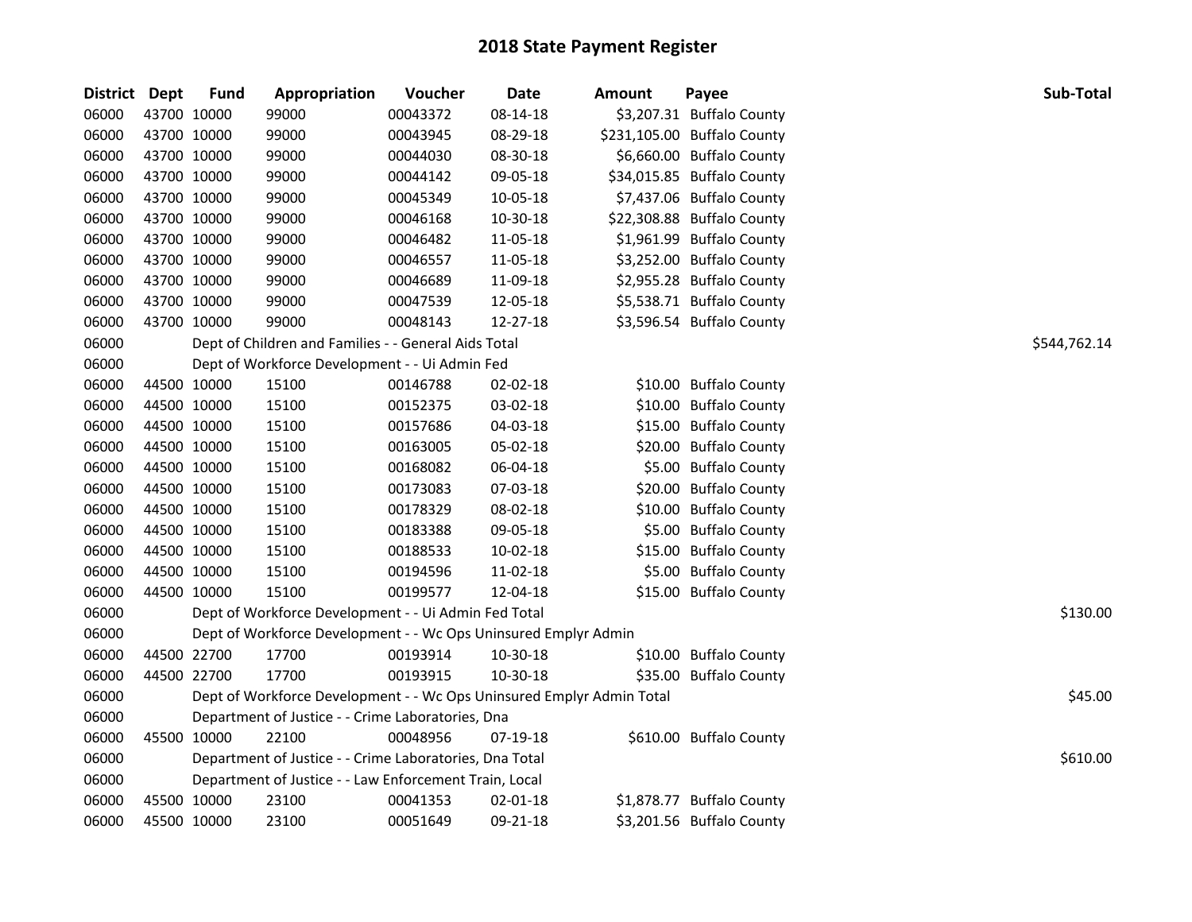# 2018 State Payment Register

| District | Dept | Fund | Appropriation | Voucher | Date | Amount | Payee | Sub-Total |
|---|---|---|---|---|---|---|---|---|
| 06000 | 43700 | 10000 | 99000 | 00043372 | 08-14-18 | $3,207.31 | Buffalo County | |
| 06000 | 43700 | 10000 | 99000 | 00043945 | 08-29-18 | $231,105.00 | Buffalo County | |
| 06000 | 43700 | 10000 | 99000 | 00044030 | 08-30-18 | $6,660.00 | Buffalo County | |
| 06000 | 43700 | 10000 | 99000 | 00044142 | 09-05-18 | $34,015.85 | Buffalo County | |
| 06000 | 43700 | 10000 | 99000 | 00045349 | 10-05-18 | $7,437.06 | Buffalo County | |
| 06000 | 43700 | 10000 | 99000 | 00046168 | 10-30-18 | $22,308.88 | Buffalo County | |
| 06000 | 43700 | 10000 | 99000 | 00046482 | 11-05-18 | $1,961.99 | Buffalo County | |
| 06000 | 43700 | 10000 | 99000 | 00046557 | 11-05-18 | $3,252.00 | Buffalo County | |
| 06000 | 43700 | 10000 | 99000 | 00046689 | 11-09-18 | $2,955.28 | Buffalo County | |
| 06000 | 43700 | 10000 | 99000 | 00047539 | 12-05-18 | $5,538.71 | Buffalo County | |
| 06000 | 43700 | 10000 | 99000 | 00048143 | 12-27-18 | $3,596.54 | Buffalo County | |
| 06000 | | Dept of Children and Families - - General Aids Total | | | | | | $544,762.14 |
| 06000 | | Dept of Workforce Development - - Ui Admin Fed | | | | | | |
| 06000 | 44500 | 10000 | 15100 | 00146788 | 02-02-18 | $10.00 | Buffalo County | |
| 06000 | 44500 | 10000 | 15100 | 00152375 | 03-02-18 | $10.00 | Buffalo County | |
| 06000 | 44500 | 10000 | 15100 | 00157686 | 04-03-18 | $15.00 | Buffalo County | |
| 06000 | 44500 | 10000 | 15100 | 00163005 | 05-02-18 | $20.00 | Buffalo County | |
| 06000 | 44500 | 10000 | 15100 | 00168082 | 06-04-18 | $5.00 | Buffalo County | |
| 06000 | 44500 | 10000 | 15100 | 00173083 | 07-03-18 | $20.00 | Buffalo County | |
| 06000 | 44500 | 10000 | 15100 | 00178329 | 08-02-18 | $10.00 | Buffalo County | |
| 06000 | 44500 | 10000 | 15100 | 00183388 | 09-05-18 | $5.00 | Buffalo County | |
| 06000 | 44500 | 10000 | 15100 | 00188533 | 10-02-18 | $15.00 | Buffalo County | |
| 06000 | 44500 | 10000 | 15100 | 00194596 | 11-02-18 | $5.00 | Buffalo County | |
| 06000 | 44500 | 10000 | 15100 | 00199577 | 12-04-18 | $15.00 | Buffalo County | |
| 06000 | | Dept of Workforce Development - - Ui Admin Fed Total | | | | | | $130.00 |
| 06000 | | Dept of Workforce Development - - Wc Ops Uninsured Emplyr Admin | | | | | | |
| 06000 | 44500 | 22700 | 17700 | 00193914 | 10-30-18 | $10.00 | Buffalo County | |
| 06000 | 44500 | 22700 | 17700 | 00193915 | 10-30-18 | $35.00 | Buffalo County | |
| 06000 | | Dept of Workforce Development - - Wc Ops Uninsured Emplyr Admin Total | | | | | | $45.00 |
| 06000 | | Department of Justice - - Crime Laboratories, Dna | | | | | | |
| 06000 | 45500 | 10000 | 22100 | 00048956 | 07-19-18 | $610.00 | Buffalo County | |
| 06000 | | Department of Justice - - Crime Laboratories, Dna Total | | | | | | $610.00 |
| 06000 | | Department of Justice - - Law Enforcement Train, Local | | | | | | |
| 06000 | 45500 | 10000 | 23100 | 00041353 | 02-01-18 | $1,878.77 | Buffalo County | |
| 06000 | 45500 | 10000 | 23100 | 00051649 | 09-21-18 | $3,201.56 | Buffalo County | |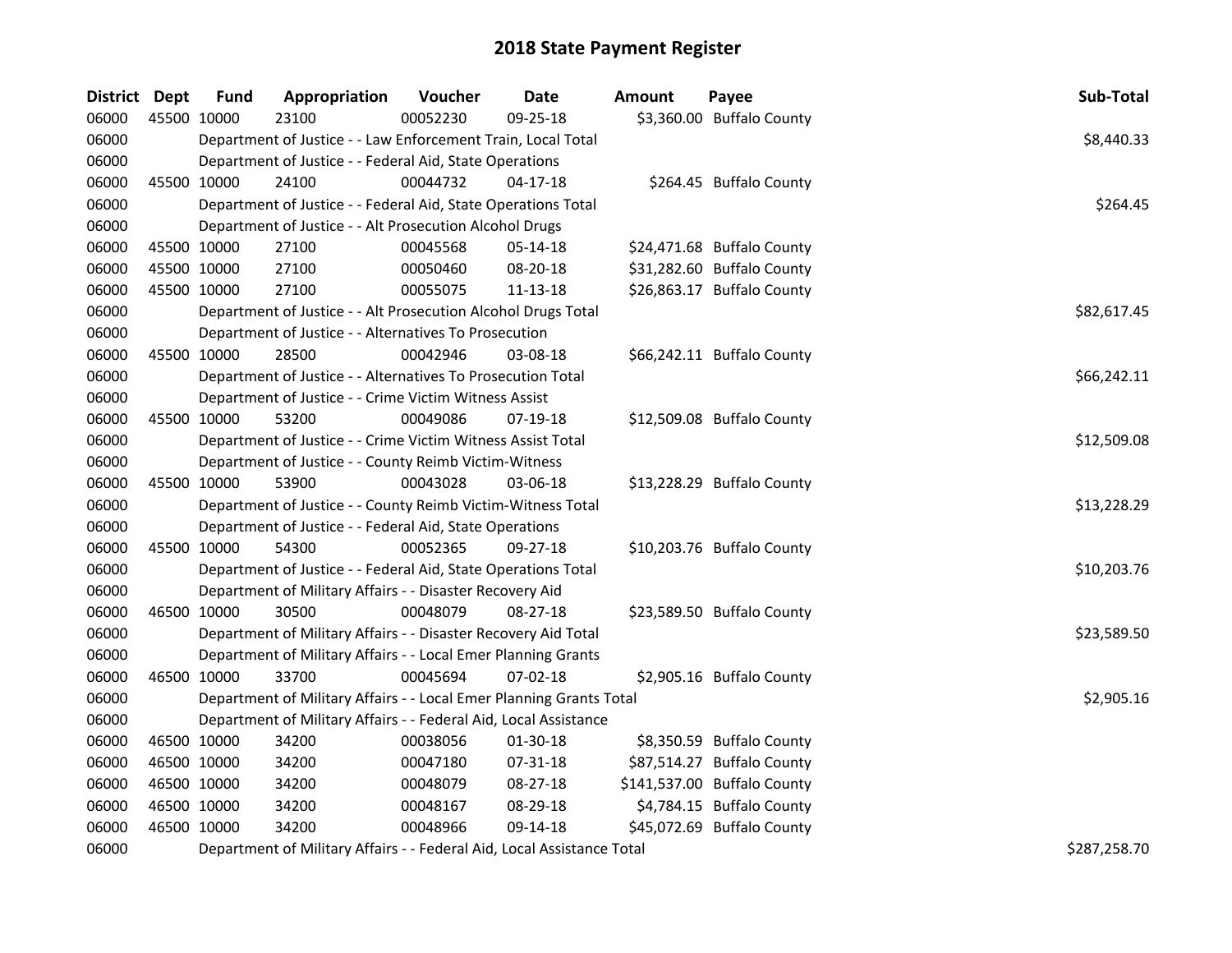# 2018 State Payment Register

| District | Dept | Fund | Appropriation | Voucher | Date | Amount | Payee | Sub-Total |
|---|---|---|---|---|---|---|---|---|
| 06000 | 45500 | 10000 | 23100 | 00052230 | 09-25-18 | $3,360.00 | Buffalo County | |
| 06000 | | Department of Justice - - Law Enforcement Train, Local Total | | | | | | $8,440.33 |
| 06000 | | Department of Justice - - Federal Aid, State Operations | | | | | | |
| 06000 | 45500 | 10000 | 24100 | 00044732 | 04-17-18 | $264.45 | Buffalo County | |
| 06000 | | Department of Justice - - Federal Aid, State Operations Total | | | | | | $264.45 |
| 06000 | | Department of Justice - - Alt Prosecution Alcohol Drugs | | | | | | |
| 06000 | 45500 | 10000 | 27100 | 00045568 | 05-14-18 | $24,471.68 | Buffalo County | |
| 06000 | 45500 | 10000 | 27100 | 00050460 | 08-20-18 | $31,282.60 | Buffalo County | |
| 06000 | 45500 | 10000 | 27100 | 00055075 | 11-13-18 | $26,863.17 | Buffalo County | |
| 06000 | | Department of Justice - - Alt Prosecution Alcohol Drugs Total | | | | | | $82,617.45 |
| 06000 | | Department of Justice - - Alternatives To Prosecution | | | | | | |
| 06000 | 45500 | 10000 | 28500 | 00042946 | 03-08-18 | $66,242.11 | Buffalo County | |
| 06000 | | Department of Justice - - Alternatives To Prosecution Total | | | | | | $66,242.11 |
| 06000 | | Department of Justice - - Crime Victim Witness Assist | | | | | | |
| 06000 | 45500 | 10000 | 53200 | 00049086 | 07-19-18 | $12,509.08 | Buffalo County | |
| 06000 | | Department of Justice - - Crime Victim Witness Assist Total | | | | | | $12,509.08 |
| 06000 | | Department of Justice - - County Reimb Victim-Witness | | | | | | |
| 06000 | 45500 | 10000 | 53900 | 00043028 | 03-06-18 | $13,228.29 | Buffalo County | |
| 06000 | | Department of Justice - - County Reimb Victim-Witness Total | | | | | | $13,228.29 |
| 06000 | | Department of Justice - - Federal Aid, State Operations | | | | | | |
| 06000 | 45500 | 10000 | 54300 | 00052365 | 09-27-18 | $10,203.76 | Buffalo County | |
| 06000 | | Department of Justice - - Federal Aid, State Operations Total | | | | | | $10,203.76 |
| 06000 | | Department of Military Affairs - - Disaster Recovery Aid | | | | | | |
| 06000 | 46500 | 10000 | 30500 | 00048079 | 08-27-18 | $23,589.50 | Buffalo County | |
| 06000 | | Department of Military Affairs - - Disaster Recovery Aid Total | | | | | | $23,589.50 |
| 06000 | | Department of Military Affairs - - Local Emer Planning Grants | | | | | | |
| 06000 | 46500 | 10000 | 33700 | 00045694 | 07-02-18 | $2,905.16 | Buffalo County | |
| 06000 | | Department of Military Affairs - - Local Emer Planning Grants Total | | | | | | $2,905.16 |
| 06000 | | Department of Military Affairs - - Federal Aid, Local Assistance | | | | | | |
| 06000 | 46500 | 10000 | 34200 | 00038056 | 01-30-18 | $8,350.59 | Buffalo County | |
| 06000 | 46500 | 10000 | 34200 | 00047180 | 07-31-18 | $87,514.27 | Buffalo County | |
| 06000 | 46500 | 10000 | 34200 | 00048079 | 08-27-18 | $141,537.00 | Buffalo County | |
| 06000 | 46500 | 10000 | 34200 | 00048167 | 08-29-18 | $4,784.15 | Buffalo County | |
| 06000 | 46500 | 10000 | 34200 | 00048966 | 09-14-18 | $45,072.69 | Buffalo County | |
| 06000 | | Department of Military Affairs - - Federal Aid, Local Assistance Total | | | | | | $287,258.70 |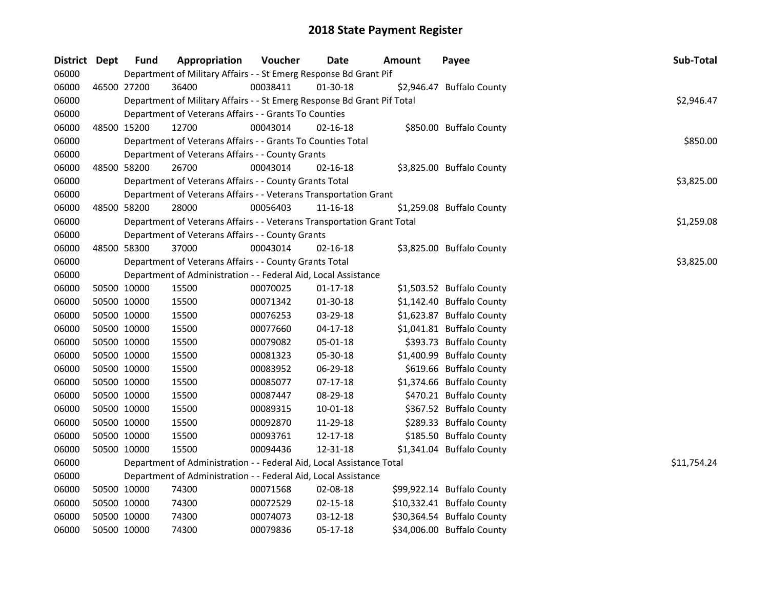# 2018 State Payment Register

| District | Dept | Fund | Appropriation | Voucher | Date | Amount | Payee | Sub-Total |
|---|---|---|---|---|---|---|---|---|
| 06000 | Department of Military Affairs - - St Emerg Response Bd Grant Pif | | | | | | | |
| 06000 | 46500 | 27200 | 36400 | 00038411 | 01-30-18 | $2,946.47 | Buffalo County | |
| 06000 | Department of Military Affairs - - St Emerg Response Bd Grant Pif Total | | | | | | | $2,946.47 |
| 06000 | Department of Veterans Affairs - - Grants To Counties | | | | | | | |
| 06000 | 48500 | 15200 | 12700 | 00043014 | 02-16-18 | $850.00 | Buffalo County | |
| 06000 | Department of Veterans Affairs - - Grants To Counties Total | | | | | | | $850.00 |
| 06000 | Department of Veterans Affairs - - County Grants | | | | | | | |
| 06000 | 48500 | 58200 | 26700 | 00043014 | 02-16-18 | $3,825.00 | Buffalo County | |
| 06000 | Department of Veterans Affairs - - County Grants Total | | | | | | | $3,825.00 |
| 06000 | Department of Veterans Affairs - - Veterans Transportation Grant | | | | | | | |
| 06000 | 48500 | 58200 | 28000 | 00056403 | 11-16-18 | $1,259.08 | Buffalo County | |
| 06000 | Department of Veterans Affairs - - Veterans Transportation Grant Total | | | | | | | $1,259.08 |
| 06000 | Department of Veterans Affairs - - County Grants | | | | | | | |
| 06000 | 48500 | 58300 | 37000 | 00043014 | 02-16-18 | $3,825.00 | Buffalo County | |
| 06000 | Department of Veterans Affairs - - County Grants Total | | | | | | | $3,825.00 |
| 06000 | Department of Administration - - Federal Aid, Local Assistance | | | | | | | |
| 06000 | 50500 | 10000 | 15500 | 00070025 | 01-17-18 | $1,503.52 | Buffalo County | |
| 06000 | 50500 | 10000 | 15500 | 00071342 | 01-30-18 | $1,142.40 | Buffalo County | |
| 06000 | 50500 | 10000 | 15500 | 00076253 | 03-29-18 | $1,623.87 | Buffalo County | |
| 06000 | 50500 | 10000 | 15500 | 00077660 | 04-17-18 | $1,041.81 | Buffalo County | |
| 06000 | 50500 | 10000 | 15500 | 00079082 | 05-01-18 | $393.73 | Buffalo County | |
| 06000 | 50500 | 10000 | 15500 | 00081323 | 05-30-18 | $1,400.99 | Buffalo County | |
| 06000 | 50500 | 10000 | 15500 | 00083952 | 06-29-18 | $619.66 | Buffalo County | |
| 06000 | 50500 | 10000 | 15500 | 00085077 | 07-17-18 | $1,374.66 | Buffalo County | |
| 06000 | 50500 | 10000 | 15500 | 00087447 | 08-29-18 | $470.21 | Buffalo County | |
| 06000 | 50500 | 10000 | 15500 | 00089315 | 10-01-18 | $367.52 | Buffalo County | |
| 06000 | 50500 | 10000 | 15500 | 00092870 | 11-29-18 | $289.33 | Buffalo County | |
| 06000 | 50500 | 10000 | 15500 | 00093761 | 12-17-18 | $185.50 | Buffalo County | |
| 06000 | 50500 | 10000 | 15500 | 00094436 | 12-31-18 | $1,341.04 | Buffalo County | |
| 06000 | Department of Administration - - Federal Aid, Local Assistance Total | | | | | | | $11,754.24 |
| 06000 | Department of Administration - - Federal Aid, Local Assistance | | | | | | | |
| 06000 | 50500 | 10000 | 74300 | 00071568 | 02-08-18 | $99,922.14 | Buffalo County | |
| 06000 | 50500 | 10000 | 74300 | 00072529 | 02-15-18 | $10,332.41 | Buffalo County | |
| 06000 | 50500 | 10000 | 74300 | 00074073 | 03-12-18 | $30,364.54 | Buffalo County | |
| 06000 | 50500 | 10000 | 74300 | 00079836 | 05-17-18 | $34,006.00 | Buffalo County | |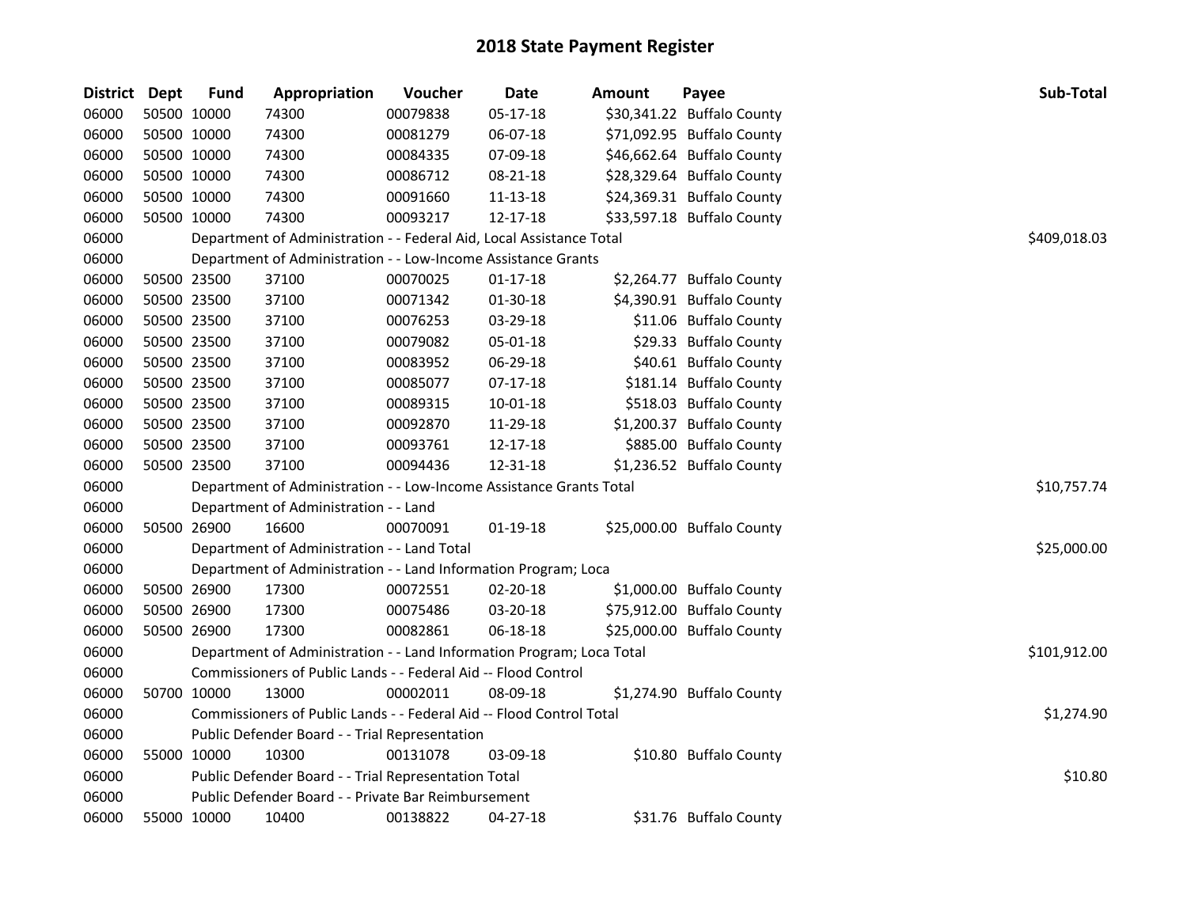# 2018 State Payment Register

| District | Dept | Fund | Appropriation | Voucher | Date | Amount | Payee | Sub-Total |
|---|---|---|---|---|---|---|---|---|
| 06000 | 50500 | 10000 | 74300 | 00079838 | 05-17-18 | $30,341.22 | Buffalo County | |
| 06000 | 50500 | 10000 | 74300 | 00081279 | 06-07-18 | $71,092.95 | Buffalo County | |
| 06000 | 50500 | 10000 | 74300 | 00084335 | 07-09-18 | $46,662.64 | Buffalo County | |
| 06000 | 50500 | 10000 | 74300 | 00086712 | 08-21-18 | $28,329.64 | Buffalo County | |
| 06000 | 50500 | 10000 | 74300 | 00091660 | 11-13-18 | $24,369.31 | Buffalo County | |
| 06000 | 50500 | 10000 | 74300 | 00093217 | 12-17-18 | $33,597.18 | Buffalo County | |
| 06000 | | | Department of Administration - - Federal Aid, Local Assistance Total | | | | | $409,018.03 |
| 06000 | | | Department of Administration - - Low-Income Assistance Grants | | | | | |
| 06000 | 50500 | 23500 | 37100 | 00070025 | 01-17-18 | $2,264.77 | Buffalo County | |
| 06000 | 50500 | 23500 | 37100 | 00071342 | 01-30-18 | $4,390.91 | Buffalo County | |
| 06000 | 50500 | 23500 | 37100 | 00076253 | 03-29-18 | $11.06 | Buffalo County | |
| 06000 | 50500 | 23500 | 37100 | 00079082 | 05-01-18 | $29.33 | Buffalo County | |
| 06000 | 50500 | 23500 | 37100 | 00083952 | 06-29-18 | $40.61 | Buffalo County | |
| 06000 | 50500 | 23500 | 37100 | 00085077 | 07-17-18 | $181.14 | Buffalo County | |
| 06000 | 50500 | 23500 | 37100 | 00089315 | 10-01-18 | $518.03 | Buffalo County | |
| 06000 | 50500 | 23500 | 37100 | 00092870 | 11-29-18 | $1,200.37 | Buffalo County | |
| 06000 | 50500 | 23500 | 37100 | 00093761 | 12-17-18 | $885.00 | Buffalo County | |
| 06000 | 50500 | 23500 | 37100 | 00094436 | 12-31-18 | $1,236.52 | Buffalo County | |
| 06000 | | | Department of Administration - - Low-Income Assistance Grants Total | | | | | $10,757.74 |
| 06000 | | | Department of Administration - - Land | | | | | |
| 06000 | 50500 | 26900 | 16600 | 00070091 | 01-19-18 | $25,000.00 | Buffalo County | |
| 06000 | | | Department of Administration - - Land Total | | | | | $25,000.00 |
| 06000 | | | Department of Administration - - Land Information Program; Loca | | | | | |
| 06000 | 50500 | 26900 | 17300 | 00072551 | 02-20-18 | $1,000.00 | Buffalo County | |
| 06000 | 50500 | 26900 | 17300 | 00075486 | 03-20-18 | $75,912.00 | Buffalo County | |
| 06000 | 50500 | 26900 | 17300 | 00082861 | 06-18-18 | $25,000.00 | Buffalo County | |
| 06000 | | | Department of Administration - - Land Information Program; Loca Total | | | | | $101,912.00 |
| 06000 | | | Commissioners of Public Lands - - Federal Aid -- Flood Control | | | | | |
| 06000 | 50700 | 10000 | 13000 | 00002011 | 08-09-18 | $1,274.90 | Buffalo County | |
| 06000 | | | Commissioners of Public Lands - - Federal Aid -- Flood Control Total | | | | | $1,274.90 |
| 06000 | | | Public Defender Board - - Trial Representation | | | | | |
| 06000 | 55000 | 10000 | 10300 | 00131078 | 03-09-18 | $10.80 | Buffalo County | |
| 06000 | | | Public Defender Board - - Trial Representation Total | | | | | $10.80 |
| 06000 | | | Public Defender Board - - Private Bar Reimbursement | | | | | |
| 06000 | 55000 | 10000 | 10400 | 00138822 | 04-27-18 | $31.76 | Buffalo County | |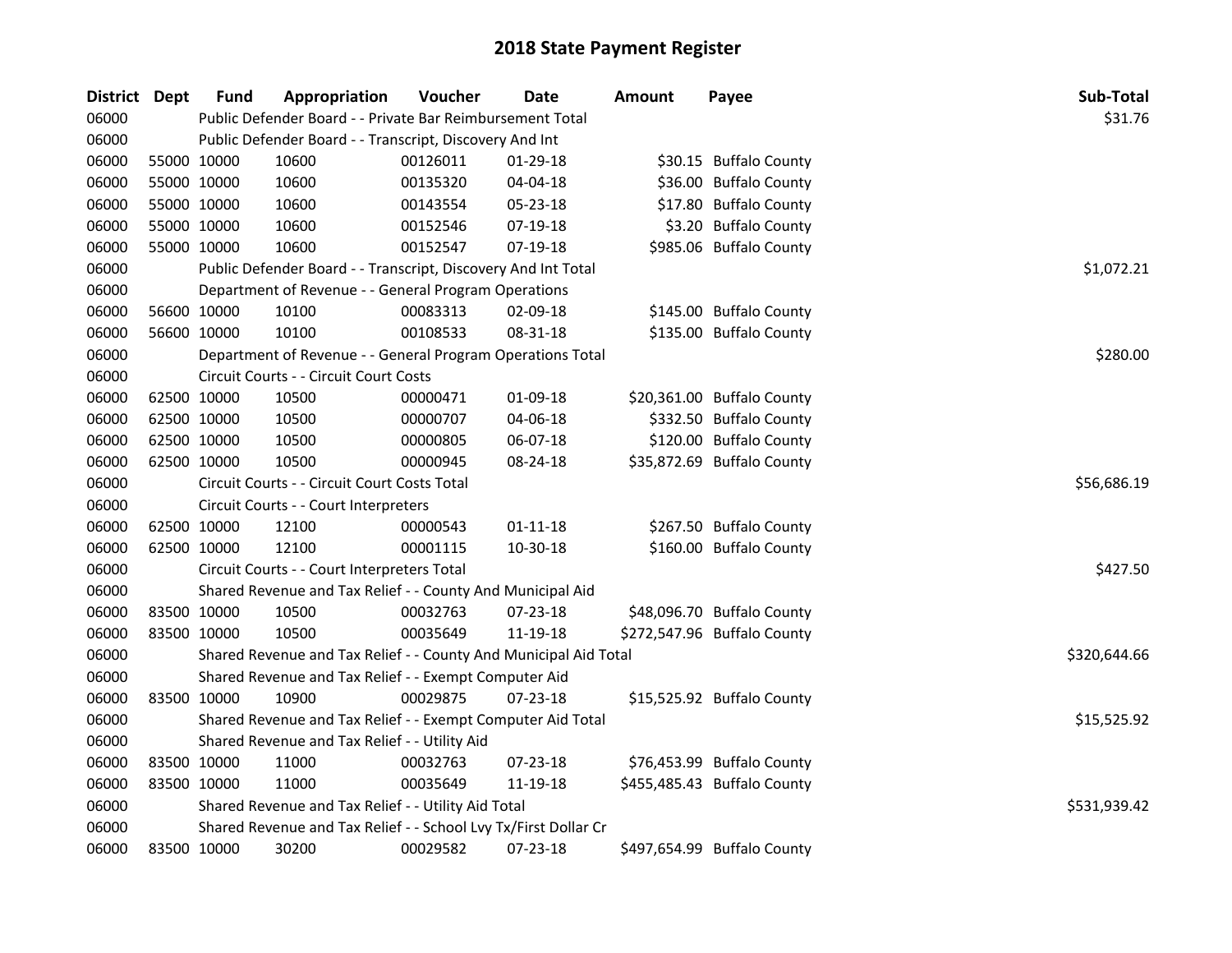# 2018 State Payment Register

| District | Dept | Fund | Appropriation | Voucher | Date | Amount | Payee | Sub-Total |
|---|---|---|---|---|---|---|---|---|
| 06000 | | Public Defender Board - - Private Bar Reimbursement Total | | | | | | $31.76 |
| 06000 | | Public Defender Board - - Transcript, Discovery And Int | | | | | | |
| 06000 | 55000 | 10000 | 10600 | 00126011 | 01-29-18 | $30.15 | Buffalo County | |
| 06000 | 55000 | 10000 | 10600 | 00135320 | 04-04-18 | $36.00 | Buffalo County | |
| 06000 | 55000 | 10000 | 10600 | 00143554 | 05-23-18 | $17.80 | Buffalo County | |
| 06000 | 55000 | 10000 | 10600 | 00152546 | 07-19-18 | $3.20 | Buffalo County | |
| 06000 | 55000 | 10000 | 10600 | 00152547 | 07-19-18 | $985.06 | Buffalo County | |
| 06000 | | Public Defender Board - - Transcript, Discovery And Int Total | | | | | | $1,072.21 |
| 06000 | | Department of Revenue - - General Program Operations | | | | | | |
| 06000 | 56600 | 10000 | 10100 | 00083313 | 02-09-18 | $145.00 | Buffalo County | |
| 06000 | 56600 | 10000 | 10100 | 00108533 | 08-31-18 | $135.00 | Buffalo County | |
| 06000 | | Department of Revenue - - General Program Operations Total | | | | | | $280.00 |
| 06000 | | Circuit Courts - - Circuit Court Costs | | | | | | |
| 06000 | 62500 | 10000 | 10500 | 00000471 | 01-09-18 | $20,361.00 | Buffalo County | |
| 06000 | 62500 | 10000 | 10500 | 00000707 | 04-06-18 | $332.50 | Buffalo County | |
| 06000 | 62500 | 10000 | 10500 | 00000805 | 06-07-18 | $120.00 | Buffalo County | |
| 06000 | 62500 | 10000 | 10500 | 00000945 | 08-24-18 | $35,872.69 | Buffalo County | |
| 06000 | | Circuit Courts - - Circuit Court Costs Total | | | | | | $56,686.19 |
| 06000 | | Circuit Courts - - Court Interpreters | | | | | | |
| 06000 | 62500 | 10000 | 12100 | 00000543 | 01-11-18 | $267.50 | Buffalo County | |
| 06000 | 62500 | 10000 | 12100 | 00001115 | 10-30-18 | $160.00 | Buffalo County | |
| 06000 | | Circuit Courts - - Court Interpreters Total | | | | | | $427.50 |
| 06000 | | Shared Revenue and Tax Relief - - County And Municipal Aid | | | | | | |
| 06000 | 83500 | 10000 | 10500 | 00032763 | 07-23-18 | $48,096.70 | Buffalo County | |
| 06000 | 83500 | 10000 | 10500 | 00035649 | 11-19-18 | $272,547.96 | Buffalo County | |
| 06000 | | Shared Revenue and Tax Relief - - County And Municipal Aid Total | | | | | | $320,644.66 |
| 06000 | | Shared Revenue and Tax Relief - - Exempt Computer Aid | | | | | | |
| 06000 | 83500 | 10000 | 10900 | 00029875 | 07-23-18 | $15,525.92 | Buffalo County | |
| 06000 | | Shared Revenue and Tax Relief - - Exempt Computer Aid Total | | | | | | $15,525.92 |
| 06000 | | Shared Revenue and Tax Relief - - Utility Aid | | | | | | |
| 06000 | 83500 | 10000 | 11000 | 00032763 | 07-23-18 | $76,453.99 | Buffalo County | |
| 06000 | 83500 | 10000 | 11000 | 00035649 | 11-19-18 | $455,485.43 | Buffalo County | |
| 06000 | | Shared Revenue and Tax Relief - - Utility Aid Total | | | | | | $531,939.42 |
| 06000 | | Shared Revenue and Tax Relief - - School Lvy Tx/First Dollar Cr | | | | | | |
| 06000 | 83500 | 10000 | 30200 | 00029582 | 07-23-18 | $497,654.99 | Buffalo County | |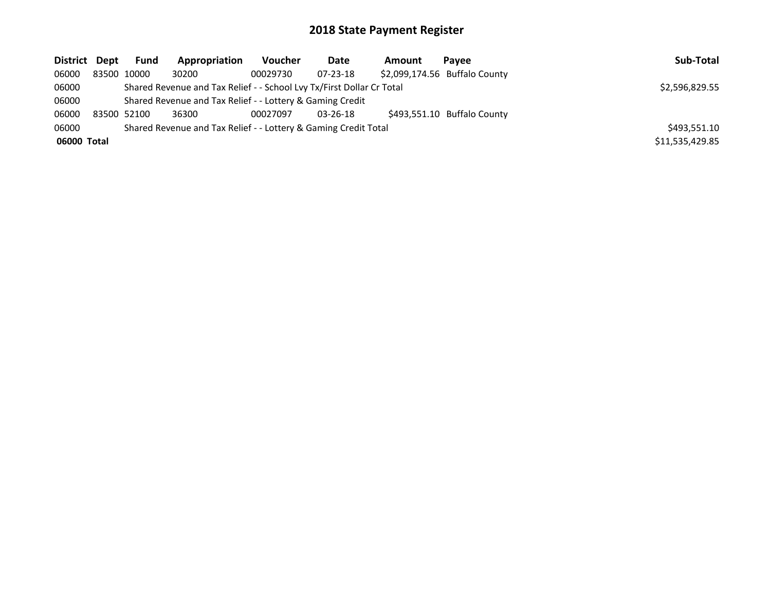# 2018 State Payment Register

| District | Dept | Fund | Appropriation | Voucher | Date | Amount | Payee | Sub-Total |
|---|---|---|---|---|---|---|---|---|
| 06000 | 83500 | 10000 | 30200 | 00029730 | 07-23-18 | $2,099,174.56 | Buffalo County | |
| 06000 | | Shared Revenue and Tax Relief - - School Lvy Tx/First Dollar Cr Total | | | | | | $2,596,829.55 |
| 06000 | | Shared Revenue and Tax Relief - - Lottery & Gaming Credit | | | | | | |
| 06000 | 83500 | 52100 | 36300 | 00027097 | 03-26-18 | $493,551.10 | Buffalo County | |
| 06000 | | Shared Revenue and Tax Relief - - Lottery & Gaming Credit Total | | | | | | $493,551.10 |
| **06000** | **Total** | | | | | | | $11,535,429.85 |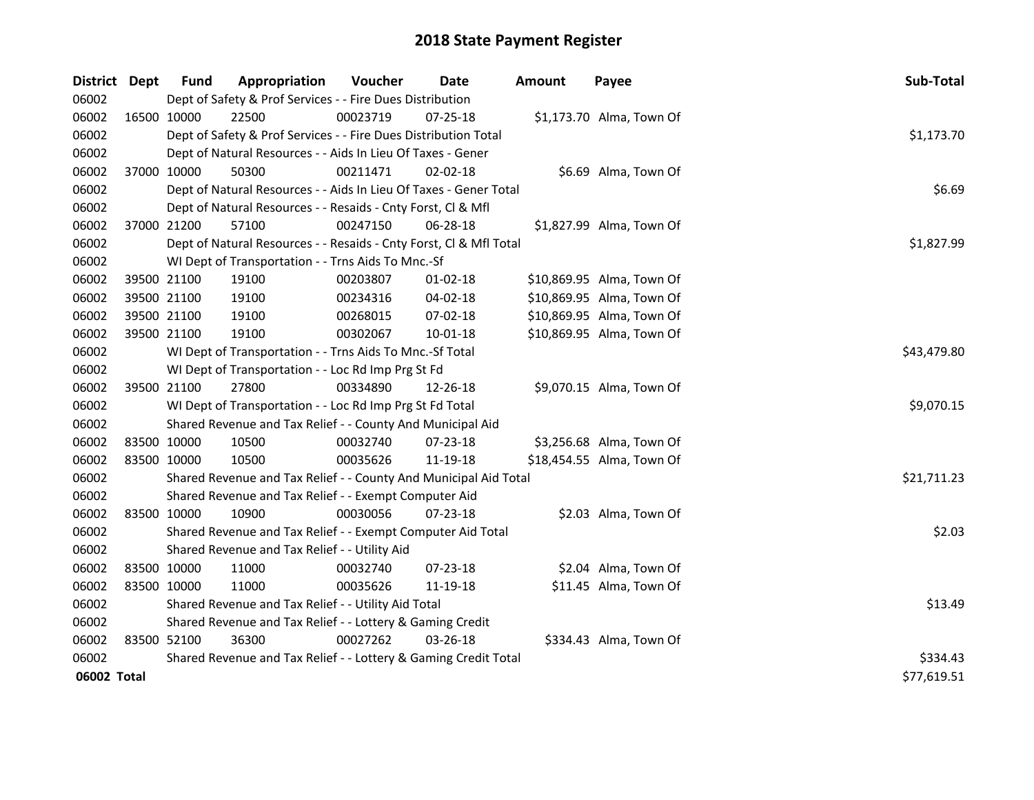# 2018 State Payment Register

| District | Dept | Fund | Appropriation | Voucher | Date | Amount | Payee | Sub-Total |
|---|---|---|---|---|---|---|---|---|
| 06002 | | Dept of Safety & Prof Services - - Fire Dues Distribution | | | | | | |
| 06002 | 16500 | 10000 | 22500 | 00023719 | 07-25-18 | $1,173.70 | Alma, Town Of | |
| 06002 | | Dept of Safety & Prof Services - - Fire Dues Distribution Total | | | | | | $1,173.70 |
| 06002 | | Dept of Natural Resources - - Aids In Lieu Of Taxes - Gener | | | | | | |
| 06002 | 37000 | 10000 | 50300 | 00211471 | 02-02-18 | $6.69 | Alma, Town Of | |
| 06002 | | Dept of Natural Resources - - Aids In Lieu Of Taxes - Gener Total | | | | | | $6.69 |
| 06002 | | Dept of Natural Resources - - Resaids - Cnty Forst, Cl & Mfl | | | | | | |
| 06002 | 37000 | 21200 | 57100 | 00247150 | 06-28-18 | $1,827.99 | Alma, Town Of | |
| 06002 | | Dept of Natural Resources - - Resaids - Cnty Forst, Cl & Mfl Total | | | | | | $1,827.99 |
| 06002 | | WI Dept of Transportation - - Trns Aids To Mnc.-Sf | | | | | | |
| 06002 | 39500 | 21100 | 19100 | 00203807 | 01-02-18 | $10,869.95 | Alma, Town Of | |
| 06002 | 39500 | 21100 | 19100 | 00234316 | 04-02-18 | $10,869.95 | Alma, Town Of | |
| 06002 | 39500 | 21100 | 19100 | 00268015 | 07-02-18 | $10,869.95 | Alma, Town Of | |
| 06002 | 39500 | 21100 | 19100 | 00302067 | 10-01-18 | $10,869.95 | Alma, Town Of | |
| 06002 | | WI Dept of Transportation - - Trns Aids To Mnc.-Sf Total | | | | | | $43,479.80 |
| 06002 | | WI Dept of Transportation - - Loc Rd Imp Prg St Fd | | | | | | |
| 06002 | 39500 | 21100 | 27800 | 00334890 | 12-26-18 | $9,070.15 | Alma, Town Of | |
| 06002 | | WI Dept of Transportation - - Loc Rd Imp Prg St Fd Total | | | | | | $9,070.15 |
| 06002 | | Shared Revenue and Tax Relief - - County And Municipal Aid | | | | | | |
| 06002 | 83500 | 10000 | 10500 | 00032740 | 07-23-18 | $3,256.68 | Alma, Town Of | |
| 06002 | 83500 | 10000 | 10500 | 00035626 | 11-19-18 | $18,454.55 | Alma, Town Of | |
| 06002 | | Shared Revenue and Tax Relief - - County And Municipal Aid Total | | | | | | $21,711.23 |
| 06002 | | Shared Revenue and Tax Relief - - Exempt Computer Aid | | | | | | |
| 06002 | 83500 | 10000 | 10900 | 00030056 | 07-23-18 | $2.03 | Alma, Town Of | |
| 06002 | | Shared Revenue and Tax Relief - - Exempt Computer Aid Total | | | | | | $2.03 |
| 06002 | | Shared Revenue and Tax Relief - - Utility Aid | | | | | | |
| 06002 | 83500 | 10000 | 11000 | 00032740 | 07-23-18 | $2.04 | Alma, Town Of | |
| 06002 | 83500 | 10000 | 11000 | 00035626 | 11-19-18 | $11.45 | Alma, Town Of | |
| 06002 | | Shared Revenue and Tax Relief - - Utility Aid Total | | | | | | $13.49 |
| 06002 | | Shared Revenue and Tax Relief - - Lottery & Gaming Credit | | | | | | |
| 06002 | 83500 | 52100 | 36300 | 00027262 | 03-26-18 | $334.43 | Alma, Town Of | |
| 06002 | | Shared Revenue and Tax Relief - - Lottery & Gaming Credit Total | | | | | | $334.43 |
| **06002 Total** | | | | | | | | $77,619.51 |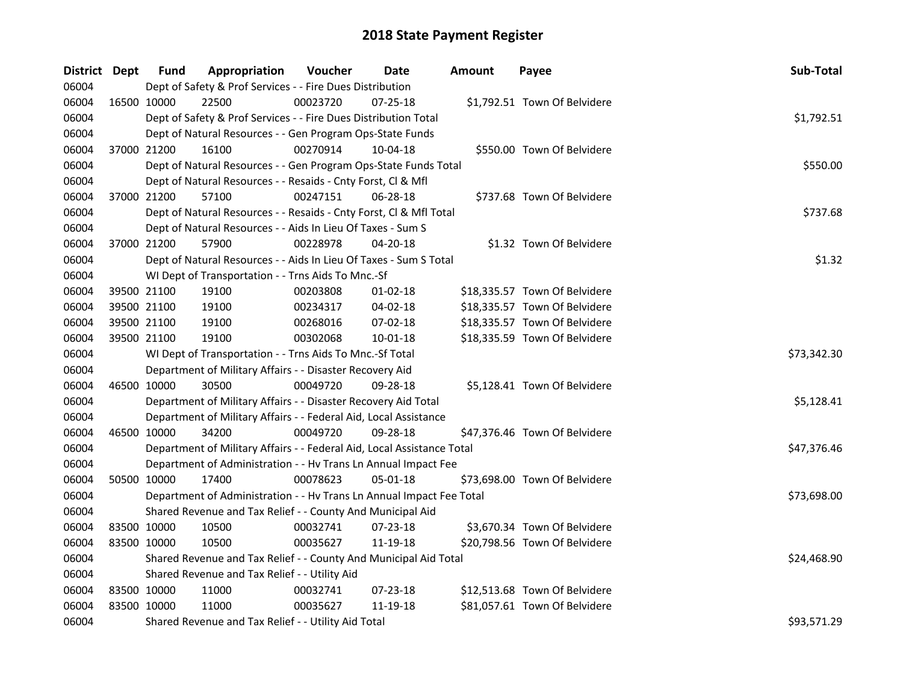# 2018 State Payment Register

| District | Dept | Fund | Appropriation | Voucher | Date | Amount | Payee | Sub-Total |
|---|---|---|---|---|---|---|---|---|
| 06004 | | Dept of Safety & Prof Services - - Fire Dues Distribution | | | | | | |
| 06004 | 16500 | 10000 | 22500 | 00023720 | 07-25-18 | $1,792.51 | Town Of Belvidere | |
| 06004 | | Dept of Safety & Prof Services - - Fire Dues Distribution Total | | | | | | $1,792.51 |
| 06004 | | Dept of Natural Resources - - Gen Program Ops-State Funds | | | | | | |
| 06004 | 37000 | 21200 | 16100 | 00270914 | 10-04-18 | $550.00 | Town Of Belvidere | |
| 06004 | | Dept of Natural Resources - - Gen Program Ops-State Funds Total | | | | | | $550.00 |
| 06004 | | Dept of Natural Resources - - Resaids - Cnty Forst, Cl & Mfl | | | | | | |
| 06004 | 37000 | 21200 | 57100 | 00247151 | 06-28-18 | $737.68 | Town Of Belvidere | |
| 06004 | | Dept of Natural Resources - - Resaids - Cnty Forst, Cl & Mfl Total | | | | | | $737.68 |
| 06004 | | Dept of Natural Resources - - Aids In Lieu Of Taxes - Sum S | | | | | | |
| 06004 | 37000 | 21200 | 57900 | 00228978 | 04-20-18 | $1.32 | Town Of Belvidere | |
| 06004 | | Dept of Natural Resources - - Aids In Lieu Of Taxes - Sum S Total | | | | | | $1.32 |
| 06004 | | WI Dept of Transportation - - Trns Aids To Mnc.-Sf | | | | | | |
| 06004 | 39500 | 21100 | 19100 | 00203808 | 01-02-18 | $18,335.57 | Town Of Belvidere | |
| 06004 | 39500 | 21100 | 19100 | 00234317 | 04-02-18 | $18,335.57 | Town Of Belvidere | |
| 06004 | 39500 | 21100 | 19100 | 00268016 | 07-02-18 | $18,335.57 | Town Of Belvidere | |
| 06004 | 39500 | 21100 | 19100 | 00302068 | 10-01-18 | $18,335.59 | Town Of Belvidere | |
| 06004 | | WI Dept of Transportation - - Trns Aids To Mnc.-Sf Total | | | | | | $73,342.30 |
| 06004 | | Department of Military Affairs - - Disaster Recovery Aid | | | | | | |
| 06004 | 46500 | 10000 | 30500 | 00049720 | 09-28-18 | $5,128.41 | Town Of Belvidere | |
| 06004 | | Department of Military Affairs - - Disaster Recovery Aid Total | | | | | | $5,128.41 |
| 06004 | | Department of Military Affairs - - Federal Aid, Local Assistance | | | | | | |
| 06004 | 46500 | 10000 | 34200 | 00049720 | 09-28-18 | $47,376.46 | Town Of Belvidere | |
| 06004 | | Department of Military Affairs - - Federal Aid, Local Assistance Total | | | | | | $47,376.46 |
| 06004 | | Department of Administration - - Hv Trans Ln Annual Impact Fee | | | | | | |
| 06004 | 50500 | 10000 | 17400 | 00078623 | 05-01-18 | $73,698.00 | Town Of Belvidere | |
| 06004 | | Department of Administration - - Hv Trans Ln Annual Impact Fee Total | | | | | | $73,698.00 |
| 06004 | | Shared Revenue and Tax Relief - - County And Municipal Aid | | | | | | |
| 06004 | 83500 | 10000 | 10500 | 00032741 | 07-23-18 | $3,670.34 | Town Of Belvidere | |
| 06004 | 83500 | 10000 | 10500 | 00035627 | 11-19-18 | $20,798.56 | Town Of Belvidere | |
| 06004 | | Shared Revenue and Tax Relief - - County And Municipal Aid Total | | | | | | $24,468.90 |
| 06004 | | Shared Revenue and Tax Relief - - Utility Aid | | | | | | |
| 06004 | 83500 | 10000 | 11000 | 00032741 | 07-23-18 | $12,513.68 | Town Of Belvidere | |
| 06004 | 83500 | 10000 | 11000 | 00035627 | 11-19-18 | $81,057.61 | Town Of Belvidere | |
| 06004 | | Shared Revenue and Tax Relief - - Utility Aid Total | | | | | | $93,571.29 |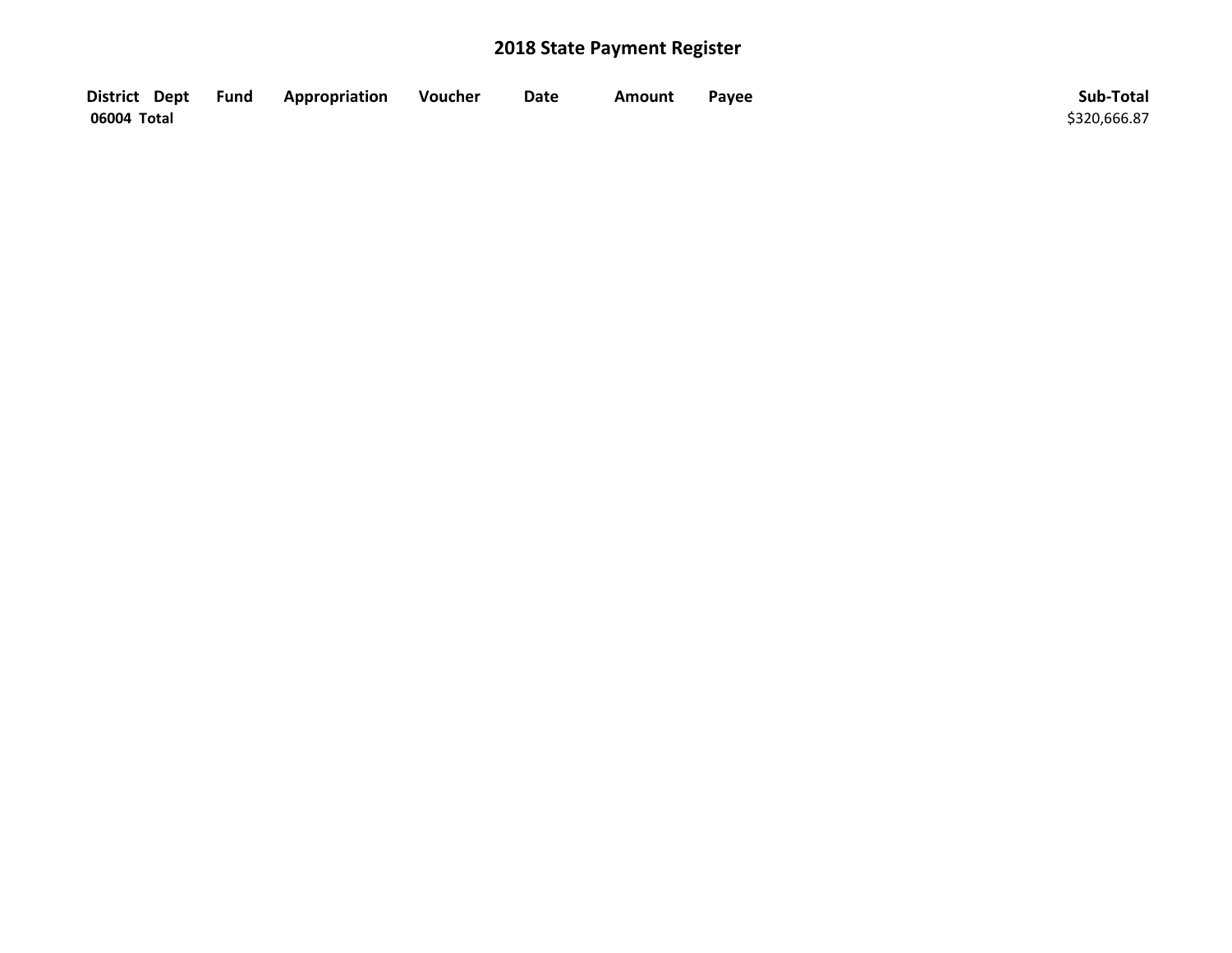## 2018 State Payment Register

| District | Dept | Fund | Appropriation | Voucher | Date | Amount | Payee | Sub-Total |
|---|---|---|---|---|---|---|---|---|
| **06004 Total** | | | | | | | | $320,666.87 |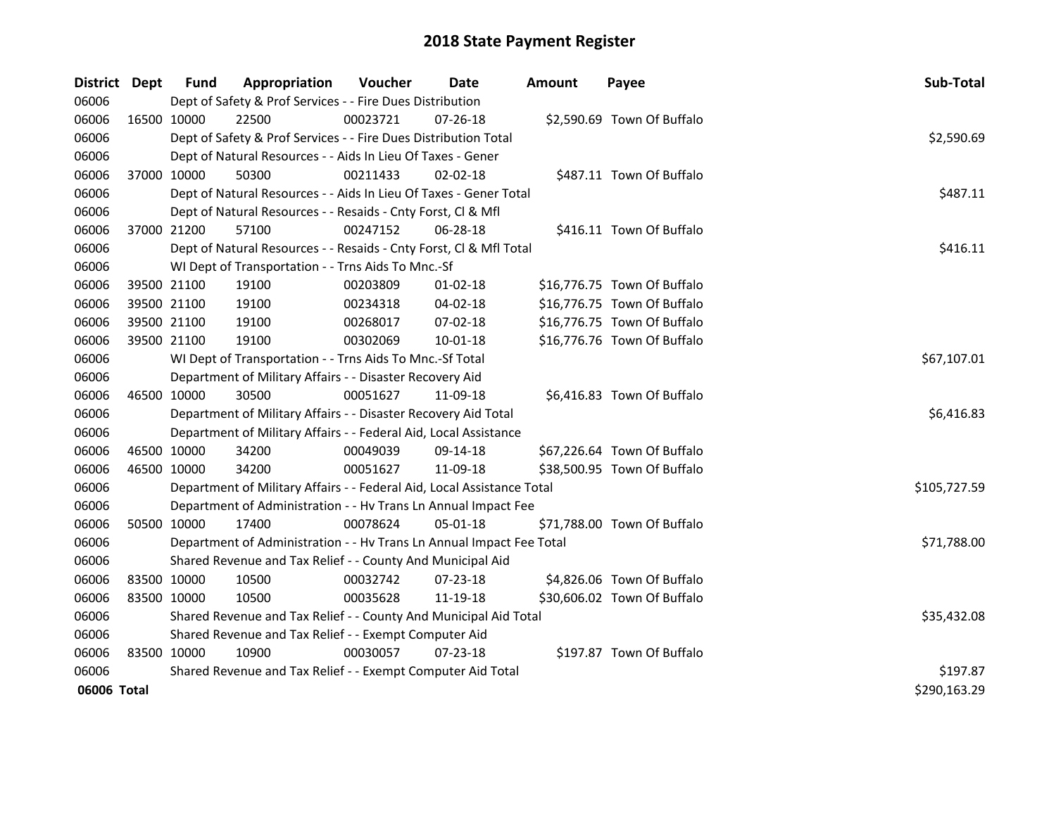# 2018 State Payment Register

| District | Dept | Fund | Appropriation | Voucher | Date | Amount | Payee | Sub-Total |
|---|---|---|---|---|---|---|---|---|
| 06006 | | Dept of Safety & Prof Services - - Fire Dues Distribution | | | | | | |
| 06006 | 16500 | 10000 | 22500 | 00023721 | 07-26-18 | $2,590.69 | Town Of Buffalo | |
| 06006 | | Dept of Safety & Prof Services - - Fire Dues Distribution Total | | | | | | $2,590.69 |
| 06006 | | Dept of Natural Resources - - Aids In Lieu Of Taxes - Gener | | | | | | |
| 06006 | 37000 | 10000 | 50300 | 00211433 | 02-02-18 | $487.11 | Town Of Buffalo | |
| 06006 | | Dept of Natural Resources - - Aids In Lieu Of Taxes - Gener Total | | | | | | $487.11 |
| 06006 | | Dept of Natural Resources - - Resaids - Cnty Forst, Cl & Mfl | | | | | | |
| 06006 | 37000 | 21200 | 57100 | 00247152 | 06-28-18 | $416.11 | Town Of Buffalo | |
| 06006 | | Dept of Natural Resources - - Resaids - Cnty Forst, Cl & Mfl Total | | | | | | $416.11 |
| 06006 | | WI Dept of Transportation - - Trns Aids To Mnc.-Sf | | | | | | |
| 06006 | 39500 | 21100 | 19100 | 00203809 | 01-02-18 | $16,776.75 | Town Of Buffalo | |
| 06006 | 39500 | 21100 | 19100 | 00234318 | 04-02-18 | $16,776.75 | Town Of Buffalo | |
| 06006 | 39500 | 21100 | 19100 | 00268017 | 07-02-18 | $16,776.75 | Town Of Buffalo | |
| 06006 | 39500 | 21100 | 19100 | 00302069 | 10-01-18 | $16,776.76 | Town Of Buffalo | |
| 06006 | | WI Dept of Transportation - - Trns Aids To Mnc.-Sf Total | | | | | | $67,107.01 |
| 06006 | | Department of Military Affairs - - Disaster Recovery Aid | | | | | | |
| 06006 | 46500 | 10000 | 30500 | 00051627 | 11-09-18 | $6,416.83 | Town Of Buffalo | |
| 06006 | | Department of Military Affairs - - Disaster Recovery Aid Total | | | | | | $6,416.83 |
| 06006 | | Department of Military Affairs - - Federal Aid, Local Assistance | | | | | | |
| 06006 | 46500 | 10000 | 34200 | 00049039 | 09-14-18 | $67,226.64 | Town Of Buffalo | |
| 06006 | 46500 | 10000 | 34200 | 00051627 | 11-09-18 | $38,500.95 | Town Of Buffalo | |
| 06006 | | Department of Military Affairs - - Federal Aid, Local Assistance Total | | | | | | $105,727.59 |
| 06006 | | Department of Administration - - Hv Trans Ln Annual Impact Fee | | | | | | |
| 06006 | 50500 | 10000 | 17400 | 00078624 | 05-01-18 | $71,788.00 | Town Of Buffalo | |
| 06006 | | Department of Administration - - Hv Trans Ln Annual Impact Fee Total | | | | | | $71,788.00 |
| 06006 | | Shared Revenue and Tax Relief - - County And Municipal Aid | | | | | | |
| 06006 | 83500 | 10000 | 10500 | 00032742 | 07-23-18 | $4,826.06 | Town Of Buffalo | |
| 06006 | 83500 | 10000 | 10500 | 00035628 | 11-19-18 | $30,606.02 | Town Of Buffalo | |
| 06006 | | Shared Revenue and Tax Relief - - County And Municipal Aid Total | | | | | | $35,432.08 |
| 06006 | | Shared Revenue and Tax Relief - - Exempt Computer Aid | | | | | | |
| 06006 | 83500 | 10000 | 10900 | 00030057 | 07-23-18 | $197.87 | Town Of Buffalo | |
| 06006 | | Shared Revenue and Tax Relief - - Exempt Computer Aid Total | | | | | | $197.87 |
| **06006** | **Total** | | | | | | | $290,163.29 |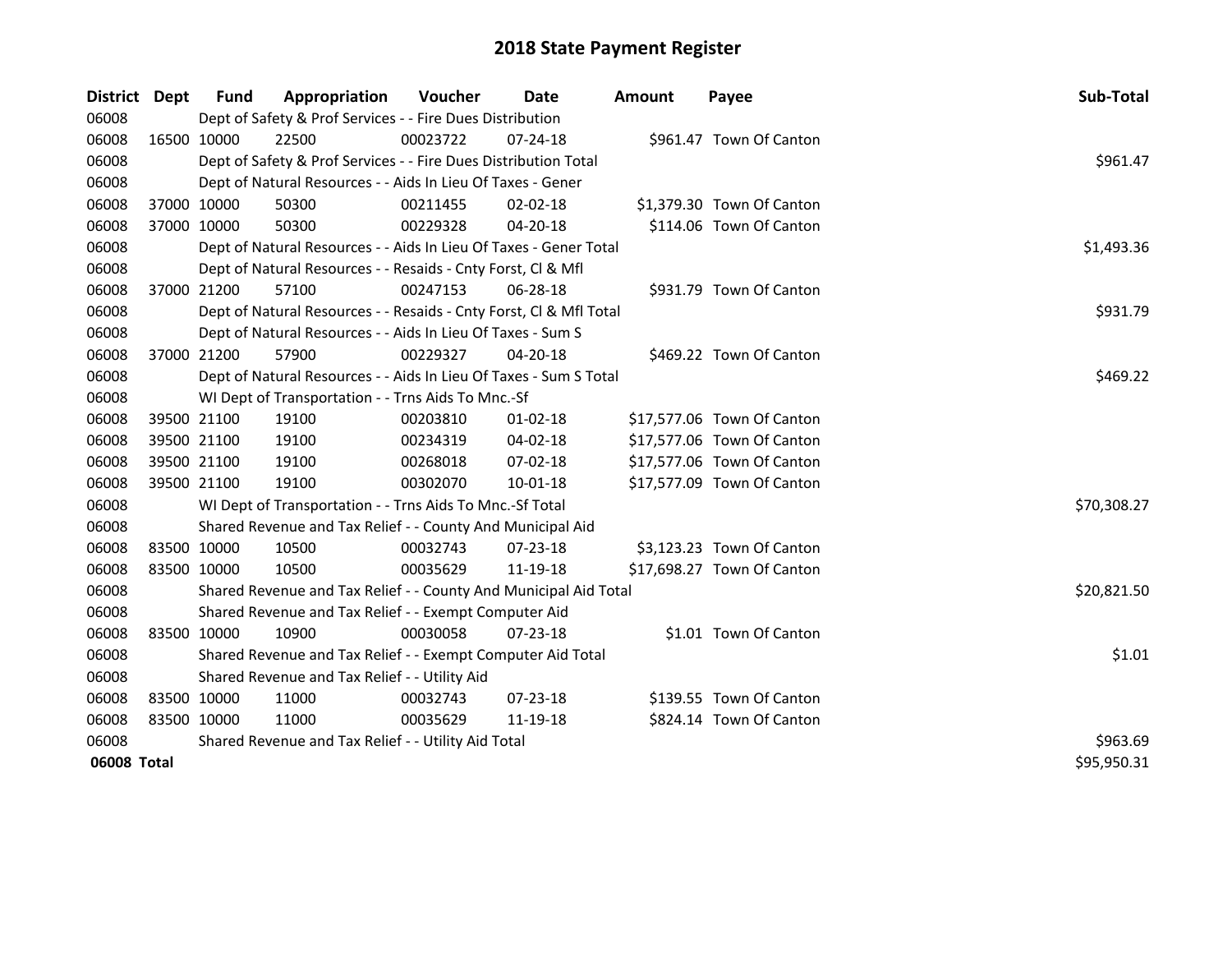# 2018 State Payment Register

| District | Dept | Fund | Appropriation | Voucher | Date | Amount | Payee | Sub-Total |
|---|---|---|---|---|---|---|---|---|
| 06008 | Dept of Safety & Prof Services - - Fire Dues Distribution | | | | | | | |
| 06008 | 16500 | 10000 | 22500 | 00023722 | 07-24-18 | $961.47 | Town Of Canton | |
| 06008 | Dept of Safety & Prof Services - - Fire Dues Distribution Total | | | | | | | $961.47 |
| 06008 | Dept of Natural Resources - - Aids In Lieu Of Taxes - Gener | | | | | | | |
| 06008 | 37000 | 10000 | 50300 | 00211455 | 02-02-18 | $1,379.30 | Town Of Canton | |
| 06008 | 37000 | 10000 | 50300 | 00229328 | 04-20-18 | $114.06 | Town Of Canton | |
| 06008 | Dept of Natural Resources - - Aids In Lieu Of Taxes - Gener Total | | | | | | | $1,493.36 |
| 06008 | Dept of Natural Resources - - Resaids - Cnty Forst, Cl & Mfl | | | | | | | |
| 06008 | 37000 | 21200 | 57100 | 00247153 | 06-28-18 | $931.79 | Town Of Canton | |
| 06008 | Dept of Natural Resources - - Resaids - Cnty Forst, Cl & Mfl Total | | | | | | | $931.79 |
| 06008 | Dept of Natural Resources - - Aids In Lieu Of Taxes - Sum S | | | | | | | |
| 06008 | 37000 | 21200 | 57900 | 00229327 | 04-20-18 | $469.22 | Town Of Canton | |
| 06008 | Dept of Natural Resources - - Aids In Lieu Of Taxes - Sum S Total | | | | | | | $469.22 |
| 06008 | WI Dept of Transportation - - Trns Aids To Mnc.-Sf | | | | | | | |
| 06008 | 39500 | 21100 | 19100 | 00203810 | 01-02-18 | $17,577.06 | Town Of Canton | |
| 06008 | 39500 | 21100 | 19100 | 00234319 | 04-02-18 | $17,577.06 | Town Of Canton | |
| 06008 | 39500 | 21100 | 19100 | 00268018 | 07-02-18 | $17,577.06 | Town Of Canton | |
| 06008 | 39500 | 21100 | 19100 | 00302070 | 10-01-18 | $17,577.09 | Town Of Canton | |
| 06008 | WI Dept of Transportation - - Trns Aids To Mnc.-Sf Total | | | | | | | $70,308.27 |
| 06008 | Shared Revenue and Tax Relief - - County And Municipal Aid | | | | | | | |
| 06008 | 83500 | 10000 | 10500 | 00032743 | 07-23-18 | $3,123.23 | Town Of Canton | |
| 06008 | 83500 | 10000 | 10500 | 00035629 | 11-19-18 | $17,698.27 | Town Of Canton | |
| 06008 | Shared Revenue and Tax Relief - - County And Municipal Aid Total | | | | | | | $20,821.50 |
| 06008 | Shared Revenue and Tax Relief - - Exempt Computer Aid | | | | | | | |
| 06008 | 83500 | 10000 | 10900 | 00030058 | 07-23-18 | $1.01 | Town Of Canton | |
| 06008 | Shared Revenue and Tax Relief - - Exempt Computer Aid Total | | | | | | | $1.01 |
| 06008 | Shared Revenue and Tax Relief - - Utility Aid | | | | | | | |
| 06008 | 83500 | 10000 | 11000 | 00032743 | 07-23-18 | $139.55 | Town Of Canton | |
| 06008 | 83500 | 10000 | 11000 | 00035629 | 11-19-18 | $824.14 | Town Of Canton | |
| 06008 | Shared Revenue and Tax Relief - - Utility Aid Total | | | | | | | $963.69 |
| **06008 Total** | | | | | | | | $95,950.31 |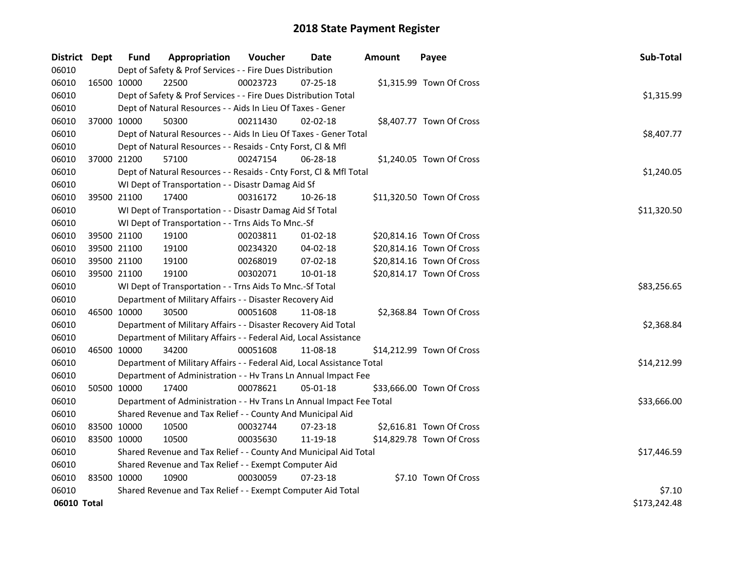# 2018 State Payment Register

| District | Dept | Fund | Appropriation | Voucher | Date | Amount | Payee | Sub-Total |
|---|---|---|---|---|---|---|---|---|
| 06010 | | Dept of Safety & Prof Services - - Fire Dues Distribution | | | | | | |
| 06010 | 16500 | 10000 | 22500 | 00023723 | 07-25-18 | $1,315.99 | Town Of Cross | |
| 06010 | | Dept of Safety & Prof Services - - Fire Dues Distribution Total | | | | | | $1,315.99 |
| 06010 | | Dept of Natural Resources - - Aids In Lieu Of Taxes - Gener | | | | | | |
| 06010 | 37000 | 10000 | 50300 | 00211430 | 02-02-18 | $8,407.77 | Town Of Cross | |
| 06010 | | Dept of Natural Resources - - Aids In Lieu Of Taxes - Gener Total | | | | | | $8,407.77 |
| 06010 | | Dept of Natural Resources - - Resaids - Cnty Forst, Cl & Mfl | | | | | | |
| 06010 | 37000 | 21200 | 57100 | 00247154 | 06-28-18 | $1,240.05 | Town Of Cross | |
| 06010 | | Dept of Natural Resources - - Resaids - Cnty Forst, Cl & Mfl Total | | | | | | $1,240.05 |
| 06010 | | WI Dept of Transportation - - Disastr Damag Aid Sf | | | | | | |
| 06010 | 39500 | 21100 | 17400 | 00316172 | 10-26-18 | $11,320.50 | Town Of Cross | |
| 06010 | | WI Dept of Transportation - - Disastr Damag Aid Sf Total | | | | | | $11,320.50 |
| 06010 | | WI Dept of Transportation - - Trns Aids To Mnc.-Sf | | | | | | |
| 06010 | 39500 | 21100 | 19100 | 00203811 | 01-02-18 | $20,814.16 | Town Of Cross | |
| 06010 | 39500 | 21100 | 19100 | 00234320 | 04-02-18 | $20,814.16 | Town Of Cross | |
| 06010 | 39500 | 21100 | 19100 | 00268019 | 07-02-18 | $20,814.16 | Town Of Cross | |
| 06010 | 39500 | 21100 | 19100 | 00302071 | 10-01-18 | $20,814.17 | Town Of Cross | |
| 06010 | | WI Dept of Transportation - - Trns Aids To Mnc.-Sf Total | | | | | | $83,256.65 |
| 06010 | | Department of Military Affairs - - Disaster Recovery Aid | | | | | | |
| 06010 | 46500 | 10000 | 30500 | 00051608 | 11-08-18 | $2,368.84 | Town Of Cross | |
| 06010 | | Department of Military Affairs - - Disaster Recovery Aid Total | | | | | | $2,368.84 |
| 06010 | | Department of Military Affairs - - Federal Aid, Local Assistance | | | | | | |
| 06010 | 46500 | 10000 | 34200 | 00051608 | 11-08-18 | $14,212.99 | Town Of Cross | |
| 06010 | | Department of Military Affairs - - Federal Aid, Local Assistance Total | | | | | | $14,212.99 |
| 06010 | | Department of Administration - - Hv Trans Ln Annual Impact Fee | | | | | | |
| 06010 | 50500 | 10000 | 17400 | 00078621 | 05-01-18 | $33,666.00 | Town Of Cross | |
| 06010 | | Department of Administration - - Hv Trans Ln Annual Impact Fee Total | | | | | | $33,666.00 |
| 06010 | | Shared Revenue and Tax Relief - - County And Municipal Aid | | | | | | |
| 06010 | 83500 | 10000 | 10500 | 00032744 | 07-23-18 | $2,616.81 | Town Of Cross | |
| 06010 | 83500 | 10000 | 10500 | 00035630 | 11-19-18 | $14,829.78 | Town Of Cross | |
| 06010 | | Shared Revenue and Tax Relief - - County And Municipal Aid Total | | | | | | $17,446.59 |
| 06010 | | Shared Revenue and Tax Relief - - Exempt Computer Aid | | | | | | |
| 06010 | 83500 | 10000 | 10900 | 00030059 | 07-23-18 | $7.10 | Town Of Cross | |
| 06010 | | Shared Revenue and Tax Relief - - Exempt Computer Aid Total | | | | | | $7.10 |
| **06010 Total** | | | | | | | | $173,242.48 |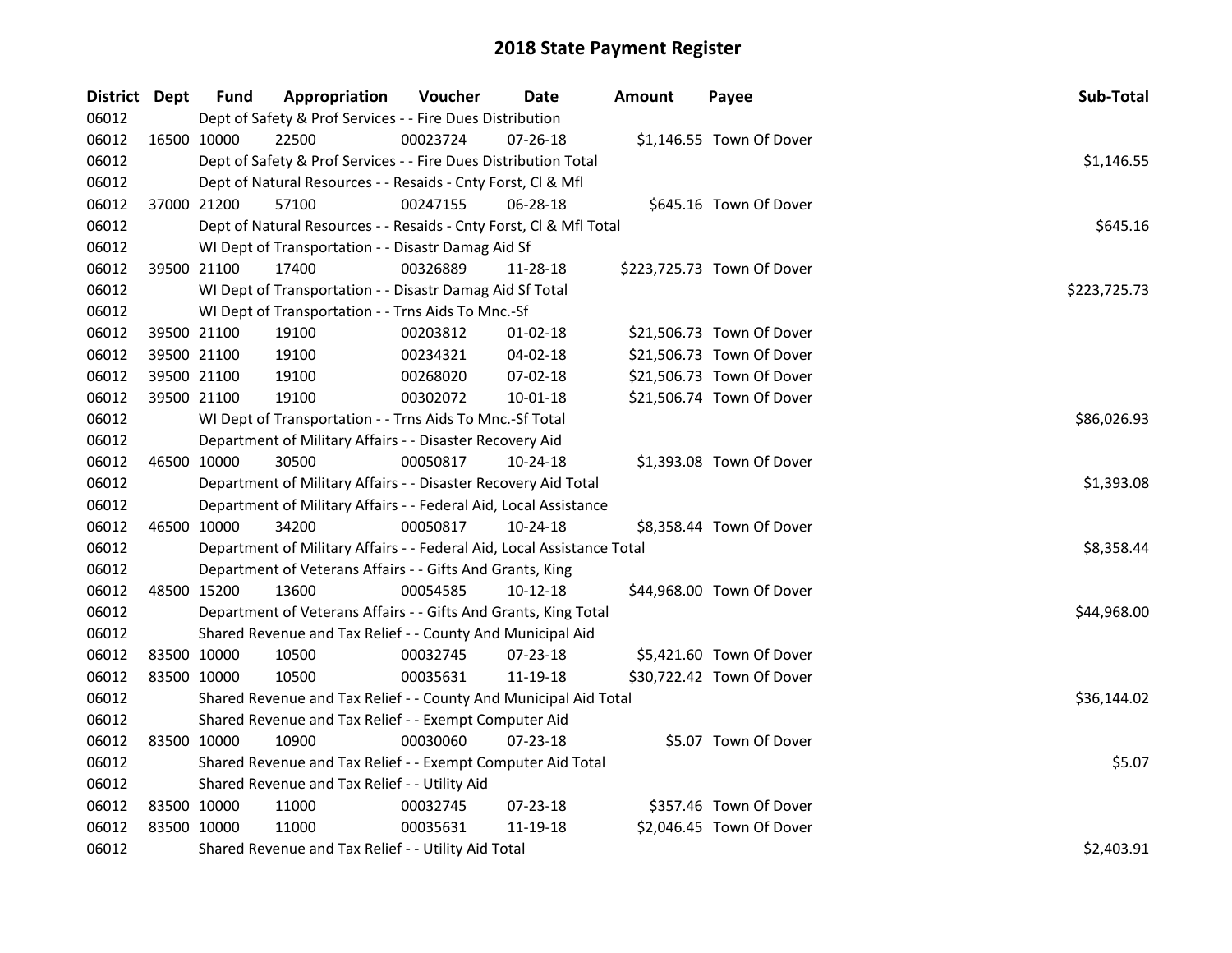# 2018 State Payment Register

| District | Dept | Fund | Appropriation | Voucher | Date | Amount | Payee | Sub-Total |
|---|---|---|---|---|---|---|---|---|
| 06012 | | Dept of Safety & Prof Services - - Fire Dues Distribution | | | | | | |
| 06012 | 16500 | 10000 | 22500 | 00023724 | 07-26-18 | $1,146.55 | Town Of Dover | |
| 06012 | | Dept of Safety & Prof Services - - Fire Dues Distribution Total | | | | | | $1,146.55 |
| 06012 | | Dept of Natural Resources - - Resaids - Cnty Forst, Cl & Mfl | | | | | | |
| 06012 | 37000 | 21200 | 57100 | 00247155 | 06-28-18 | $645.16 | Town Of Dover | |
| 06012 | | Dept of Natural Resources - - Resaids - Cnty Forst, Cl & Mfl Total | | | | | | $645.16 |
| 06012 | | WI Dept of Transportation - - Disastr Damag Aid Sf | | | | | | |
| 06012 | 39500 | 21100 | 17400 | 00326889 | 11-28-18 | $223,725.73 | Town Of Dover | |
| 06012 | | WI Dept of Transportation - - Disastr Damag Aid Sf Total | | | | | | $223,725.73 |
| 06012 | | WI Dept of Transportation - - Trns Aids To Mnc.-Sf | | | | | | |
| 06012 | 39500 | 21100 | 19100 | 00203812 | 01-02-18 | $21,506.73 | Town Of Dover | |
| 06012 | 39500 | 21100 | 19100 | 00234321 | 04-02-18 | $21,506.73 | Town Of Dover | |
| 06012 | 39500 | 21100 | 19100 | 00268020 | 07-02-18 | $21,506.73 | Town Of Dover | |
| 06012 | 39500 | 21100 | 19100 | 00302072 | 10-01-18 | $21,506.74 | Town Of Dover | |
| 06012 | | WI Dept of Transportation - - Trns Aids To Mnc.-Sf Total | | | | | | $86,026.93 |
| 06012 | | Department of Military Affairs - - Disaster Recovery Aid | | | | | | |
| 06012 | 46500 | 10000 | 30500 | 00050817 | 10-24-18 | $1,393.08 | Town Of Dover | |
| 06012 | | Department of Military Affairs - - Disaster Recovery Aid Total | | | | | | $1,393.08 |
| 06012 | | Department of Military Affairs - - Federal Aid, Local Assistance | | | | | | |
| 06012 | 46500 | 10000 | 34200 | 00050817 | 10-24-18 | $8,358.44 | Town Of Dover | |
| 06012 | | Department of Military Affairs - - Federal Aid, Local Assistance Total | | | | | | $8,358.44 |
| 06012 | | Department of Veterans Affairs - - Gifts And Grants, King | | | | | | |
| 06012 | 48500 | 15200 | 13600 | 00054585 | 10-12-18 | $44,968.00 | Town Of Dover | |
| 06012 | | Department of Veterans Affairs - - Gifts And Grants, King Total | | | | | | $44,968.00 |
| 06012 | | Shared Revenue and Tax Relief - - County And Municipal Aid | | | | | | |
| 06012 | 83500 | 10000 | 10500 | 00032745 | 07-23-18 | $5,421.60 | Town Of Dover | |
| 06012 | 83500 | 10000 | 10500 | 00035631 | 11-19-18 | $30,722.42 | Town Of Dover | |
| 06012 | | Shared Revenue and Tax Relief - - County And Municipal Aid Total | | | | | | $36,144.02 |
| 06012 | | Shared Revenue and Tax Relief - - Exempt Computer Aid | | | | | | |
| 06012 | 83500 | 10000 | 10900 | 00030060 | 07-23-18 | $5.07 | Town Of Dover | |
| 06012 | | Shared Revenue and Tax Relief - - Exempt Computer Aid Total | | | | | | $5.07 |
| 06012 | | Shared Revenue and Tax Relief - - Utility Aid | | | | | | |
| 06012 | 83500 | 10000 | 11000 | 00032745 | 07-23-18 | $357.46 | Town Of Dover | |
| 06012 | 83500 | 10000 | 11000 | 00035631 | 11-19-18 | $2,046.45 | Town Of Dover | |
| 06012 | | Shared Revenue and Tax Relief - - Utility Aid Total | | | | | | $2,403.91 |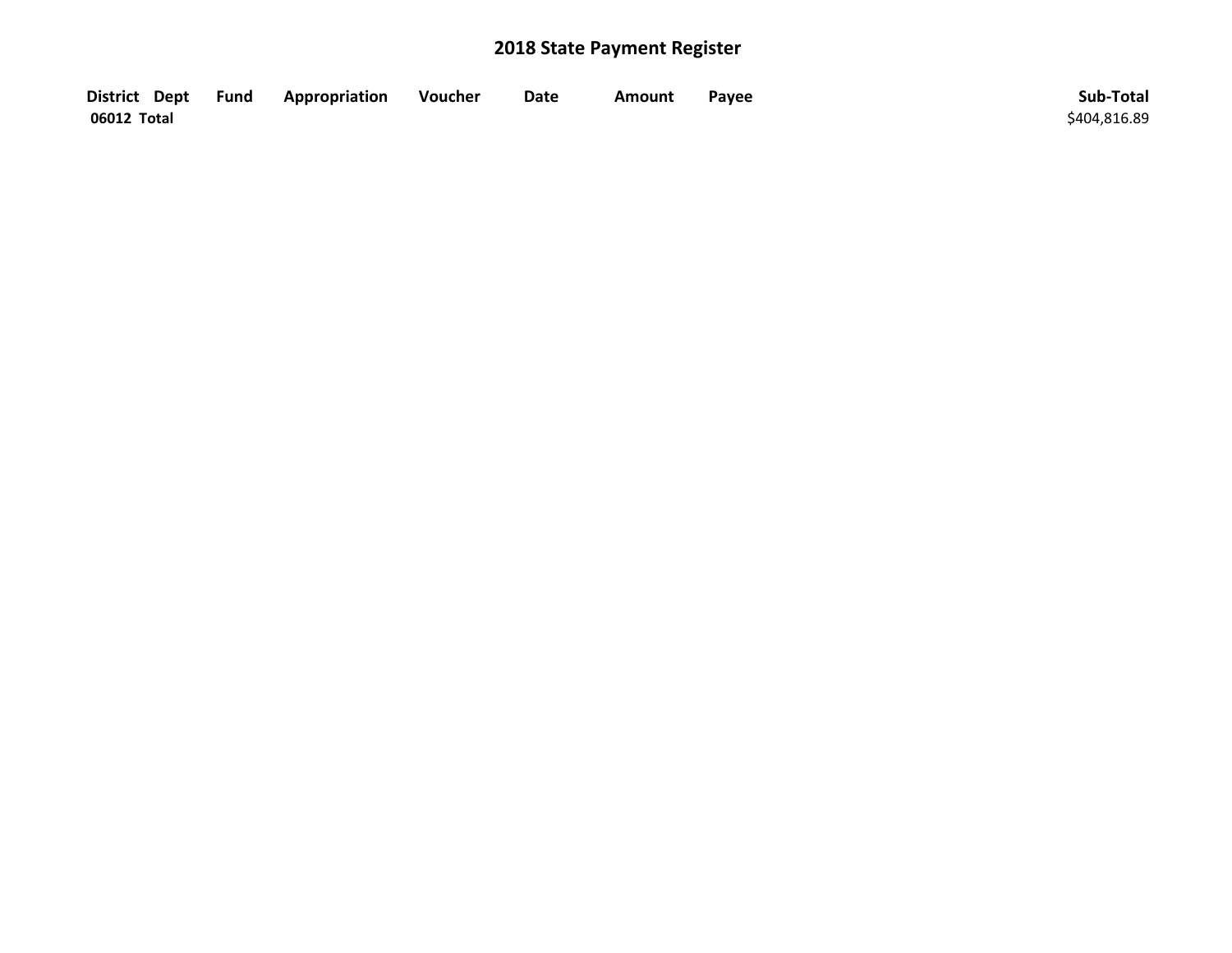# 2018 State Payment Register

| District | Dept | Fund | Appropriation | Voucher | Date | Amount | Payee | Sub-Total |
|---|---|---|---|---|---|---|---|---|
| 06012 Total | | | | | | | | $404,816.89 |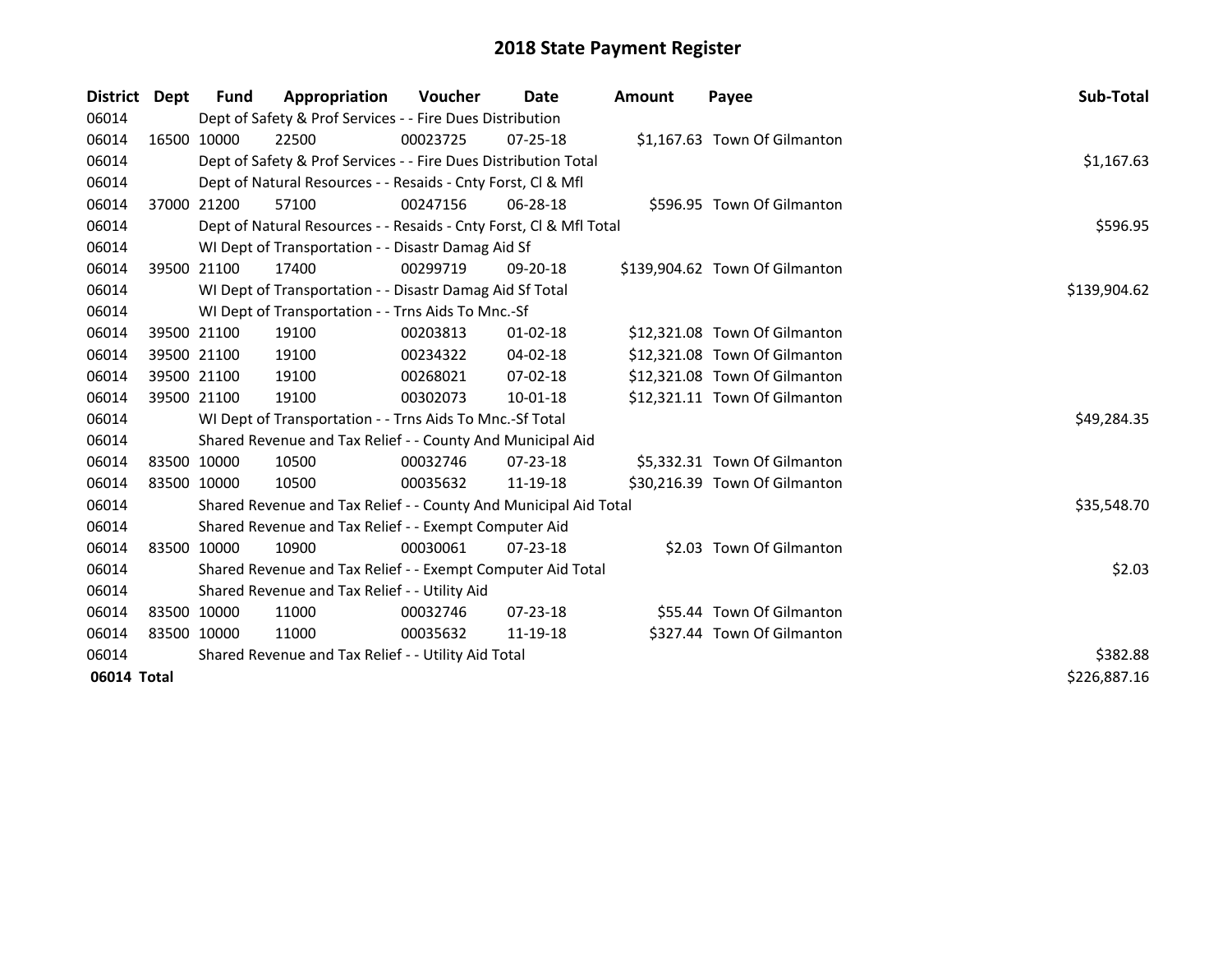# 2018 State Payment Register

| District | Dept | Fund | Appropriation | Voucher | Date | Amount | Payee | Sub-Total |
|---|---|---|---|---|---|---|---|---|
| 06014 | | Dept of Safety & Prof Services - - Fire Dues Distribution | | | | | | |
| 06014 | 16500 | 10000 | 22500 | 00023725 | 07-25-18 | $1,167.63 | Town Of Gilmanton | |
| 06014 | | Dept of Safety & Prof Services - - Fire Dues Distribution Total | | | | | | $1,167.63 |
| 06014 | | Dept of Natural Resources - - Resaids - Cnty Forst, Cl & Mfl | | | | | | |
| 06014 | 37000 | 21200 | 57100 | 00247156 | 06-28-18 | $596.95 | Town Of Gilmanton | |
| 06014 | | Dept of Natural Resources - - Resaids - Cnty Forst, Cl & Mfl Total | | | | | | $596.95 |
| 06014 | | WI Dept of Transportation - - Disastr Damag Aid Sf | | | | | | |
| 06014 | 39500 | 21100 | 17400 | 00299719 | 09-20-18 | $139,904.62 | Town Of Gilmanton | |
| 06014 | | WI Dept of Transportation - - Disastr Damag Aid Sf Total | | | | | | $139,904.62 |
| 06014 | | WI Dept of Transportation - - Trns Aids To Mnc.-Sf | | | | | | |
| 06014 | 39500 | 21100 | 19100 | 00203813 | 01-02-18 | $12,321.08 | Town Of Gilmanton | |
| 06014 | 39500 | 21100 | 19100 | 00234322 | 04-02-18 | $12,321.08 | Town Of Gilmanton | |
| 06014 | 39500 | 21100 | 19100 | 00268021 | 07-02-18 | $12,321.08 | Town Of Gilmanton | |
| 06014 | 39500 | 21100 | 19100 | 00302073 | 10-01-18 | $12,321.11 | Town Of Gilmanton | |
| 06014 | | WI Dept of Transportation - - Trns Aids To Mnc.-Sf Total | | | | | | $49,284.35 |
| 06014 | | Shared Revenue and Tax Relief - - County And Municipal Aid | | | | | | |
| 06014 | 83500 | 10000 | 10500 | 00032746 | 07-23-18 | $5,332.31 | Town Of Gilmanton | |
| 06014 | 83500 | 10000 | 10500 | 00035632 | 11-19-18 | $30,216.39 | Town Of Gilmanton | |
| 06014 | | Shared Revenue and Tax Relief - - County And Municipal Aid Total | | | | | | $35,548.70 |
| 06014 | | Shared Revenue and Tax Relief - - Exempt Computer Aid | | | | | | |
| 06014 | 83500 | 10000 | 10900 | 00030061 | 07-23-18 | $2.03 | Town Of Gilmanton | |
| 06014 | | Shared Revenue and Tax Relief - - Exempt Computer Aid Total | | | | | | $2.03 |
| 06014 | | Shared Revenue and Tax Relief - - Utility Aid | | | | | | |
| 06014 | 83500 | 10000 | 11000 | 00032746 | 07-23-18 | $55.44 | Town Of Gilmanton | |
| 06014 | 83500 | 10000 | 11000 | 00035632 | 11-19-18 | $327.44 | Town Of Gilmanton | |
| 06014 | | Shared Revenue and Tax Relief - - Utility Aid Total | | | | | | $382.88 |
| **06014 Total** | | | | | | | | $226,887.16 |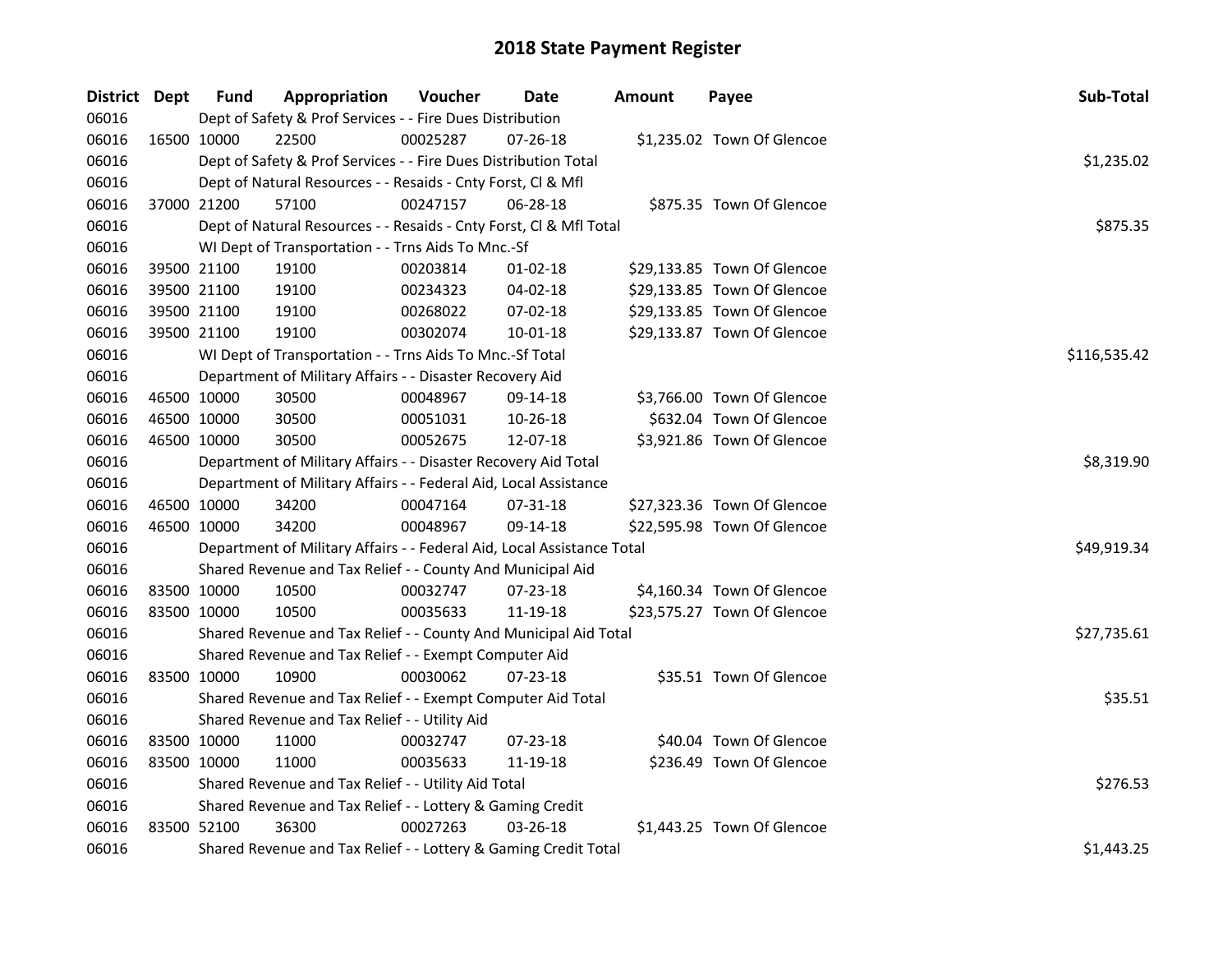# 2018 State Payment Register

| District | Dept | Fund | Appropriation | Voucher | Date | Amount | Payee | Sub-Total |
|---|---|---|---|---|---|---|---|---|
| 06016 | | | Dept of Safety & Prof Services - - Fire Dues Distribution | | | | | |
| 06016 | 16500 | 10000 | 22500 | 00025287 | 07-26-18 | $1,235.02 | Town Of Glencoe | |
| 06016 | | | Dept of Safety & Prof Services - - Fire Dues Distribution Total | | | | | $1,235.02 |
| 06016 | | | Dept of Natural Resources - - Resaids - Cnty Forst, Cl & Mfl | | | | | |
| 06016 | 37000 | 21200 | 57100 | 00247157 | 06-28-18 | $875.35 | Town Of Glencoe | |
| 06016 | | | Dept of Natural Resources - - Resaids - Cnty Forst, Cl & Mfl Total | | | | | $875.35 |
| 06016 | | | WI Dept of Transportation - - Trns Aids To Mnc.-Sf | | | | | |
| 06016 | 39500 | 21100 | 19100 | 00203814 | 01-02-18 | $29,133.85 | Town Of Glencoe | |
| 06016 | 39500 | 21100 | 19100 | 00234323 | 04-02-18 | $29,133.85 | Town Of Glencoe | |
| 06016 | 39500 | 21100 | 19100 | 00268022 | 07-02-18 | $29,133.85 | Town Of Glencoe | |
| 06016 | 39500 | 21100 | 19100 | 00302074 | 10-01-18 | $29,133.87 | Town Of Glencoe | |
| 06016 | | | WI Dept of Transportation - - Trns Aids To Mnc.-Sf Total | | | | | $116,535.42 |
| 06016 | | | Department of Military Affairs - - Disaster Recovery Aid | | | | | |
| 06016 | 46500 | 10000 | 30500 | 00048967 | 09-14-18 | $3,766.00 | Town Of Glencoe | |
| 06016 | 46500 | 10000 | 30500 | 00051031 | 10-26-18 | $632.04 | Town Of Glencoe | |
| 06016 | 46500 | 10000 | 30500 | 00052675 | 12-07-18 | $3,921.86 | Town Of Glencoe | |
| 06016 | | | Department of Military Affairs - - Disaster Recovery Aid Total | | | | | $8,319.90 |
| 06016 | | | Department of Military Affairs - - Federal Aid, Local Assistance | | | | | |
| 06016 | 46500 | 10000 | 34200 | 00047164 | 07-31-18 | $27,323.36 | Town Of Glencoe | |
| 06016 | 46500 | 10000 | 34200 | 00048967 | 09-14-18 | $22,595.98 | Town Of Glencoe | |
| 06016 | | | Department of Military Affairs - - Federal Aid, Local Assistance Total | | | | | $49,919.34 |
| 06016 | | | Shared Revenue and Tax Relief - - County And Municipal Aid | | | | | |
| 06016 | 83500 | 10000 | 10500 | 00032747 | 07-23-18 | $4,160.34 | Town Of Glencoe | |
| 06016 | 83500 | 10000 | 10500 | 00035633 | 11-19-18 | $23,575.27 | Town Of Glencoe | |
| 06016 | | | Shared Revenue and Tax Relief - - County And Municipal Aid Total | | | | | $27,735.61 |
| 06016 | | | Shared Revenue and Tax Relief - - Exempt Computer Aid | | | | | |
| 06016 | 83500 | 10000 | 10900 | 00030062 | 07-23-18 | $35.51 | Town Of Glencoe | |
| 06016 | | | Shared Revenue and Tax Relief - - Exempt Computer Aid Total | | | | | $35.51 |
| 06016 | | | Shared Revenue and Tax Relief - - Utility Aid | | | | | |
| 06016 | 83500 | 10000 | 11000 | 00032747 | 07-23-18 | $40.04 | Town Of Glencoe | |
| 06016 | 83500 | 10000 | 11000 | 00035633 | 11-19-18 | $236.49 | Town Of Glencoe | |
| 06016 | | | Shared Revenue and Tax Relief - - Utility Aid Total | | | | | $276.53 |
| 06016 | | | Shared Revenue and Tax Relief - - Lottery & Gaming Credit | | | | | |
| 06016 | 83500 | 52100 | 36300 | 00027263 | 03-26-18 | $1,443.25 | Town Of Glencoe | |
| 06016 | | | Shared Revenue and Tax Relief - - Lottery & Gaming Credit Total | | | | | $1,443.25 |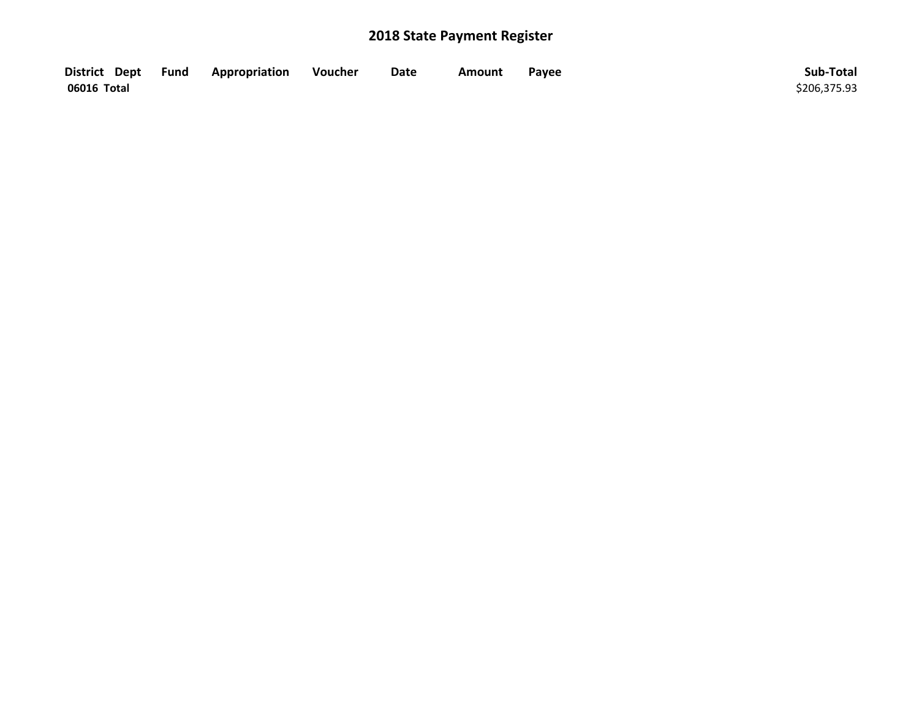# 2018 State Payment Register

| District | Dept | Fund | Appropriation | Voucher | Date | Amount | Payee | Sub-Total |
|---|---|---|---|---|---|---|---|---|
| 06016 Total | | | | | | | | $206,375.93 |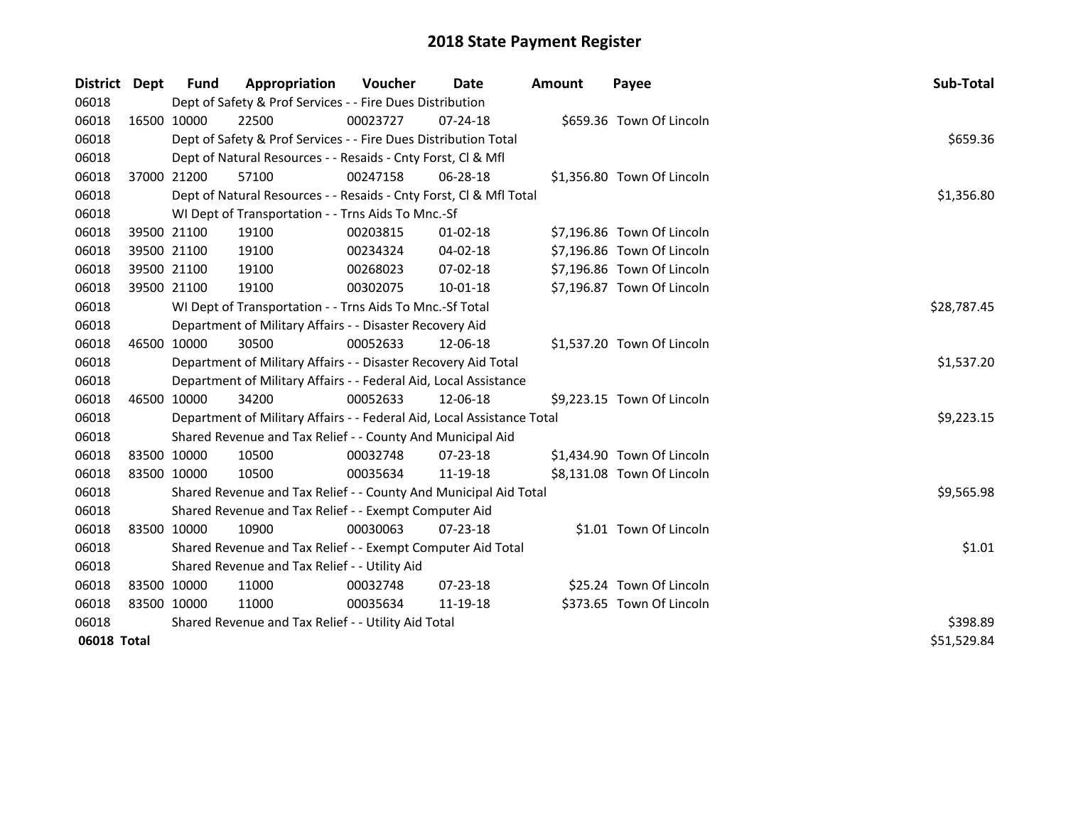# 2018 State Payment Register

| District | Dept | Fund | Appropriation | Voucher | Date | Amount | Payee | Sub-Total |
|---|---|---|---|---|---|---|---|---|
| 06018 | | Dept of Safety & Prof Services - - Fire Dues Distribution | | | | | | |
| 06018 | 16500 | 10000 | 22500 | 00023727 | 07-24-18 | $659.36 | Town Of Lincoln | |
| 06018 | | Dept of Safety & Prof Services - - Fire Dues Distribution Total | | | | | | $659.36 |
| 06018 | | Dept of Natural Resources - - Resaids - Cnty Forst, Cl & Mfl | | | | | | |
| 06018 | 37000 | 21200 | 57100 | 00247158 | 06-28-18 | $1,356.80 | Town Of Lincoln | |
| 06018 | | Dept of Natural Resources - - Resaids - Cnty Forst, Cl & Mfl Total | | | | | | $1,356.80 |
| 06018 | | WI Dept of Transportation - - Trns Aids To Mnc.-Sf | | | | | | |
| 06018 | 39500 | 21100 | 19100 | 00203815 | 01-02-18 | $7,196.86 | Town Of Lincoln | |
| 06018 | 39500 | 21100 | 19100 | 00234324 | 04-02-18 | $7,196.86 | Town Of Lincoln | |
| 06018 | 39500 | 21100 | 19100 | 00268023 | 07-02-18 | $7,196.86 | Town Of Lincoln | |
| 06018 | 39500 | 21100 | 19100 | 00302075 | 10-01-18 | $7,196.87 | Town Of Lincoln | |
| 06018 | | WI Dept of Transportation - - Trns Aids To Mnc.-Sf Total | | | | | | $28,787.45 |
| 06018 | | Department of Military Affairs - - Disaster Recovery Aid | | | | | | |
| 06018 | 46500 | 10000 | 30500 | 00052633 | 12-06-18 | $1,537.20 | Town Of Lincoln | |
| 06018 | | Department of Military Affairs - - Disaster Recovery Aid Total | | | | | | $1,537.20 |
| 06018 | | Department of Military Affairs - - Federal Aid, Local Assistance | | | | | | |
| 06018 | 46500 | 10000 | 34200 | 00052633 | 12-06-18 | $9,223.15 | Town Of Lincoln | |
| 06018 | | Department of Military Affairs - - Federal Aid, Local Assistance Total | | | | | | $9,223.15 |
| 06018 | | Shared Revenue and Tax Relief - - County And Municipal Aid | | | | | | |
| 06018 | 83500 | 10000 | 10500 | 00032748 | 07-23-18 | $1,434.90 | Town Of Lincoln | |
| 06018 | 83500 | 10000 | 10500 | 00035634 | 11-19-18 | $8,131.08 | Town Of Lincoln | |
| 06018 | | Shared Revenue and Tax Relief - - County And Municipal Aid Total | | | | | | $9,565.98 |
| 06018 | | Shared Revenue and Tax Relief - - Exempt Computer Aid | | | | | | |
| 06018 | 83500 | 10000 | 10900 | 00030063 | 07-23-18 | $1.01 | Town Of Lincoln | |
| 06018 | | Shared Revenue and Tax Relief - - Exempt Computer Aid Total | | | | | | $1.01 |
| 06018 | | Shared Revenue and Tax Relief - - Utility Aid | | | | | | |
| 06018 | 83500 | 10000 | 11000 | 00032748 | 07-23-18 | $25.24 | Town Of Lincoln | |
| 06018 | 83500 | 10000 | 11000 | 00035634 | 11-19-18 | $373.65 | Town Of Lincoln | |
| 06018 | | Shared Revenue and Tax Relief - - Utility Aid Total | | | | | | $398.89 |
| **06018 Total** | | | | | | | | $51,529.84 |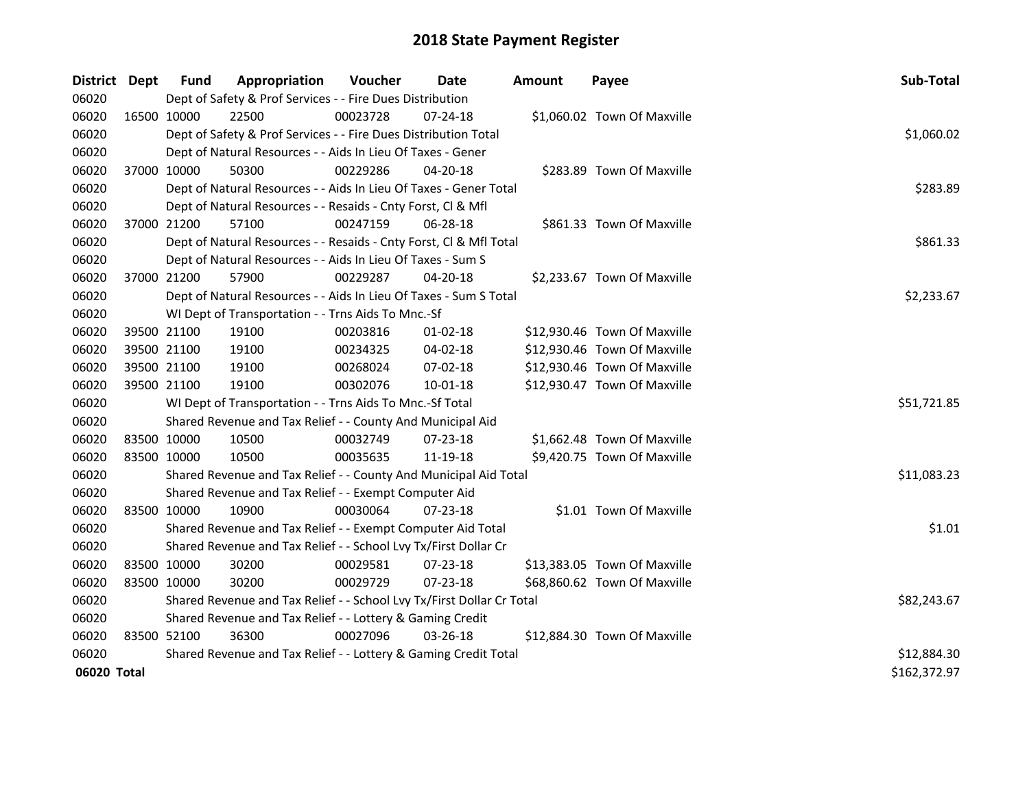# 2018 State Payment Register

| District | Dept | Fund | Appropriation | Voucher | Date | Amount | Payee | Sub-Total |
|---|---|---|---|---|---|---|---|---|
| 06020 | | Dept of Safety & Prof Services - - Fire Dues Distribution | | | | | | |
| 06020 | 16500 | 10000 | 22500 | 00023728 | 07-24-18 | $1,060.02 | Town Of Maxville | |
| 06020 | | Dept of Safety & Prof Services - - Fire Dues Distribution Total | | | | | | $1,060.02 |
| 06020 | | Dept of Natural Resources - - Aids In Lieu Of Taxes - Gener | | | | | | |
| 06020 | 37000 | 10000 | 50300 | 00229286 | 04-20-18 | $283.89 | Town Of Maxville | |
| 06020 | | Dept of Natural Resources - - Aids In Lieu Of Taxes - Gener Total | | | | | | $283.89 |
| 06020 | | Dept of Natural Resources - - Resaids - Cnty Forst, Cl & Mfl | | | | | | |
| 06020 | 37000 | 21200 | 57100 | 00247159 | 06-28-18 | $861.33 | Town Of Maxville | |
| 06020 | | Dept of Natural Resources - - Resaids - Cnty Forst, Cl & Mfl Total | | | | | | $861.33 |
| 06020 | | Dept of Natural Resources - - Aids In Lieu Of Taxes - Sum S | | | | | | |
| 06020 | 37000 | 21200 | 57900 | 00229287 | 04-20-18 | $2,233.67 | Town Of Maxville | |
| 06020 | | Dept of Natural Resources - - Aids In Lieu Of Taxes - Sum S Total | | | | | | $2,233.67 |
| 06020 | | WI Dept of Transportation - - Trns Aids To Mnc.-Sf | | | | | | |
| 06020 | 39500 | 21100 | 19100 | 00203816 | 01-02-18 | $12,930.46 | Town Of Maxville | |
| 06020 | 39500 | 21100 | 19100 | 00234325 | 04-02-18 | $12,930.46 | Town Of Maxville | |
| 06020 | 39500 | 21100 | 19100 | 00268024 | 07-02-18 | $12,930.46 | Town Of Maxville | |
| 06020 | 39500 | 21100 | 19100 | 00302076 | 10-01-18 | $12,930.47 | Town Of Maxville | |
| 06020 | | WI Dept of Transportation - - Trns Aids To Mnc.-Sf Total | | | | | | $51,721.85 |
| 06020 | | Shared Revenue and Tax Relief - - County And Municipal Aid | | | | | | |
| 06020 | 83500 | 10000 | 10500 | 00032749 | 07-23-18 | $1,662.48 | Town Of Maxville | |
| 06020 | 83500 | 10000 | 10500 | 00035635 | 11-19-18 | $9,420.75 | Town Of Maxville | |
| 06020 | | Shared Revenue and Tax Relief - - County And Municipal Aid Total | | | | | | $11,083.23 |
| 06020 | | Shared Revenue and Tax Relief - - Exempt Computer Aid | | | | | | |
| 06020 | 83500 | 10000 | 10900 | 00030064 | 07-23-18 | $1.01 | Town Of Maxville | |
| 06020 | | Shared Revenue and Tax Relief - - Exempt Computer Aid Total | | | | | | $1.01 |
| 06020 | | Shared Revenue and Tax Relief - - School Lvy Tx/First Dollar Cr | | | | | | |
| 06020 | 83500 | 10000 | 30200 | 00029581 | 07-23-18 | $13,383.05 | Town Of Maxville | |
| 06020 | 83500 | 10000 | 30200 | 00029729 | 07-23-18 | $68,860.62 | Town Of Maxville | |
| 06020 | | Shared Revenue and Tax Relief - - School Lvy Tx/First Dollar Cr Total | | | | | | $82,243.67 |
| 06020 | | Shared Revenue and Tax Relief - - Lottery & Gaming Credit | | | | | | |
| 06020 | 83500 | 52100 | 36300 | 00027096 | 03-26-18 | $12,884.30 | Town Of Maxville | |
| 06020 | | Shared Revenue and Tax Relief - - Lottery & Gaming Credit Total | | | | | | $12,884.30 |
| **06020 Total** | | | | | | | | $162,372.97 |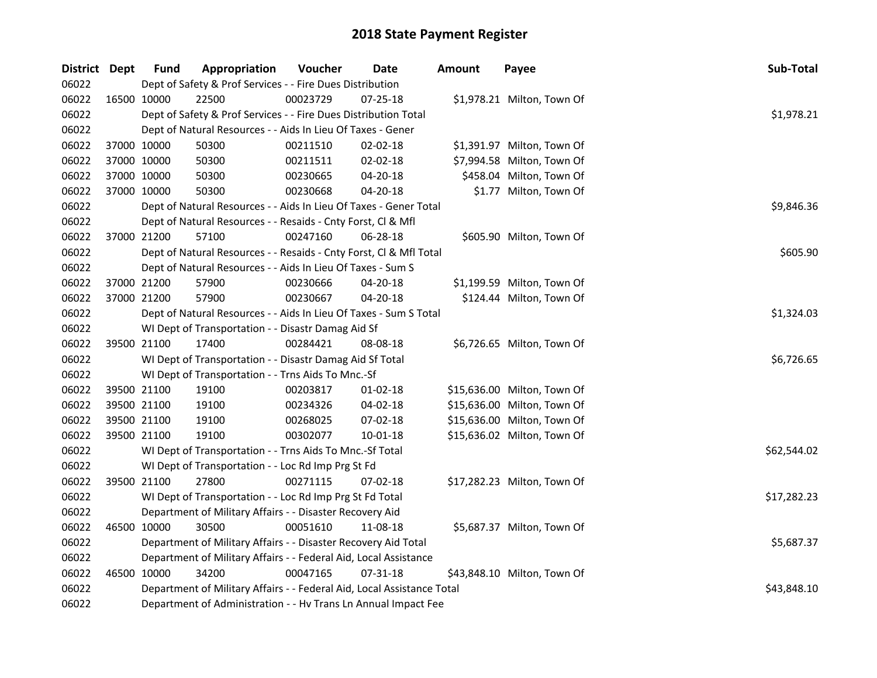# 2018 State Payment Register

| District | Dept | Fund | Appropriation | Voucher | Date | Amount | Payee | Sub-Total |
|---|---|---|---|---|---|---|---|---|
| 06022 | | Dept of Safety & Prof Services - - Fire Dues Distribution | | | | | | |
| 06022 | 16500 | 10000 | 22500 | 00023729 | 07-25-18 | $1,978.21 | Milton, Town Of | |
| 06022 | | Dept of Safety & Prof Services - - Fire Dues Distribution Total | | | | | | $1,978.21 |
| 06022 | | Dept of Natural Resources - - Aids In Lieu Of Taxes - Gener | | | | | | |
| 06022 | 37000 | 10000 | 50300 | 00211510 | 02-02-18 | $1,391.97 | Milton, Town Of | |
| 06022 | 37000 | 10000 | 50300 | 00211511 | 02-02-18 | $7,994.58 | Milton, Town Of | |
| 06022 | 37000 | 10000 | 50300 | 00230665 | 04-20-18 | $458.04 | Milton, Town Of | |
| 06022 | 37000 | 10000 | 50300 | 00230668 | 04-20-18 | $1.77 | Milton, Town Of | |
| 06022 | | Dept of Natural Resources - - Aids In Lieu Of Taxes - Gener Total | | | | | | $9,846.36 |
| 06022 | | Dept of Natural Resources - - Resaids - Cnty Forst, Cl & Mfl | | | | | | |
| 06022 | 37000 | 21200 | 57100 | 00247160 | 06-28-18 | $605.90 | Milton, Town Of | |
| 06022 | | Dept of Natural Resources - - Resaids - Cnty Forst, Cl & Mfl Total | | | | | | $605.90 |
| 06022 | | Dept of Natural Resources - - Aids In Lieu Of Taxes - Sum S | | | | | | |
| 06022 | 37000 | 21200 | 57900 | 00230666 | 04-20-18 | $1,199.59 | Milton, Town Of | |
| 06022 | 37000 | 21200 | 57900 | 00230667 | 04-20-18 | $124.44 | Milton, Town Of | |
| 06022 | | Dept of Natural Resources - - Aids In Lieu Of Taxes - Sum S Total | | | | | | $1,324.03 |
| 06022 | | WI Dept of Transportation - - Disastr Damag Aid Sf | | | | | | |
| 06022 | 39500 | 21100 | 17400 | 00284421 | 08-08-18 | $6,726.65 | Milton, Town Of | |
| 06022 | | WI Dept of Transportation - - Disastr Damag Aid Sf Total | | | | | | $6,726.65 |
| 06022 | | WI Dept of Transportation - - Trns Aids To Mnc.-Sf | | | | | | |
| 06022 | 39500 | 21100 | 19100 | 00203817 | 01-02-18 | $15,636.00 | Milton, Town Of | |
| 06022 | 39500 | 21100 | 19100 | 00234326 | 04-02-18 | $15,636.00 | Milton, Town Of | |
| 06022 | 39500 | 21100 | 19100 | 00268025 | 07-02-18 | $15,636.00 | Milton, Town Of | |
| 06022 | 39500 | 21100 | 19100 | 00302077 | 10-01-18 | $15,636.02 | Milton, Town Of | |
| 06022 | | WI Dept of Transportation - - Trns Aids To Mnc.-Sf Total | | | | | | $62,544.02 |
| 06022 | | WI Dept of Transportation - - Loc Rd Imp Prg St Fd | | | | | | |
| 06022 | 39500 | 21100 | 27800 | 00271115 | 07-02-18 | $17,282.23 | Milton, Town Of | |
| 06022 | | WI Dept of Transportation - - Loc Rd Imp Prg St Fd Total | | | | | | $17,282.23 |
| 06022 | | Department of Military Affairs - - Disaster Recovery Aid | | | | | | |
| 06022 | 46500 | 10000 | 30500 | 00051610 | 11-08-18 | $5,687.37 | Milton, Town Of | |
| 06022 | | Department of Military Affairs - - Disaster Recovery Aid Total | | | | | | $5,687.37 |
| 06022 | | Department of Military Affairs - - Federal Aid, Local Assistance | | | | | | |
| 06022 | 46500 | 10000 | 34200 | 00047165 | 07-31-18 | $43,848.10 | Milton, Town Of | |
| 06022 | | Department of Military Affairs - - Federal Aid, Local Assistance Total | | | | | | $43,848.10 |
| 06022 | | Department of Administration - - Hv Trans Ln Annual Impact Fee | | | | | | |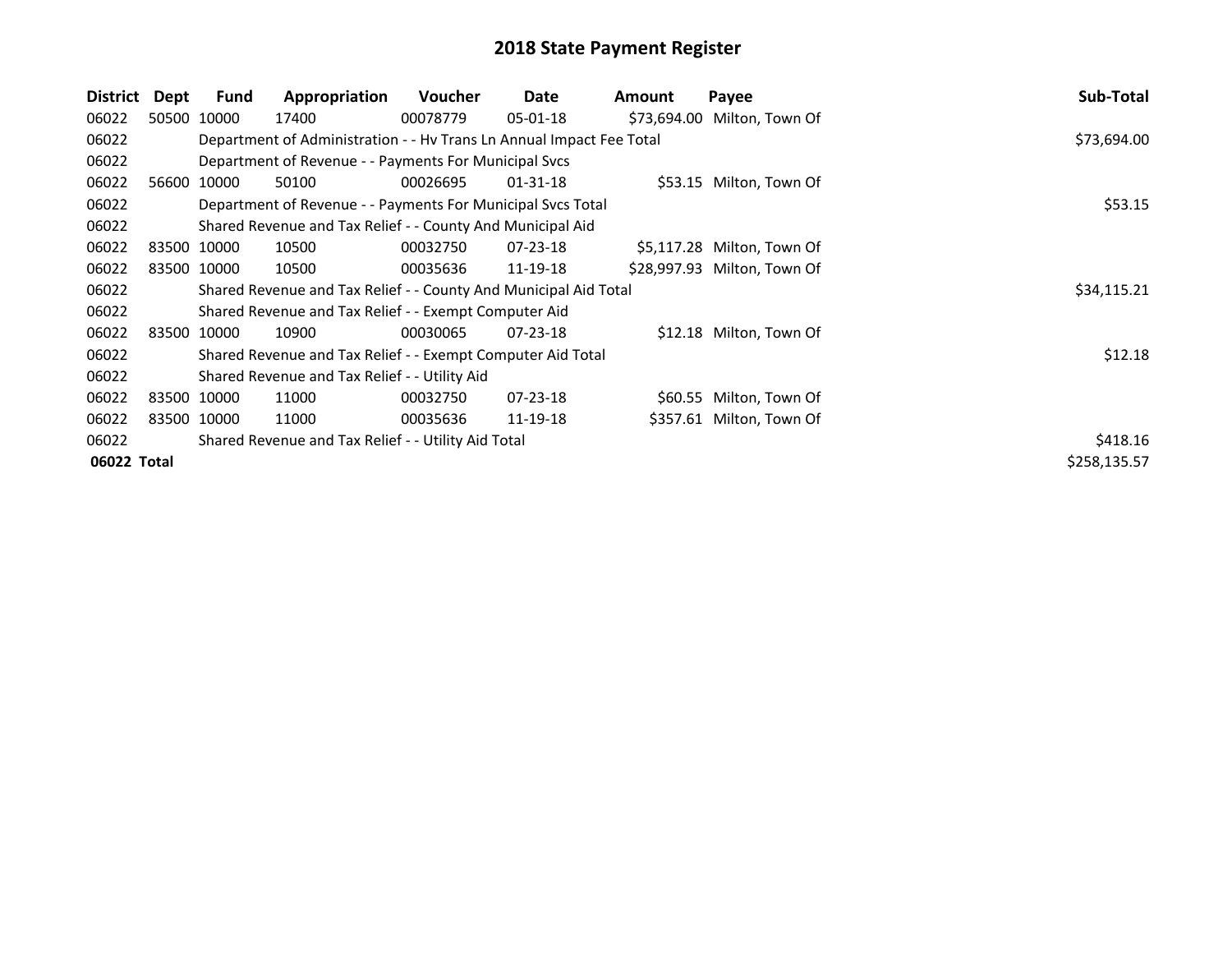# 2018 State Payment Register

| District | Dept | Fund | Appropriation | Voucher | Date | Amount | Payee | Sub-Total |
|---|---|---|---|---|---|---|---|---|
| 06022 | 50500 | 10000 | 17400 | 00078779 | 05-01-18 | $73,694.00 | Milton, Town Of | |
| 06022 | | Department of Administration - - Hv Trans Ln Annual Impact Fee Total | | | | | | $73,694.00 |
| 06022 | | Department of Revenue - - Payments For Municipal Svcs | | | | | | |
| 06022 | 56600 | 10000 | 50100 | 00026695 | 01-31-18 | $53.15 | Milton, Town Of | |
| 06022 | | Department of Revenue - - Payments For Municipal Svcs Total | | | | | | $53.15 |
| 06022 | | Shared Revenue and Tax Relief - - County And Municipal Aid | | | | | | |
| 06022 | 83500 | 10000 | 10500 | 00032750 | 07-23-18 | $5,117.28 | Milton, Town Of | |
| 06022 | 83500 | 10000 | 10500 | 00035636 | 11-19-18 | $28,997.93 | Milton, Town Of | |
| 06022 | | Shared Revenue and Tax Relief - - County And Municipal Aid Total | | | | | | $34,115.21 |
| 06022 | | Shared Revenue and Tax Relief - - Exempt Computer Aid | | | | | | |
| 06022 | 83500 | 10000 | 10900 | 00030065 | 07-23-18 | $12.18 | Milton, Town Of | |
| 06022 | | Shared Revenue and Tax Relief - - Exempt Computer Aid Total | | | | | | $12.18 |
| 06022 | | Shared Revenue and Tax Relief - - Utility Aid | | | | | | |
| 06022 | 83500 | 10000 | 11000 | 00032750 | 07-23-18 | $60.55 | Milton, Town Of | |
| 06022 | 83500 | 10000 | 11000 | 00035636 | 11-19-18 | $357.61 | Milton, Town Of | |
| 06022 | | Shared Revenue and Tax Relief - - Utility Aid Total | | | | | | $418.16 |
| **06022 Total** | | | | | | | | $258,135.57 |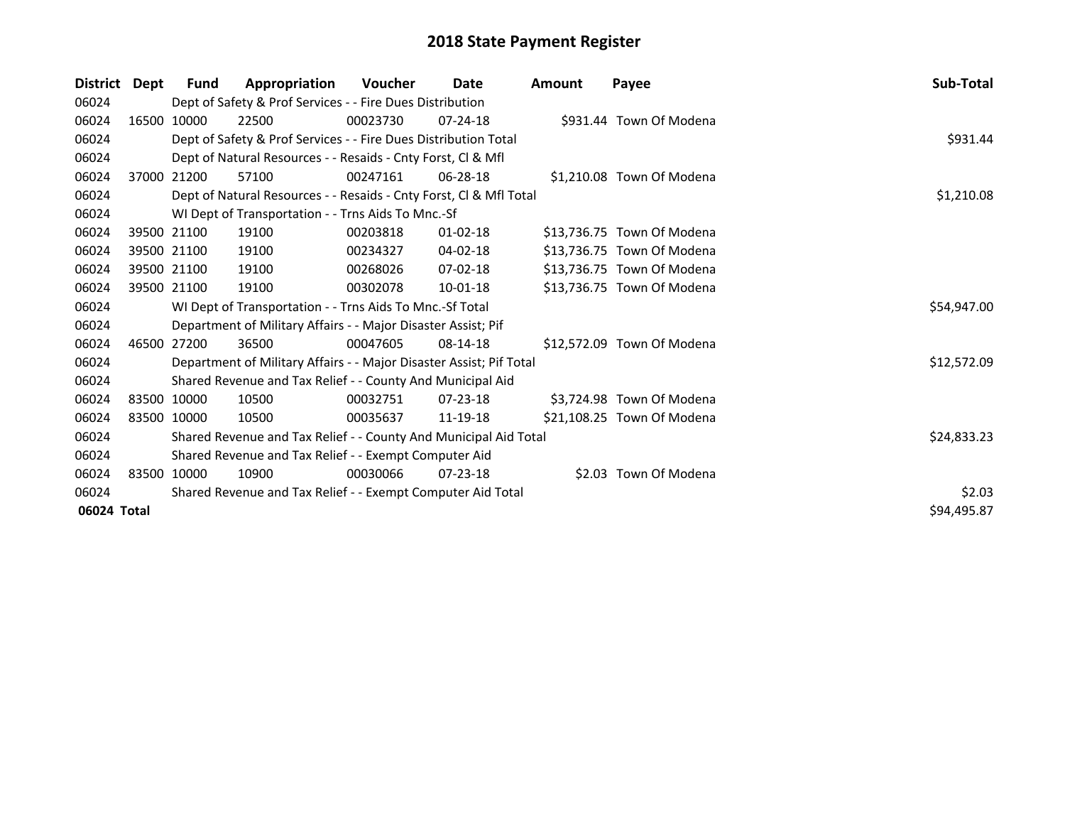# 2018 State Payment Register

| District | Dept | Fund | Appropriation | Voucher | Date | Amount | Payee | Sub-Total |
|---|---|---|---|---|---|---|---|---|
| 06024 | | Dept of Safety & Prof Services - - Fire Dues Distribution | | | | | | |
| 06024 | 16500 | 10000 | 22500 | 00023730 | 07-24-18 | $931.44 | Town Of Modena | |
| 06024 | | Dept of Safety & Prof Services - - Fire Dues Distribution Total | | | | | | $931.44 |
| 06024 | | Dept of Natural Resources - - Resaids - Cnty Forst, Cl & Mfl | | | | | | |
| 06024 | 37000 | 21200 | 57100 | 00247161 | 06-28-18 | $1,210.08 | Town Of Modena | |
| 06024 | | Dept of Natural Resources - - Resaids - Cnty Forst, Cl & Mfl Total | | | | | | $1,210.08 |
| 06024 | | WI Dept of Transportation - - Trns Aids To Mnc.-Sf | | | | | | |
| 06024 | 39500 | 21100 | 19100 | 00203818 | 01-02-18 | $13,736.75 | Town Of Modena | |
| 06024 | 39500 | 21100 | 19100 | 00234327 | 04-02-18 | $13,736.75 | Town Of Modena | |
| 06024 | 39500 | 21100 | 19100 | 00268026 | 07-02-18 | $13,736.75 | Town Of Modena | |
| 06024 | 39500 | 21100 | 19100 | 00302078 | 10-01-18 | $13,736.75 | Town Of Modena | |
| 06024 | | WI Dept of Transportation - - Trns Aids To Mnc.-Sf Total | | | | | | $54,947.00 |
| 06024 | | Department of Military Affairs - - Major Disaster Assist; Pif | | | | | | |
| 06024 | 46500 | 27200 | 36500 | 00047605 | 08-14-18 | $12,572.09 | Town Of Modena | |
| 06024 | | Department of Military Affairs - - Major Disaster Assist; Pif Total | | | | | | $12,572.09 |
| 06024 | | Shared Revenue and Tax Relief - - County And Municipal Aid | | | | | | |
| 06024 | 83500 | 10000 | 10500 | 00032751 | 07-23-18 | $3,724.98 | Town Of Modena | |
| 06024 | 83500 | 10000 | 10500 | 00035637 | 11-19-18 | $21,108.25 | Town Of Modena | |
| 06024 | | Shared Revenue and Tax Relief - - County And Municipal Aid Total | | | | | | $24,833.23 |
| 06024 | | Shared Revenue and Tax Relief - - Exempt Computer Aid | | | | | | |
| 06024 | 83500 | 10000 | 10900 | 00030066 | 07-23-18 | $2.03 | Town Of Modena | |
| 06024 | | Shared Revenue and Tax Relief - - Exempt Computer Aid Total | | | | | | $2.03 |
| **06024 Total** | | | | | | | | $94,495.87 |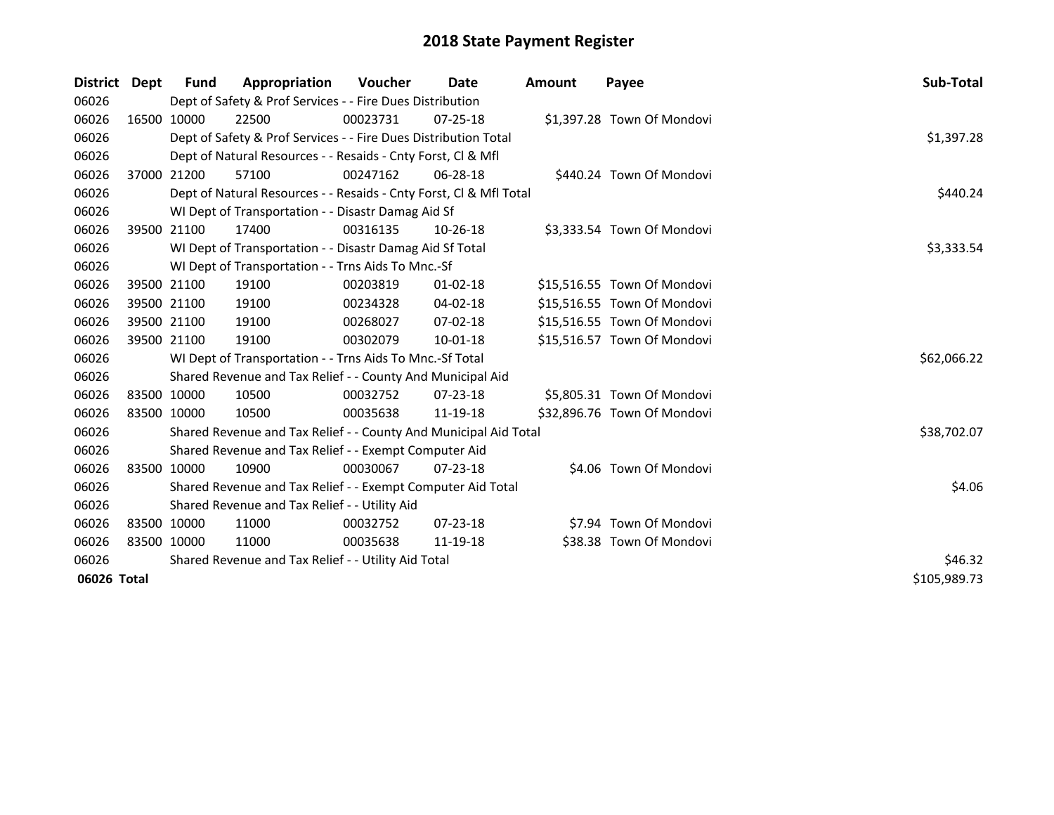# 2018 State Payment Register

| District | Dept | Fund | Appropriation | Voucher | Date | Amount | Payee | Sub-Total |
|---|---|---|---|---|---|---|---|---|
| 06026 | | Dept of Safety & Prof Services - - Fire Dues Distribution | | | | | | |
| 06026 | 16500 | 10000 | 22500 | 00023731 | 07-25-18 | $1,397.28 | Town Of Mondovi | |
| 06026 | | Dept of Safety & Prof Services - - Fire Dues Distribution Total | | | | | | $1,397.28 |
| 06026 | | Dept of Natural Resources - - Resaids - Cnty Forst, Cl & Mfl | | | | | | |
| 06026 | 37000 | 21200 | 57100 | 00247162 | 06-28-18 | $440.24 | Town Of Mondovi | |
| 06026 | | Dept of Natural Resources - - Resaids - Cnty Forst, Cl & Mfl Total | | | | | | $440.24 |
| 06026 | | WI Dept of Transportation - - Disastr Damag Aid Sf | | | | | | |
| 06026 | 39500 | 21100 | 17400 | 00316135 | 10-26-18 | $3,333.54 | Town Of Mondovi | |
| 06026 | | WI Dept of Transportation - - Disastr Damag Aid Sf Total | | | | | | $3,333.54 |
| 06026 | | WI Dept of Transportation - - Trns Aids To Mnc.-Sf | | | | | | |
| 06026 | 39500 | 21100 | 19100 | 00203819 | 01-02-18 | $15,516.55 | Town Of Mondovi | |
| 06026 | 39500 | 21100 | 19100 | 00234328 | 04-02-18 | $15,516.55 | Town Of Mondovi | |
| 06026 | 39500 | 21100 | 19100 | 00268027 | 07-02-18 | $15,516.55 | Town Of Mondovi | |
| 06026 | 39500 | 21100 | 19100 | 00302079 | 10-01-18 | $15,516.57 | Town Of Mondovi | |
| 06026 | | WI Dept of Transportation - - Trns Aids To Mnc.-Sf Total | | | | | | $62,066.22 |
| 06026 | | Shared Revenue and Tax Relief - - County And Municipal Aid | | | | | | |
| 06026 | 83500 | 10000 | 10500 | 00032752 | 07-23-18 | $5,805.31 | Town Of Mondovi | |
| 06026 | 83500 | 10000 | 10500 | 00035638 | 11-19-18 | $32,896.76 | Town Of Mondovi | |
| 06026 | | Shared Revenue and Tax Relief - - County And Municipal Aid Total | | | | | | $38,702.07 |
| 06026 | | Shared Revenue and Tax Relief - - Exempt Computer Aid | | | | | | |
| 06026 | 83500 | 10000 | 10900 | 00030067 | 07-23-18 | $4.06 | Town Of Mondovi | |
| 06026 | | Shared Revenue and Tax Relief - - Exempt Computer Aid Total | | | | | | $4.06 |
| 06026 | | Shared Revenue and Tax Relief - - Utility Aid | | | | | | |
| 06026 | 83500 | 10000 | 11000 | 00032752 | 07-23-18 | $7.94 | Town Of Mondovi | |
| 06026 | 83500 | 10000 | 11000 | 00035638 | 11-19-18 | $38.38 | Town Of Mondovi | |
| 06026 | | Shared Revenue and Tax Relief - - Utility Aid Total | | | | | | $46.32 |
| **06026 Total** | | | | | | | | $105,989.73 |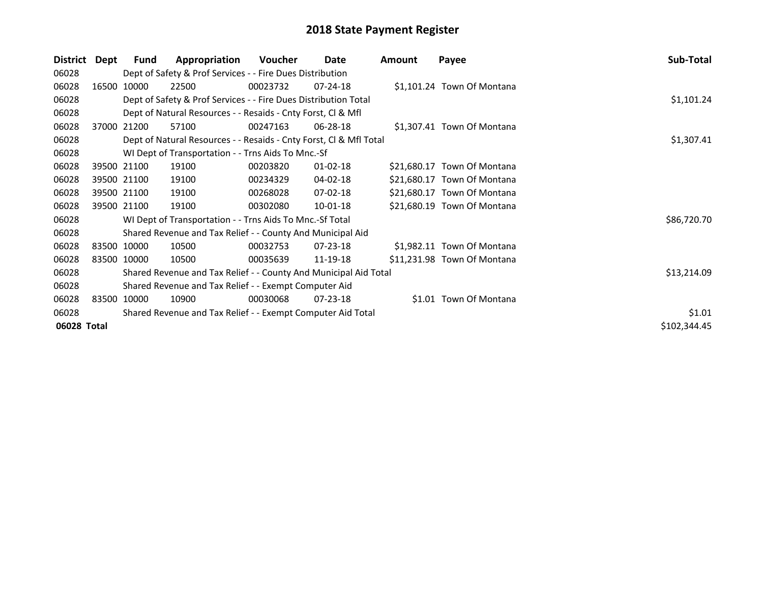# 2018 State Payment Register

| District | Dept | Fund | Appropriation | Voucher | Date | Amount | Payee | Sub-Total |
|---|---|---|---|---|---|---|---|---|
| 06028 | | Dept of Safety & Prof Services - - Fire Dues Distribution | | | | | | |
| 06028 | 16500 | 10000 | 22500 | 00023732 | 07-24-18 | $1,101.24 | Town Of Montana | |
| 06028 | | Dept of Safety & Prof Services - - Fire Dues Distribution Total | | | | | | $1,101.24 |
| 06028 | | Dept of Natural Resources - - Resaids - Cnty Forst, Cl & Mfl | | | | | | |
| 06028 | 37000 | 21200 | 57100 | 00247163 | 06-28-18 | $1,307.41 | Town Of Montana | |
| 06028 | | Dept of Natural Resources - - Resaids - Cnty Forst, Cl & Mfl Total | | | | | | $1,307.41 |
| 06028 | | WI Dept of Transportation - - Trns Aids To Mnc.-Sf | | | | | | |
| 06028 | 39500 | 21100 | 19100 | 00203820 | 01-02-18 | $21,680.17 | Town Of Montana | |
| 06028 | 39500 | 21100 | 19100 | 00234329 | 04-02-18 | $21,680.17 | Town Of Montana | |
| 06028 | 39500 | 21100 | 19100 | 00268028 | 07-02-18 | $21,680.17 | Town Of Montana | |
| 06028 | 39500 | 21100 | 19100 | 00302080 | 10-01-18 | $21,680.19 | Town Of Montana | |
| 06028 | | WI Dept of Transportation - - Trns Aids To Mnc.-Sf Total | | | | | | $86,720.70 |
| 06028 | | Shared Revenue and Tax Relief - - County And Municipal Aid | | | | | | |
| 06028 | 83500 | 10000 | 10500 | 00032753 | 07-23-18 | $1,982.11 | Town Of Montana | |
| 06028 | 83500 | 10000 | 10500 | 00035639 | 11-19-18 | $11,231.98 | Town Of Montana | |
| 06028 | | Shared Revenue and Tax Relief - - County And Municipal Aid Total | | | | | | $13,214.09 |
| 06028 | | Shared Revenue and Tax Relief - - Exempt Computer Aid | | | | | | |
| 06028 | 83500 | 10000 | 10900 | 00030068 | 07-23-18 | $1.01 | Town Of Montana | |
| 06028 | | Shared Revenue and Tax Relief - - Exempt Computer Aid Total | | | | | | $1.01 |
| **06028 Total** | | | | | | | | $102,344.45 |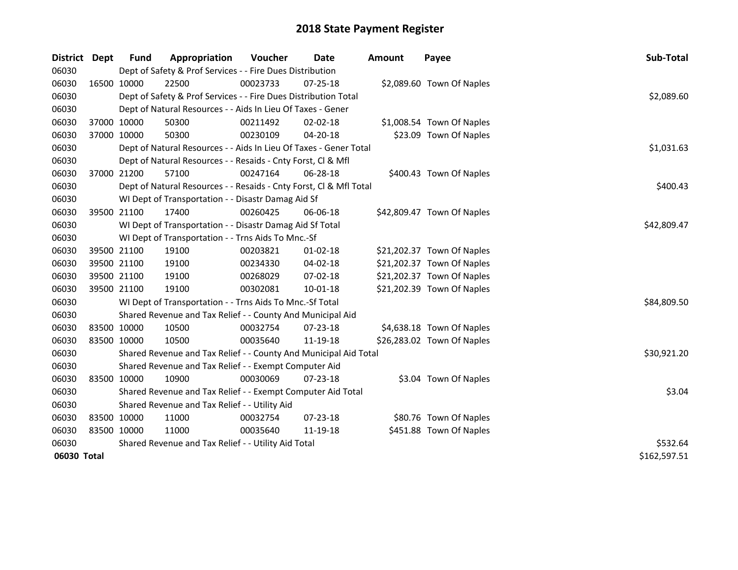# 2018 State Payment Register

| District | Dept | Fund | Appropriation | Voucher | Date | Amount | Payee | Sub-Total |
|---|---|---|---|---|---|---|---|---|
| 06030 | | Dept of Safety & Prof Services - - Fire Dues Distribution | | | | | | |
| 06030 | 16500 | 10000 | 22500 | 00023733 | 07-25-18 | $2,089.60 | Town Of Naples | |
| 06030 | | Dept of Safety & Prof Services - - Fire Dues Distribution Total | | | | | | $2,089.60 |
| 06030 | | Dept of Natural Resources - - Aids In Lieu Of Taxes - Gener | | | | | | |
| 06030 | 37000 | 10000 | 50300 | 00211492 | 02-02-18 | $1,008.54 | Town Of Naples | |
| 06030 | 37000 | 10000 | 50300 | 00230109 | 04-20-18 | $23.09 | Town Of Naples | |
| 06030 | | Dept of Natural Resources - - Aids In Lieu Of Taxes - Gener Total | | | | | | $1,031.63 |
| 06030 | | Dept of Natural Resources - - Resaids - Cnty Forst, Cl & Mfl | | | | | | |
| 06030 | 37000 | 21200 | 57100 | 00247164 | 06-28-18 | $400.43 | Town Of Naples | |
| 06030 | | Dept of Natural Resources - - Resaids - Cnty Forst, Cl & Mfl Total | | | | | | $400.43 |
| 06030 | | WI Dept of Transportation - - Disastr Damag Aid Sf | | | | | | |
| 06030 | 39500 | 21100 | 17400 | 00260425 | 06-06-18 | $42,809.47 | Town Of Naples | |
| 06030 | | WI Dept of Transportation - - Disastr Damag Aid Sf Total | | | | | | $42,809.47 |
| 06030 | | WI Dept of Transportation - - Trns Aids To Mnc.-Sf | | | | | | |
| 06030 | 39500 | 21100 | 19100 | 00203821 | 01-02-18 | $21,202.37 | Town Of Naples | |
| 06030 | 39500 | 21100 | 19100 | 00234330 | 04-02-18 | $21,202.37 | Town Of Naples | |
| 06030 | 39500 | 21100 | 19100 | 00268029 | 07-02-18 | $21,202.37 | Town Of Naples | |
| 06030 | 39500 | 21100 | 19100 | 00302081 | 10-01-18 | $21,202.39 | Town Of Naples | |
| 06030 | | WI Dept of Transportation - - Trns Aids To Mnc.-Sf Total | | | | | | $84,809.50 |
| 06030 | | Shared Revenue and Tax Relief - - County And Municipal Aid | | | | | | |
| 06030 | 83500 | 10000 | 10500 | 00032754 | 07-23-18 | $4,638.18 | Town Of Naples | |
| 06030 | 83500 | 10000 | 10500 | 00035640 | 11-19-18 | $26,283.02 | Town Of Naples | |
| 06030 | | Shared Revenue and Tax Relief - - County And Municipal Aid Total | | | | | | $30,921.20 |
| 06030 | | Shared Revenue and Tax Relief - - Exempt Computer Aid | | | | | | |
| 06030 | 83500 | 10000 | 10900 | 00030069 | 07-23-18 | $3.04 | Town Of Naples | |
| 06030 | | Shared Revenue and Tax Relief - - Exempt Computer Aid Total | | | | | | $3.04 |
| 06030 | | Shared Revenue and Tax Relief - - Utility Aid | | | | | | |
| 06030 | 83500 | 10000 | 11000 | 00032754 | 07-23-18 | $80.76 | Town Of Naples | |
| 06030 | 83500 | 10000 | 11000 | 00035640 | 11-19-18 | $451.88 | Town Of Naples | |
| 06030 | | Shared Revenue and Tax Relief - - Utility Aid Total | | | | | | $532.64 |
| **06030 Total** | | | | | | | | $162,597.51 |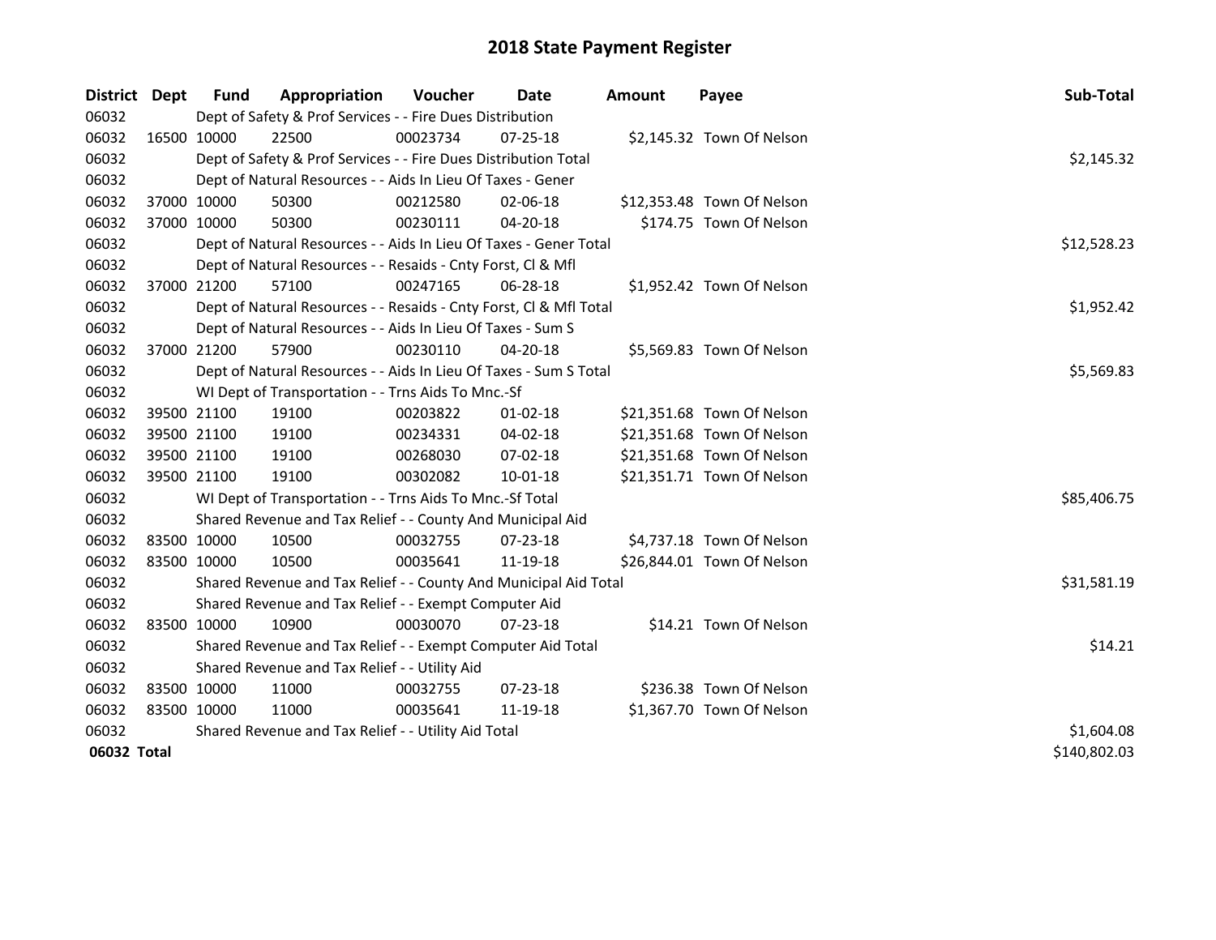# 2018 State Payment Register

| District | Dept | Fund | Appropriation | Voucher | Date | Amount | Payee | Sub-Total |
|---|---|---|---|---|---|---|---|---|
| 06032 | | Dept of Safety & Prof Services - - Fire Dues Distribution | | | | | | |
| 06032 | 16500 | 10000 | 22500 | 00023734 | 07-25-18 | $2,145.32 | Town Of Nelson | |
| 06032 | | Dept of Safety & Prof Services - - Fire Dues Distribution Total | | | | | | $2,145.32 |
| 06032 | | Dept of Natural Resources - - Aids In Lieu Of Taxes - Gener | | | | | | |
| 06032 | 37000 | 10000 | 50300 | 00212580 | 02-06-18 | $12,353.48 | Town Of Nelson | |
| 06032 | 37000 | 10000 | 50300 | 00230111 | 04-20-18 | $174.75 | Town Of Nelson | |
| 06032 | | Dept of Natural Resources - - Aids In Lieu Of Taxes - Gener Total | | | | | | $12,528.23 |
| 06032 | | Dept of Natural Resources - - Resaids - Cnty Forst, Cl & Mfl | | | | | | |
| 06032 | 37000 | 21200 | 57100 | 00247165 | 06-28-18 | $1,952.42 | Town Of Nelson | |
| 06032 | | Dept of Natural Resources - - Resaids - Cnty Forst, Cl & Mfl Total | | | | | | $1,952.42 |
| 06032 | | Dept of Natural Resources - - Aids In Lieu Of Taxes - Sum S | | | | | | |
| 06032 | 37000 | 21200 | 57900 | 00230110 | 04-20-18 | $5,569.83 | Town Of Nelson | |
| 06032 | | Dept of Natural Resources - - Aids In Lieu Of Taxes - Sum S Total | | | | | | $5,569.83 |
| 06032 | | WI Dept of Transportation - - Trns Aids To Mnc.-Sf | | | | | | |
| 06032 | 39500 | 21100 | 19100 | 00203822 | 01-02-18 | $21,351.68 | Town Of Nelson | |
| 06032 | 39500 | 21100 | 19100 | 00234331 | 04-02-18 | $21,351.68 | Town Of Nelson | |
| 06032 | 39500 | 21100 | 19100 | 00268030 | 07-02-18 | $21,351.68 | Town Of Nelson | |
| 06032 | 39500 | 21100 | 19100 | 00302082 | 10-01-18 | $21,351.71 | Town Of Nelson | |
| 06032 | | WI Dept of Transportation - - Trns Aids To Mnc.-Sf Total | | | | | | $85,406.75 |
| 06032 | | Shared Revenue and Tax Relief - - County And Municipal Aid | | | | | | |
| 06032 | 83500 | 10000 | 10500 | 00032755 | 07-23-18 | $4,737.18 | Town Of Nelson | |
| 06032 | 83500 | 10000 | 10500 | 00035641 | 11-19-18 | $26,844.01 | Town Of Nelson | |
| 06032 | | Shared Revenue and Tax Relief - - County And Municipal Aid Total | | | | | | $31,581.19 |
| 06032 | | Shared Revenue and Tax Relief - - Exempt Computer Aid | | | | | | |
| 06032 | 83500 | 10000 | 10900 | 00030070 | 07-23-18 | $14.21 | Town Of Nelson | |
| 06032 | | Shared Revenue and Tax Relief - - Exempt Computer Aid Total | | | | | | $14.21 |
| 06032 | | Shared Revenue and Tax Relief - - Utility Aid | | | | | | |
| 06032 | 83500 | 10000 | 11000 | 00032755 | 07-23-18 | $236.38 | Town Of Nelson | |
| 06032 | 83500 | 10000 | 11000 | 00035641 | 11-19-18 | $1,367.70 | Town Of Nelson | |
| 06032 | | Shared Revenue and Tax Relief - - Utility Aid Total | | | | | | $1,604.08 |
| **06032 Total** | | | | | | | | $140,802.03 |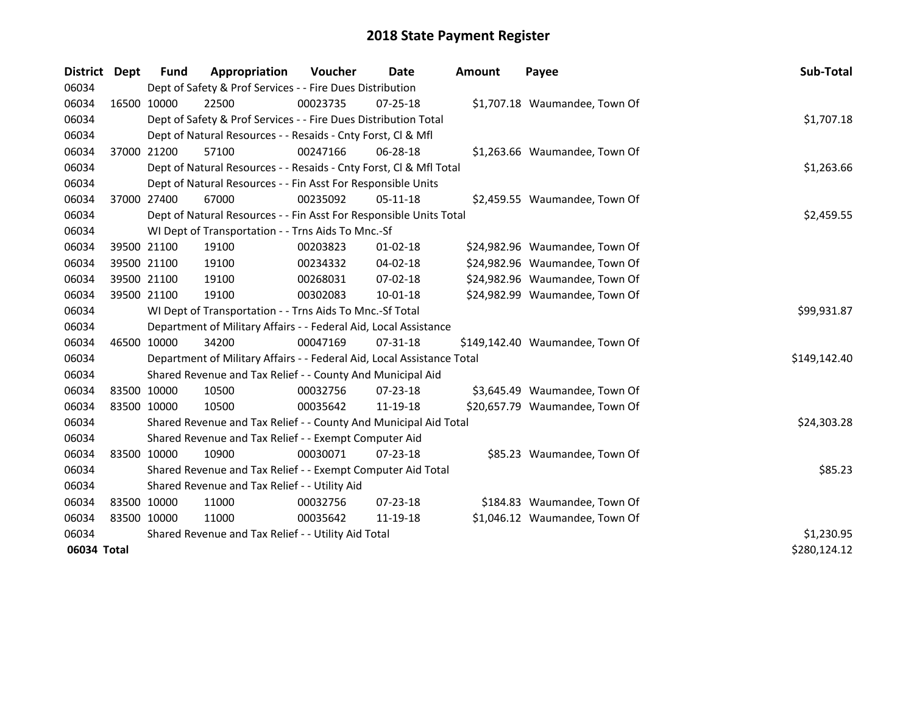# 2018 State Payment Register

| District | Dept | Fund | Appropriation | Voucher | Date | Amount | Payee | Sub-Total |
|---|---|---|---|---|---|---|---|---|
| 06034 | Dept of Safety & Prof Services - - Fire Dues Distribution | | | | | | | |
| 06034 | 16500 | 10000 | 22500 | 00023735 | 07-25-18 | $1,707.18 | Waumandee, Town Of | |
| 06034 | Dept of Safety & Prof Services - - Fire Dues Distribution Total | | | | | | | $1,707.18 |
| 06034 | Dept of Natural Resources - - Resaids - Cnty Forst, Cl & Mfl | | | | | | | |
| 06034 | 37000 | 21200 | 57100 | 00247166 | 06-28-18 | $1,263.66 | Waumandee, Town Of | |
| 06034 | Dept of Natural Resources - - Resaids - Cnty Forst, Cl & Mfl Total | | | | | | | $1,263.66 |
| 06034 | Dept of Natural Resources - - Fin Asst For Responsible Units | | | | | | | |
| 06034 | 37000 | 27400 | 67000 | 00235092 | 05-11-18 | $2,459.55 | Waumandee, Town Of | |
| 06034 | Dept of Natural Resources - - Fin Asst For Responsible Units Total | | | | | | | $2,459.55 |
| 06034 | WI Dept of Transportation - - Trns Aids To Mnc.-Sf | | | | | | | |
| 06034 | 39500 | 21100 | 19100 | 00203823 | 01-02-18 | $24,982.96 | Waumandee, Town Of | |
| 06034 | 39500 | 21100 | 19100 | 00234332 | 04-02-18 | $24,982.96 | Waumandee, Town Of | |
| 06034 | 39500 | 21100 | 19100 | 00268031 | 07-02-18 | $24,982.96 | Waumandee, Town Of | |
| 06034 | 39500 | 21100 | 19100 | 00302083 | 10-01-18 | $24,982.99 | Waumandee, Town Of | |
| 06034 | WI Dept of Transportation - - Trns Aids To Mnc.-Sf Total | | | | | | | $99,931.87 |
| 06034 | Department of Military Affairs - - Federal Aid, Local Assistance | | | | | | | |
| 06034 | 46500 | 10000 | 34200 | 00047169 | 07-31-18 | $149,142.40 | Waumandee, Town Of | |
| 06034 | Department of Military Affairs - - Federal Aid, Local Assistance Total | | | | | | | $149,142.40 |
| 06034 | Shared Revenue and Tax Relief - - County And Municipal Aid | | | | | | | |
| 06034 | 83500 | 10000 | 10500 | 00032756 | 07-23-18 | $3,645.49 | Waumandee, Town Of | |
| 06034 | 83500 | 10000 | 10500 | 00035642 | 11-19-18 | $20,657.79 | Waumandee, Town Of | |
| 06034 | Shared Revenue and Tax Relief - - County And Municipal Aid Total | | | | | | | $24,303.28 |
| 06034 | Shared Revenue and Tax Relief - - Exempt Computer Aid | | | | | | | |
| 06034 | 83500 | 10000 | 10900 | 00030071 | 07-23-18 | $85.23 | Waumandee, Town Of | |
| 06034 | Shared Revenue and Tax Relief - - Exempt Computer Aid Total | | | | | | | $85.23 |
| 06034 | Shared Revenue and Tax Relief - - Utility Aid | | | | | | | |
| 06034 | 83500 | 10000 | 11000 | 00032756 | 07-23-18 | $184.83 | Waumandee, Town Of | |
| 06034 | 83500 | 10000 | 11000 | 00035642 | 11-19-18 | $1,046.12 | Waumandee, Town Of | |
| 06034 | Shared Revenue and Tax Relief - - Utility Aid Total | | | | | | | $1,230.95 |
| **06034 Total** | | | | | | | | $280,124.12 |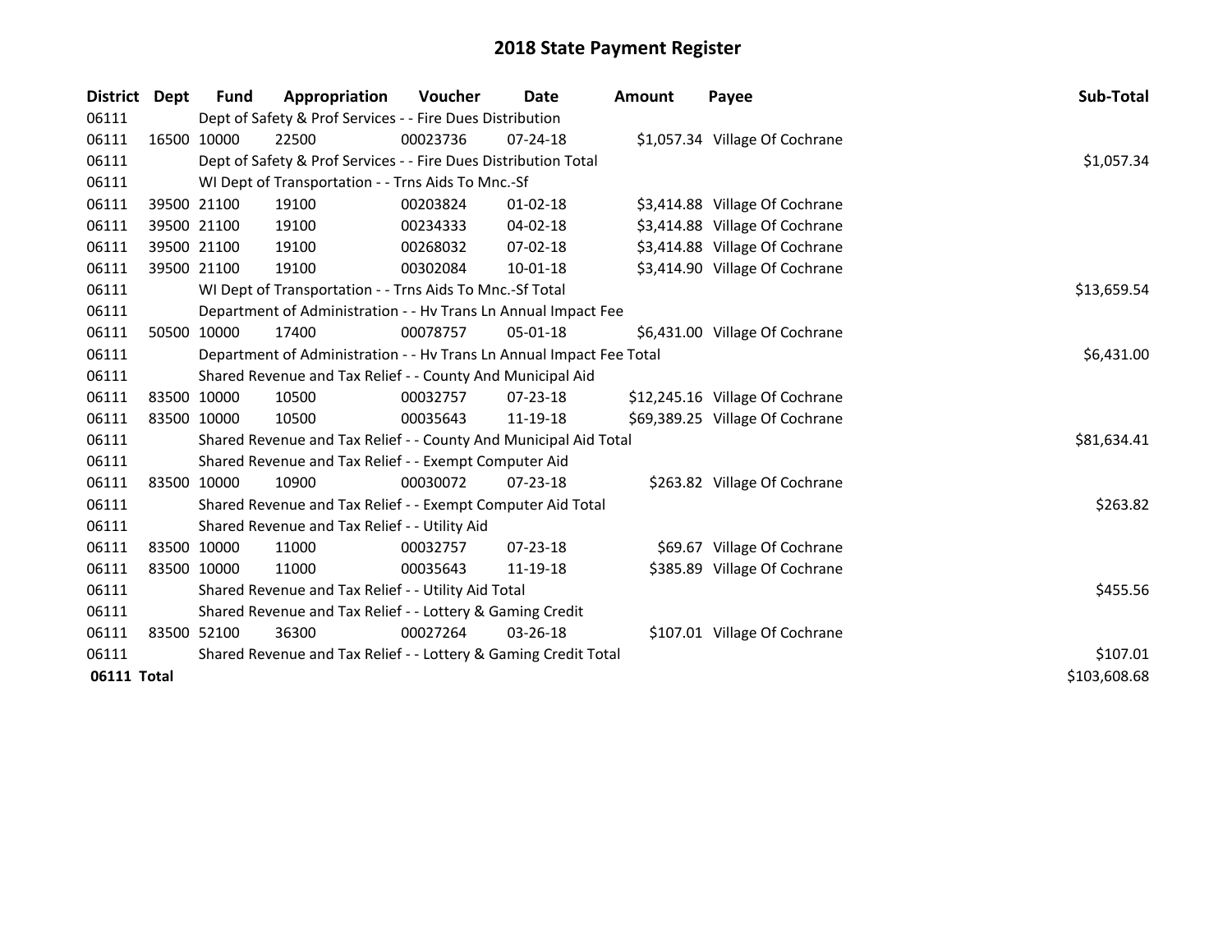# 2018 State Payment Register

| District | Dept | Fund | Appropriation | Voucher | Date | Amount | Payee | Sub-Total |
|---|---|---|---|---|---|---|---|---|
| 06111 | | Dept of Safety & Prof Services - - Fire Dues Distribution | | | | | | |
| 06111 | 16500 | 10000 | 22500 | 00023736 | 07-24-18 | $1,057.34 | Village Of Cochrane | |
| 06111 | | Dept of Safety & Prof Services - - Fire Dues Distribution Total | | | | | | $1,057.34 |
| 06111 | | WI Dept of Transportation - - Trns Aids To Mnc.-Sf | | | | | | |
| 06111 | 39500 | 21100 | 19100 | 00203824 | 01-02-18 | $3,414.88 | Village Of Cochrane | |
| 06111 | 39500 | 21100 | 19100 | 00234333 | 04-02-18 | $3,414.88 | Village Of Cochrane | |
| 06111 | 39500 | 21100 | 19100 | 00268032 | 07-02-18 | $3,414.88 | Village Of Cochrane | |
| 06111 | 39500 | 21100 | 19100 | 00302084 | 10-01-18 | $3,414.90 | Village Of Cochrane | |
| 06111 | | WI Dept of Transportation - - Trns Aids To Mnc.-Sf Total | | | | | | $13,659.54 |
| 06111 | | Department of Administration - - Hv Trans Ln Annual Impact Fee | | | | | | |
| 06111 | 50500 | 10000 | 17400 | 00078757 | 05-01-18 | $6,431.00 | Village Of Cochrane | |
| 06111 | | Department of Administration - - Hv Trans Ln Annual Impact Fee Total | | | | | | $6,431.00 |
| 06111 | | Shared Revenue and Tax Relief - - County And Municipal Aid | | | | | | |
| 06111 | 83500 | 10000 | 10500 | 00032757 | 07-23-18 | $12,245.16 | Village Of Cochrane | |
| 06111 | 83500 | 10000 | 10500 | 00035643 | 11-19-18 | $69,389.25 | Village Of Cochrane | |
| 06111 | | Shared Revenue and Tax Relief - - County And Municipal Aid Total | | | | | | $81,634.41 |
| 06111 | | Shared Revenue and Tax Relief - - Exempt Computer Aid | | | | | | |
| 06111 | 83500 | 10000 | 10900 | 00030072 | 07-23-18 | $263.82 | Village Of Cochrane | |
| 06111 | | Shared Revenue and Tax Relief - - Exempt Computer Aid Total | | | | | | $263.82 |
| 06111 | | Shared Revenue and Tax Relief - - Utility Aid | | | | | | |
| 06111 | 83500 | 10000 | 11000 | 00032757 | 07-23-18 | $69.67 | Village Of Cochrane | |
| 06111 | 83500 | 10000 | 11000 | 00035643 | 11-19-18 | $385.89 | Village Of Cochrane | |
| 06111 | | Shared Revenue and Tax Relief - - Utility Aid Total | | | | | | $455.56 |
| 06111 | | Shared Revenue and Tax Relief - - Lottery & Gaming Credit | | | | | | |
| 06111 | 83500 | 52100 | 36300 | 00027264 | 03-26-18 | $107.01 | Village Of Cochrane | |
| 06111 | | Shared Revenue and Tax Relief - - Lottery & Gaming Credit Total | | | | | | $107.01 |
| **06111 Total** | | | | | | | | $103,608.68 |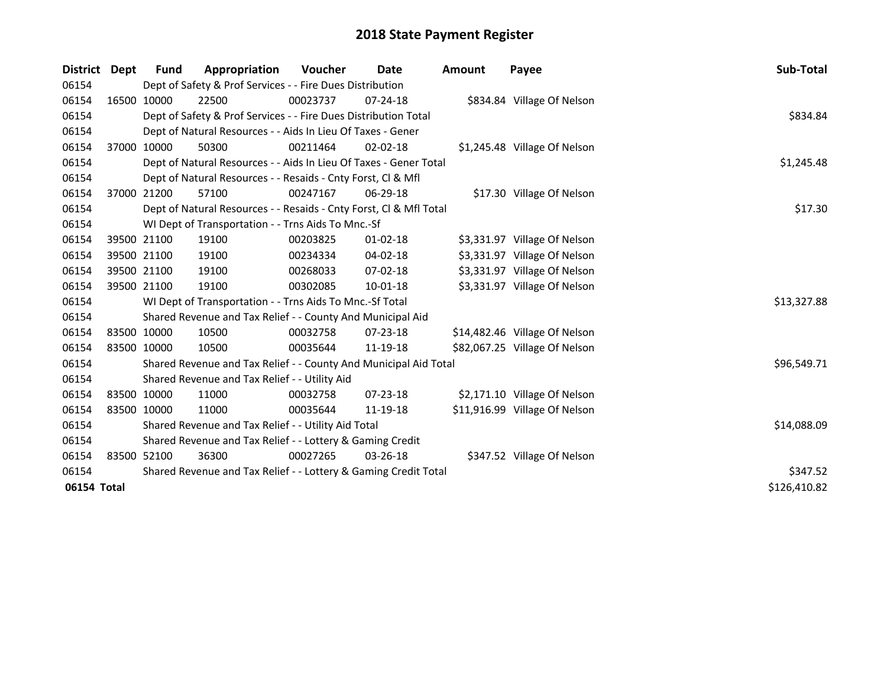# 2018 State Payment Register

| District | Dept | Fund | Appropriation | Voucher | Date | Amount | Payee | Sub-Total |
|---|---|---|---|---|---|---|---|---|
| 06154 | | Dept of Safety & Prof Services - - Fire Dues Distribution | | | | | | |
| 06154 | 16500 | 10000 | 22500 | 00023737 | 07-24-18 | $834.84 | Village Of Nelson | |
| 06154 | | Dept of Safety & Prof Services - - Fire Dues Distribution Total | | | | | | $834.84 |
| 06154 | | Dept of Natural Resources - - Aids In Lieu Of Taxes - Gener | | | | | | |
| 06154 | 37000 | 10000 | 50300 | 00211464 | 02-02-18 | $1,245.48 | Village Of Nelson | |
| 06154 | | Dept of Natural Resources - - Aids In Lieu Of Taxes - Gener Total | | | | | | $1,245.48 |
| 06154 | | Dept of Natural Resources - - Resaids - Cnty Forst, Cl & Mfl | | | | | | |
| 06154 | 37000 | 21200 | 57100 | 00247167 | 06-29-18 | $17.30 | Village Of Nelson | |
| 06154 | | Dept of Natural Resources - - Resaids - Cnty Forst, Cl & Mfl Total | | | | | | $17.30 |
| 06154 | | WI Dept of Transportation - - Trns Aids To Mnc.-Sf | | | | | | |
| 06154 | 39500 | 21100 | 19100 | 00203825 | 01-02-18 | $3,331.97 | Village Of Nelson | |
| 06154 | 39500 | 21100 | 19100 | 00234334 | 04-02-18 | $3,331.97 | Village Of Nelson | |
| 06154 | 39500 | 21100 | 19100 | 00268033 | 07-02-18 | $3,331.97 | Village Of Nelson | |
| 06154 | 39500 | 21100 | 19100 | 00302085 | 10-01-18 | $3,331.97 | Village Of Nelson | |
| 06154 | | WI Dept of Transportation - - Trns Aids To Mnc.-Sf Total | | | | | | $13,327.88 |
| 06154 | | Shared Revenue and Tax Relief - - County And Municipal Aid | | | | | | |
| 06154 | 83500 | 10000 | 10500 | 00032758 | 07-23-18 | $14,482.46 | Village Of Nelson | |
| 06154 | 83500 | 10000 | 10500 | 00035644 | 11-19-18 | $82,067.25 | Village Of Nelson | |
| 06154 | | Shared Revenue and Tax Relief - - County And Municipal Aid Total | | | | | | $96,549.71 |
| 06154 | | Shared Revenue and Tax Relief - - Utility Aid | | | | | | |
| 06154 | 83500 | 10000 | 11000 | 00032758 | 07-23-18 | $2,171.10 | Village Of Nelson | |
| 06154 | 83500 | 10000 | 11000 | 00035644 | 11-19-18 | $11,916.99 | Village Of Nelson | |
| 06154 | | Shared Revenue and Tax Relief - - Utility Aid Total | | | | | | $14,088.09 |
| 06154 | | Shared Revenue and Tax Relief - - Lottery & Gaming Credit | | | | | | |
| 06154 | 83500 | 52100 | 36300 | 00027265 | 03-26-18 | $347.52 | Village Of Nelson | |
| 06154 | | Shared Revenue and Tax Relief - - Lottery & Gaming Credit Total | | | | | | $347.52 |
| **06154 Total** | | | | | | | | $126,410.82 |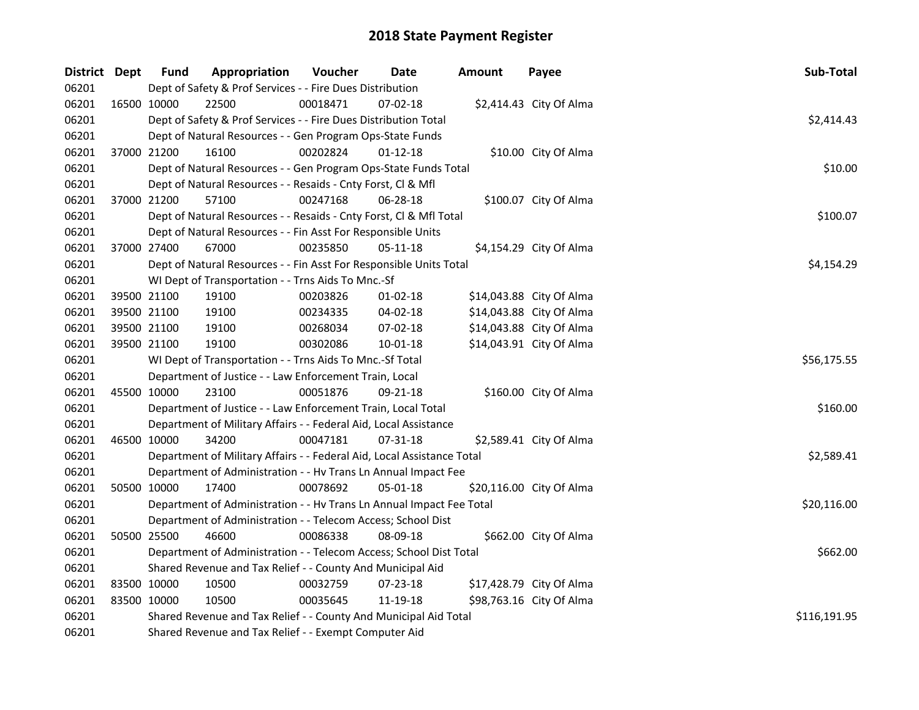# 2018 State Payment Register

| District | Dept | Fund | Appropriation | Voucher | Date | Amount | Payee | Sub-Total |
|---|---|---|---|---|---|---|---|---|
| 06201 | | Dept of Safety & Prof Services - - Fire Dues Distribution | | | | | | |
| 06201 | 16500 | 10000 | 22500 | 00018471 | 07-02-18 | $2,414.43 | City Of Alma | |
| 06201 | | Dept of Safety & Prof Services - - Fire Dues Distribution Total | | | | | | $2,414.43 |
| 06201 | | Dept of Natural Resources - - Gen Program Ops-State Funds | | | | | | |
| 06201 | 37000 | 21200 | 16100 | 00202824 | 01-12-18 | $10.00 | City Of Alma | |
| 06201 | | Dept of Natural Resources - - Gen Program Ops-State Funds Total | | | | | | $10.00 |
| 06201 | | Dept of Natural Resources - - Resaids - Cnty Forst, Cl & Mfl | | | | | | |
| 06201 | 37000 | 21200 | 57100 | 00247168 | 06-28-18 | $100.07 | City Of Alma | |
| 06201 | | Dept of Natural Resources - - Resaids - Cnty Forst, Cl & Mfl Total | | | | | | $100.07 |
| 06201 | | Dept of Natural Resources - - Fin Asst For Responsible Units | | | | | | |
| 06201 | 37000 | 27400 | 67000 | 00235850 | 05-11-18 | $4,154.29 | City Of Alma | |
| 06201 | | Dept of Natural Resources - - Fin Asst For Responsible Units Total | | | | | | $4,154.29 |
| 06201 | | WI Dept of Transportation - - Trns Aids To Mnc.-Sf | | | | | | |
| 06201 | 39500 | 21100 | 19100 | 00203826 | 01-02-18 | $14,043.88 | City Of Alma | |
| 06201 | 39500 | 21100 | 19100 | 00234335 | 04-02-18 | $14,043.88 | City Of Alma | |
| 06201 | 39500 | 21100 | 19100 | 00268034 | 07-02-18 | $14,043.88 | City Of Alma | |
| 06201 | 39500 | 21100 | 19100 | 00302086 | 10-01-18 | $14,043.91 | City Of Alma | |
| 06201 | | WI Dept of Transportation - - Trns Aids To Mnc.-Sf Total | | | | | | $56,175.55 |
| 06201 | | Department of Justice - - Law Enforcement Train, Local | | | | | | |
| 06201 | 45500 | 10000 | 23100 | 00051876 | 09-21-18 | $160.00 | City Of Alma | |
| 06201 | | Department of Justice - - Law Enforcement Train, Local Total | | | | | | $160.00 |
| 06201 | | Department of Military Affairs - - Federal Aid, Local Assistance | | | | | | |
| 06201 | 46500 | 10000 | 34200 | 00047181 | 07-31-18 | $2,589.41 | City Of Alma | |
| 06201 | | Department of Military Affairs - - Federal Aid, Local Assistance Total | | | | | | $2,589.41 |
| 06201 | | Department of Administration - - Hv Trans Ln Annual Impact Fee | | | | | | |
| 06201 | 50500 | 10000 | 17400 | 00078692 | 05-01-18 | $20,116.00 | City Of Alma | |
| 06201 | | Department of Administration - - Hv Trans Ln Annual Impact Fee Total | | | | | | $20,116.00 |
| 06201 | | Department of Administration - - Telecom Access; School Dist | | | | | | |
| 06201 | 50500 | 25500 | 46600 | 00086338 | 08-09-18 | $662.00 | City Of Alma | |
| 06201 | | Department of Administration - - Telecom Access; School Dist Total | | | | | | $662.00 |
| 06201 | | Shared Revenue and Tax Relief - - County And Municipal Aid | | | | | | |
| 06201 | 83500 | 10000 | 10500 | 00032759 | 07-23-18 | $17,428.79 | City Of Alma | |
| 06201 | 83500 | 10000 | 10500 | 00035645 | 11-19-18 | $98,763.16 | City Of Alma | |
| 06201 | | Shared Revenue and Tax Relief - - County And Municipal Aid Total | | | | | | $116,191.95 |
| 06201 | | Shared Revenue and Tax Relief - - Exempt Computer Aid | | | | | | |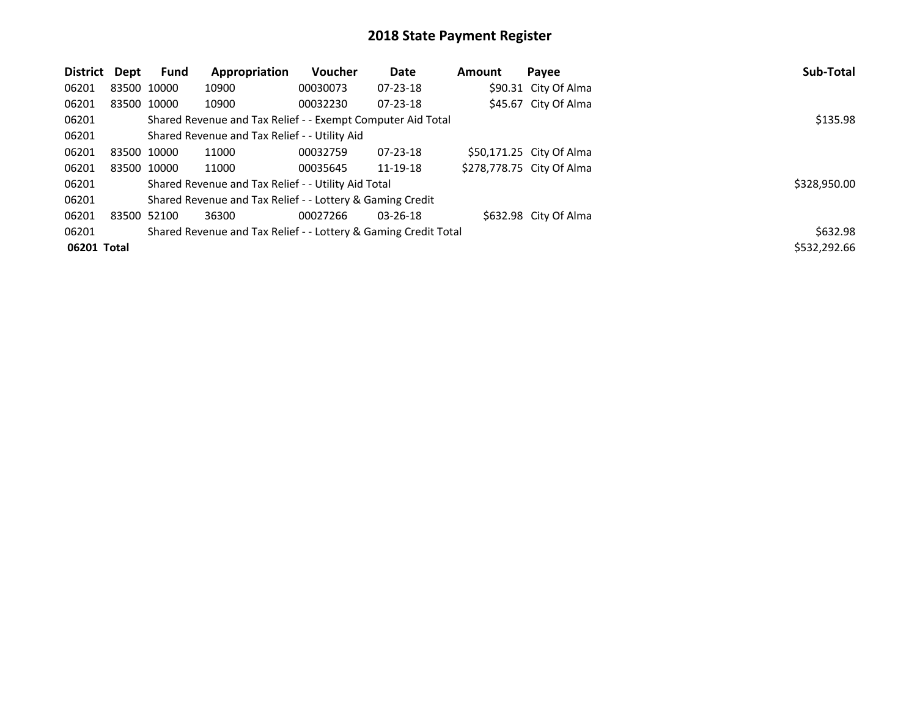# 2018 State Payment Register

| District | Dept | Fund | Appropriation | Voucher | Date | Amount | Payee | Sub-Total |
|---|---|---|---|---|---|---|---|---|
| 06201 | 83500 | 10000 | 10900 | 00030073 | 07-23-18 | $90.31 | City Of Alma | |
| 06201 | 83500 | 10000 | 10900 | 00032230 | 07-23-18 | $45.67 | City Of Alma | |
| 06201 | | Shared Revenue and Tax Relief - - Exempt Computer Aid Total | | | | | | $135.98 |
| 06201 | | Shared Revenue and Tax Relief - - Utility Aid | | | | | | |
| 06201 | 83500 | 10000 | 11000 | 00032759 | 07-23-18 | $50,171.25 | City Of Alma | |
| 06201 | 83500 | 10000 | 11000 | 00035645 | 11-19-18 | $278,778.75 | City Of Alma | |
| 06201 | | Shared Revenue and Tax Relief - - Utility Aid Total | | | | | | $328,950.00 |
| 06201 | | Shared Revenue and Tax Relief - - Lottery & Gaming Credit | | | | | | |
| 06201 | 83500 | 52100 | 36300 | 00027266 | 03-26-18 | $632.98 | City Of Alma | |
| 06201 | | Shared Revenue and Tax Relief - - Lottery & Gaming Credit Total | | | | | | $632.98 |
| **06201 Total** | | | | | | | | $532,292.66 |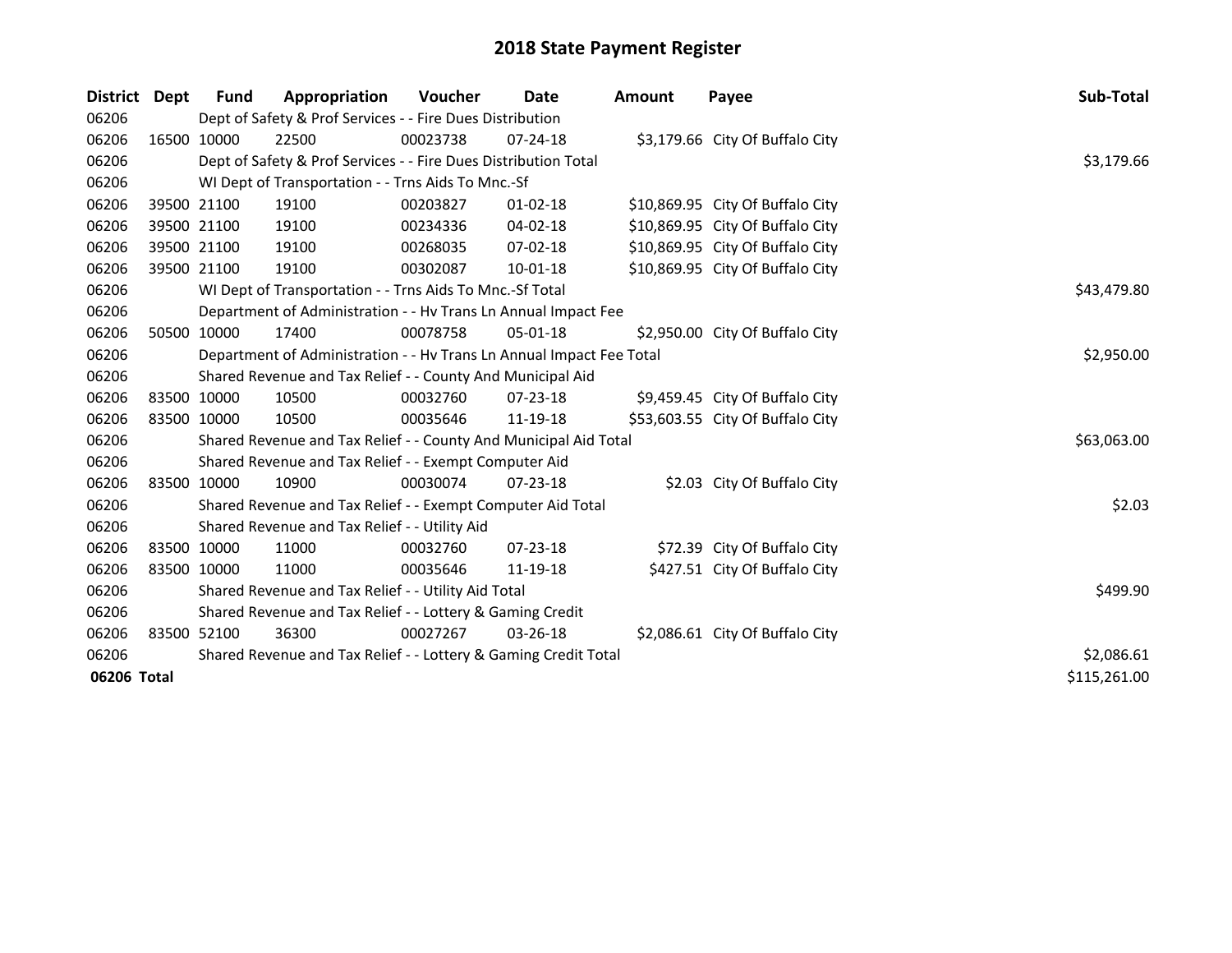# 2018 State Payment Register

| District | Dept | Fund | Appropriation | Voucher | Date | Amount | Payee | Sub-Total |
|---|---|---|---|---|---|---|---|---|
| 06206 | | Dept of Safety & Prof Services - - Fire Dues Distribution | | | | | | |
| 06206 | 16500 | 10000 | 22500 | 00023738 | 07-24-18 | $3,179.66 | City Of Buffalo City | |
| 06206 | | Dept of Safety & Prof Services - - Fire Dues Distribution Total | | | | | | $3,179.66 |
| 06206 | | WI Dept of Transportation - - Trns Aids To Mnc.-Sf | | | | | | |
| 06206 | 39500 | 21100 | 19100 | 00203827 | 01-02-18 | $10,869.95 | City Of Buffalo City | |
| 06206 | 39500 | 21100 | 19100 | 00234336 | 04-02-18 | $10,869.95 | City Of Buffalo City | |
| 06206 | 39500 | 21100 | 19100 | 00268035 | 07-02-18 | $10,869.95 | City Of Buffalo City | |
| 06206 | 39500 | 21100 | 19100 | 00302087 | 10-01-18 | $10,869.95 | City Of Buffalo City | |
| 06206 | | WI Dept of Transportation - - Trns Aids To Mnc.-Sf Total | | | | | | $43,479.80 |
| 06206 | | Department of Administration - - Hv Trans Ln Annual Impact Fee | | | | | | |
| 06206 | 50500 | 10000 | 17400 | 00078758 | 05-01-18 | $2,950.00 | City Of Buffalo City | |
| 06206 | | Department of Administration - - Hv Trans Ln Annual Impact Fee Total | | | | | | $2,950.00 |
| 06206 | | Shared Revenue and Tax Relief - - County And Municipal Aid | | | | | | |
| 06206 | 83500 | 10000 | 10500 | 00032760 | 07-23-18 | $9,459.45 | City Of Buffalo City | |
| 06206 | 83500 | 10000 | 10500 | 00035646 | 11-19-18 | $53,603.55 | City Of Buffalo City | |
| 06206 | | Shared Revenue and Tax Relief - - County And Municipal Aid Total | | | | | | $63,063.00 |
| 06206 | | Shared Revenue and Tax Relief - - Exempt Computer Aid | | | | | | |
| 06206 | 83500 | 10000 | 10900 | 00030074 | 07-23-18 | $2.03 | City Of Buffalo City | |
| 06206 | | Shared Revenue and Tax Relief - - Exempt Computer Aid Total | | | | | | $2.03 |
| 06206 | | Shared Revenue and Tax Relief - - Utility Aid | | | | | | |
| 06206 | 83500 | 10000 | 11000 | 00032760 | 07-23-18 | $72.39 | City Of Buffalo City | |
| 06206 | 83500 | 10000 | 11000 | 00035646 | 11-19-18 | $427.51 | City Of Buffalo City | |
| 06206 | | Shared Revenue and Tax Relief - - Utility Aid Total | | | | | | $499.90 |
| 06206 | | Shared Revenue and Tax Relief - - Lottery & Gaming Credit | | | | | | |
| 06206 | 83500 | 52100 | 36300 | 00027267 | 03-26-18 | $2,086.61 | City Of Buffalo City | |
| 06206 | | Shared Revenue and Tax Relief - - Lottery & Gaming Credit Total | | | | | | $2,086.61 |
| **06206 Total** | | | | | | | | $115,261.00 |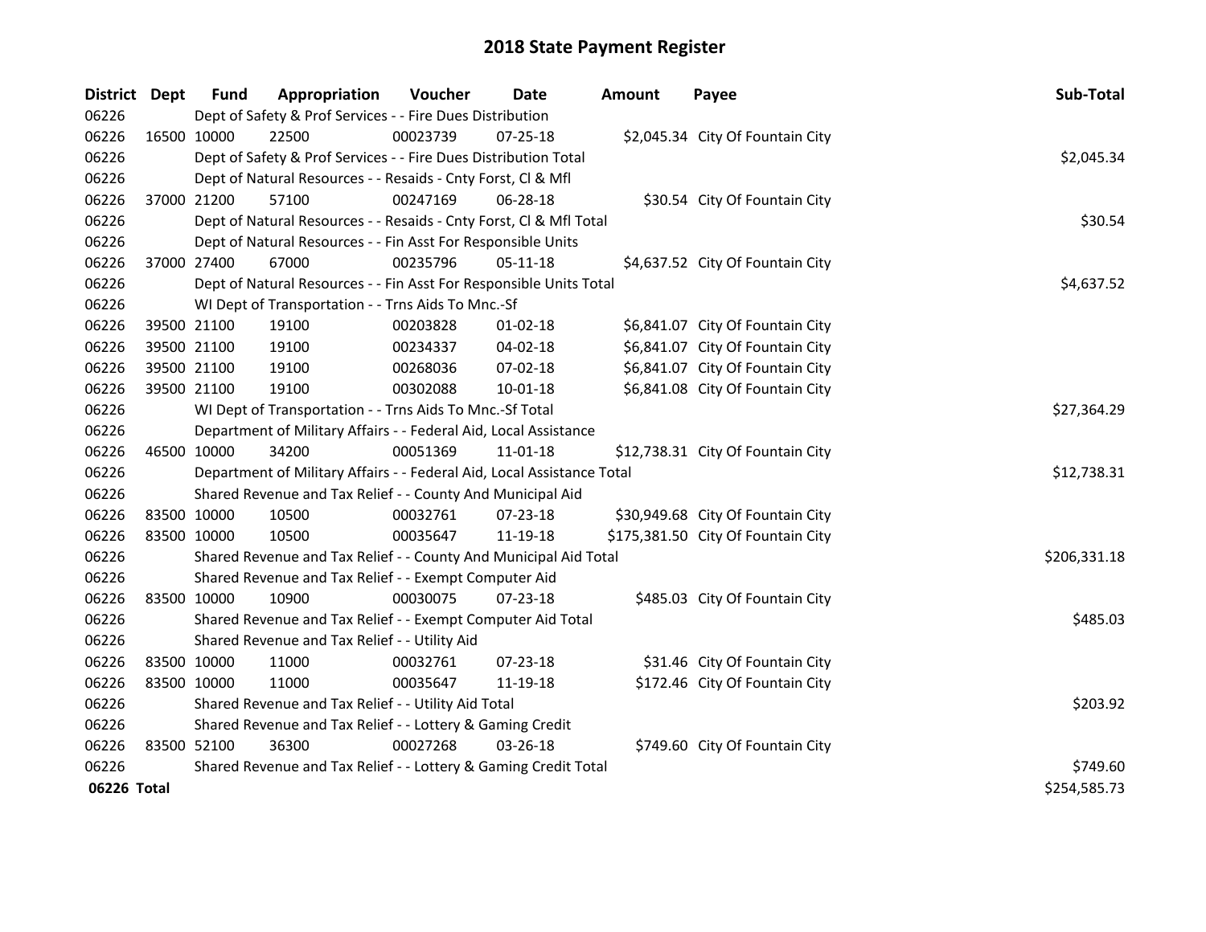# 2018 State Payment Register

| District | Dept | Fund | Appropriation | Voucher | Date | Amount | Payee | Sub-Total |
|---|---|---|---|---|---|---|---|---|
| 06226 | | Dept of Safety & Prof Services - - Fire Dues Distribution | | | | | | |
| 06226 | 16500 | 10000 | 22500 | 00023739 | 07-25-18 | $2,045.34 | City Of Fountain City | |
| 06226 | | Dept of Safety & Prof Services - - Fire Dues Distribution Total | | | | | | $2,045.34 |
| 06226 | | Dept of Natural Resources - - Resaids - Cnty Forst, Cl & Mfl | | | | | | |
| 06226 | 37000 | 21200 | 57100 | 00247169 | 06-28-18 | $30.54 | City Of Fountain City | |
| 06226 | | Dept of Natural Resources - - Resaids - Cnty Forst, Cl & Mfl Total | | | | | | $30.54 |
| 06226 | | Dept of Natural Resources - - Fin Asst For Responsible Units | | | | | | |
| 06226 | 37000 | 27400 | 67000 | 00235796 | 05-11-18 | $4,637.52 | City Of Fountain City | |
| 06226 | | Dept of Natural Resources - - Fin Asst For Responsible Units Total | | | | | | $4,637.52 |
| 06226 | | WI Dept of Transportation - - Trns Aids To Mnc.-Sf | | | | | | |
| 06226 | 39500 | 21100 | 19100 | 00203828 | 01-02-18 | $6,841.07 | City Of Fountain City | |
| 06226 | 39500 | 21100 | 19100 | 00234337 | 04-02-18 | $6,841.07 | City Of Fountain City | |
| 06226 | 39500 | 21100 | 19100 | 00268036 | 07-02-18 | $6,841.07 | City Of Fountain City | |
| 06226 | 39500 | 21100 | 19100 | 00302088 | 10-01-18 | $6,841.08 | City Of Fountain City | |
| 06226 | | WI Dept of Transportation - - Trns Aids To Mnc.-Sf Total | | | | | | $27,364.29 |
| 06226 | | Department of Military Affairs - - Federal Aid, Local Assistance | | | | | | |
| 06226 | 46500 | 10000 | 34200 | 00051369 | 11-01-18 | $12,738.31 | City Of Fountain City | |
| 06226 | | Department of Military Affairs - - Federal Aid, Local Assistance Total | | | | | | $12,738.31 |
| 06226 | | Shared Revenue and Tax Relief - - County And Municipal Aid | | | | | | |
| 06226 | 83500 | 10000 | 10500 | 00032761 | 07-23-18 | $30,949.68 | City Of Fountain City | |
| 06226 | 83500 | 10000 | 10500 | 00035647 | 11-19-18 | $175,381.50 | City Of Fountain City | |
| 06226 | | Shared Revenue and Tax Relief - - County And Municipal Aid Total | | | | | | $206,331.18 |
| 06226 | | Shared Revenue and Tax Relief - - Exempt Computer Aid | | | | | | |
| 06226 | 83500 | 10000 | 10900 | 00030075 | 07-23-18 | $485.03 | City Of Fountain City | |
| 06226 | | Shared Revenue and Tax Relief - - Exempt Computer Aid Total | | | | | | $485.03 |
| 06226 | | Shared Revenue and Tax Relief - - Utility Aid | | | | | | |
| 06226 | 83500 | 10000 | 11000 | 00032761 | 07-23-18 | $31.46 | City Of Fountain City | |
| 06226 | 83500 | 10000 | 11000 | 00035647 | 11-19-18 | $172.46 | City Of Fountain City | |
| 06226 | | Shared Revenue and Tax Relief - - Utility Aid Total | | | | | | $203.92 |
| 06226 | | Shared Revenue and Tax Relief - - Lottery & Gaming Credit | | | | | | |
| 06226 | 83500 | 52100 | 36300 | 00027268 | 03-26-18 | $749.60 | City Of Fountain City | |
| 06226 | | Shared Revenue and Tax Relief - - Lottery & Gaming Credit Total | | | | | | $749.60 |
| **06226 Total** | | | | | | | | $254,585.73 |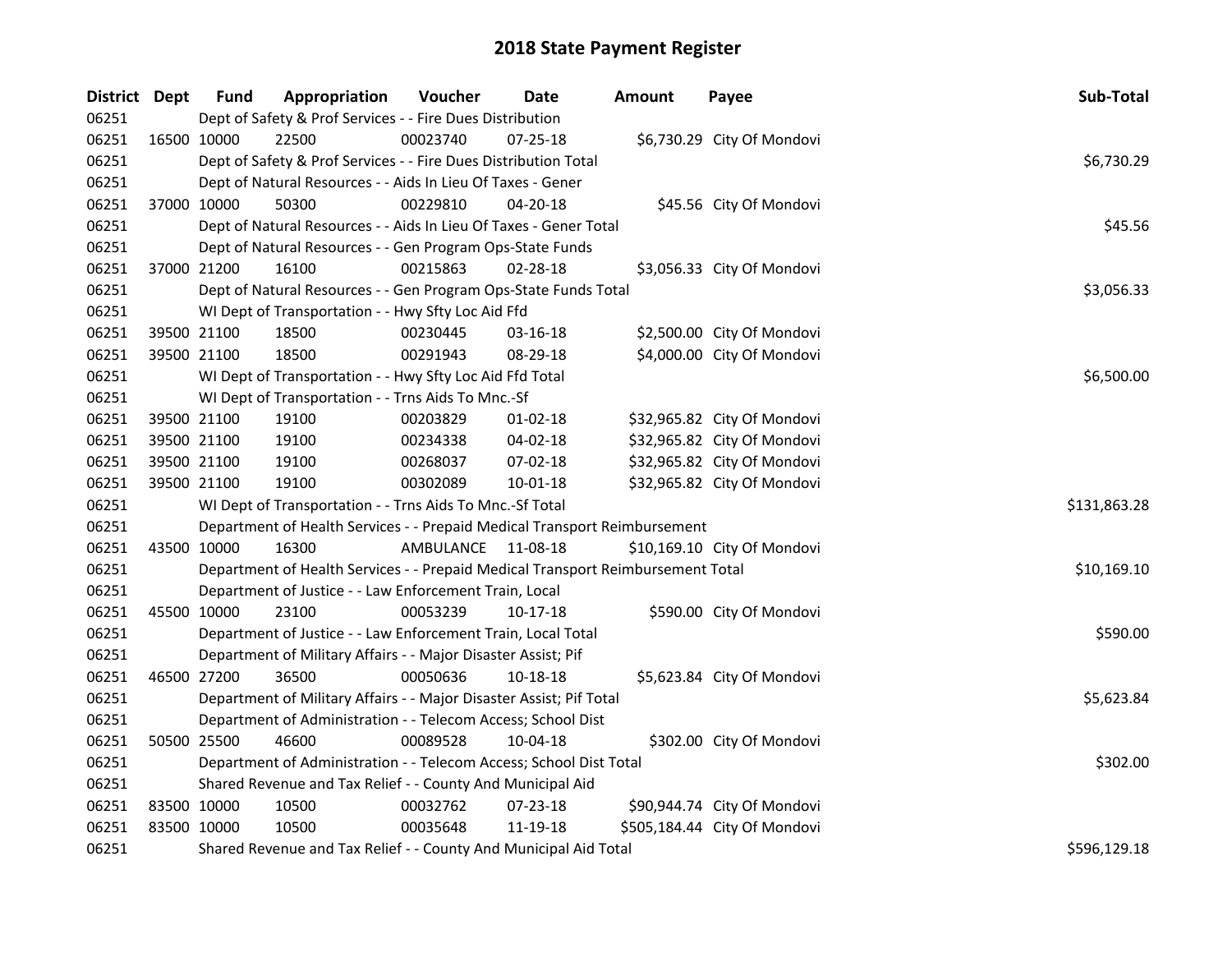# 2018 State Payment Register

| District | Dept | Fund | Appropriation | Voucher | Date | Amount | Payee | Sub-Total |
|---|---|---|---|---|---|---|---|---|
| 06251 | | Dept of Safety & Prof Services - - Fire Dues Distribution | | | | | | |
| 06251 | 16500 | 10000 | 22500 | 00023740 | 07-25-18 | $6,730.29 | City Of Mondovi | |
| 06251 | | Dept of Safety & Prof Services - - Fire Dues Distribution Total | | | | | | $6,730.29 |
| 06251 | | Dept of Natural Resources - - Aids In Lieu Of Taxes - Gener | | | | | | |
| 06251 | 37000 | 10000 | 50300 | 00229810 | 04-20-18 | $45.56 | City Of Mondovi | |
| 06251 | | Dept of Natural Resources - - Aids In Lieu Of Taxes - Gener Total | | | | | | $45.56 |
| 06251 | | Dept of Natural Resources - - Gen Program Ops-State Funds | | | | | | |
| 06251 | 37000 | 21200 | 16100 | 00215863 | 02-28-18 | $3,056.33 | City Of Mondovi | |
| 06251 | | Dept of Natural Resources - - Gen Program Ops-State Funds Total | | | | | | $3,056.33 |
| 06251 | | WI Dept of Transportation - - Hwy Sfty Loc Aid Ffd | | | | | | |
| 06251 | 39500 | 21100 | 18500 | 00230445 | 03-16-18 | $2,500.00 | City Of Mondovi | |
| 06251 | 39500 | 21100 | 18500 | 00291943 | 08-29-18 | $4,000.00 | City Of Mondovi | |
| 06251 | | WI Dept of Transportation - - Hwy Sfty Loc Aid Ffd Total | | | | | | $6,500.00 |
| 06251 | | WI Dept of Transportation - - Trns Aids To Mnc.-Sf | | | | | | |
| 06251 | 39500 | 21100 | 19100 | 00203829 | 01-02-18 | $32,965.82 | City Of Mondovi | |
| 06251 | 39500 | 21100 | 19100 | 00234338 | 04-02-18 | $32,965.82 | City Of Mondovi | |
| 06251 | 39500 | 21100 | 19100 | 00268037 | 07-02-18 | $32,965.82 | City Of Mondovi | |
| 06251 | 39500 | 21100 | 19100 | 00302089 | 10-01-18 | $32,965.82 | City Of Mondovi | |
| 06251 | | WI Dept of Transportation - - Trns Aids To Mnc.-Sf Total | | | | | | $131,863.28 |
| 06251 | | Department of Health Services - - Prepaid Medical Transport Reimbursement | | | | | | |
| 06251 | 43500 | 10000 | 16300 | AMBULANCE | 11-08-18 | $10,169.10 | City Of Mondovi | |
| 06251 | | Department of Health Services - - Prepaid Medical Transport Reimbursement Total | | | | | | $10,169.10 |
| 06251 | | Department of Justice - - Law Enforcement Train, Local | | | | | | |
| 06251 | 45500 | 10000 | 23100 | 00053239 | 10-17-18 | $590.00 | City Of Mondovi | |
| 06251 | | Department of Justice - - Law Enforcement Train, Local Total | | | | | | $590.00 |
| 06251 | | Department of Military Affairs - - Major Disaster Assist; Pif | | | | | | |
| 06251 | 46500 | 27200 | 36500 | 00050636 | 10-18-18 | $5,623.84 | City Of Mondovi | |
| 06251 | | Department of Military Affairs - - Major Disaster Assist; Pif Total | | | | | | $5,623.84 |
| 06251 | | Department of Administration - - Telecom Access; School Dist | | | | | | |
| 06251 | 50500 | 25500 | 46600 | 00089528 | 10-04-18 | $302.00 | City Of Mondovi | |
| 06251 | | Department of Administration - - Telecom Access; School Dist Total | | | | | | $302.00 |
| 06251 | | Shared Revenue and Tax Relief - - County And Municipal Aid | | | | | | |
| 06251 | 83500 | 10000 | 10500 | 00032762 | 07-23-18 | $90,944.74 | City Of Mondovi | |
| 06251 | 83500 | 10000 | 10500 | 00035648 | 11-19-18 | $505,184.44 | City Of Mondovi | |
| 06251 | | Shared Revenue and Tax Relief - - County And Municipal Aid Total | | | | | | $596,129.18 |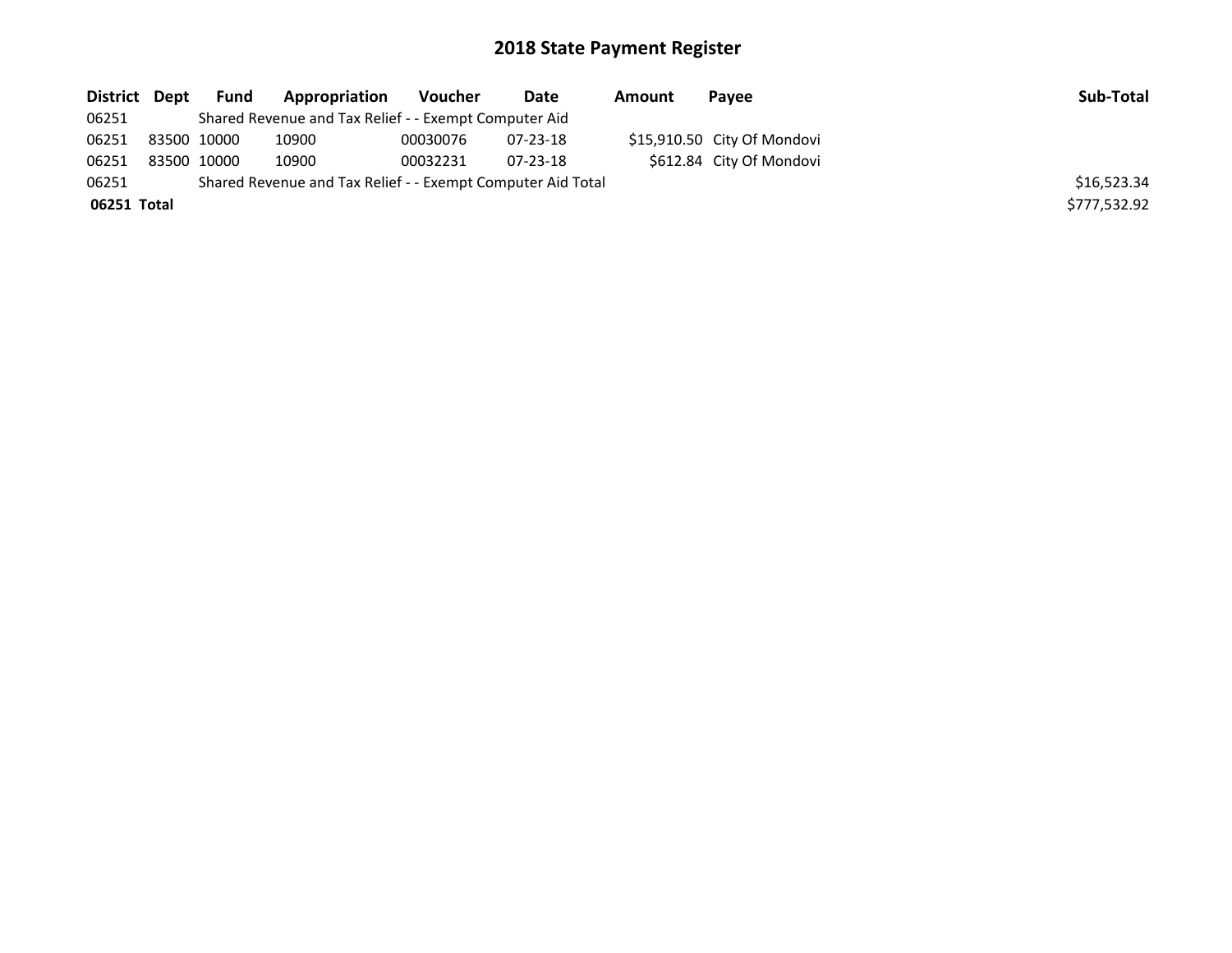# 2018 State Payment Register

| District | Dept | Fund | Appropriation | Voucher | Date | Amount | Payee | Sub-Total |
|---|---|---|---|---|---|---|---|---|
| 06251 | | Shared Revenue and Tax Relief - - Exempt Computer Aid | | | | | | |
| 06251 | 83500 | 10000 | 10900 | 00030076 | 07-23-18 | $15,910.50 | City Of Mondovi | |
| 06251 | 83500 | 10000 | 10900 | 00032231 | 07-23-18 | $612.84 | City Of Mondovi | |
| 06251 | | Shared Revenue and Tax Relief - - Exempt Computer Aid Total | | | | | | $16,523.34 |
| **06251 Total** | | | | | | | | $777,532.92 |